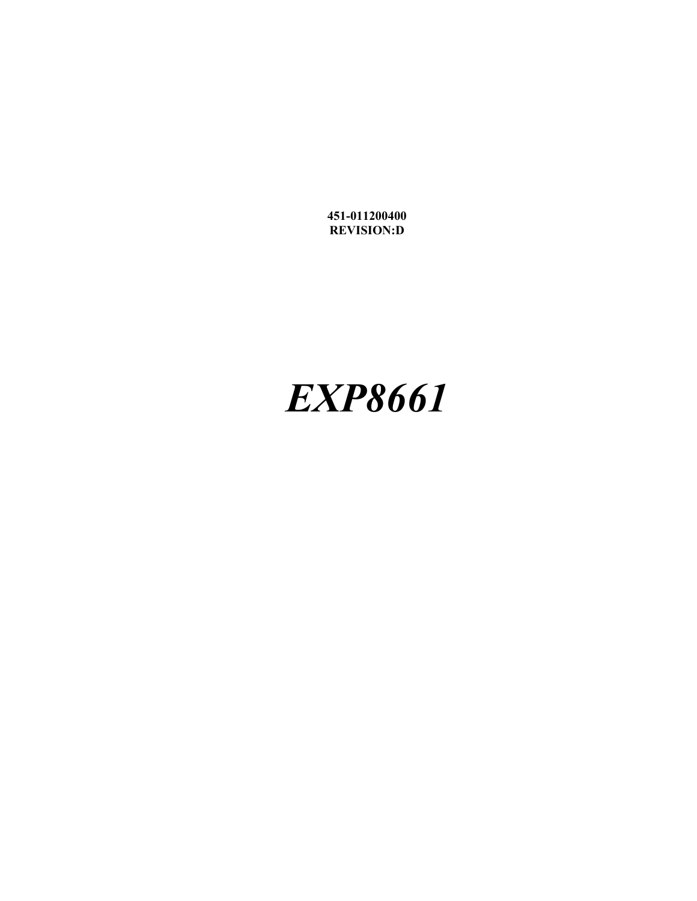**451-011200400**
**REVISION:D**

# *EXP8661*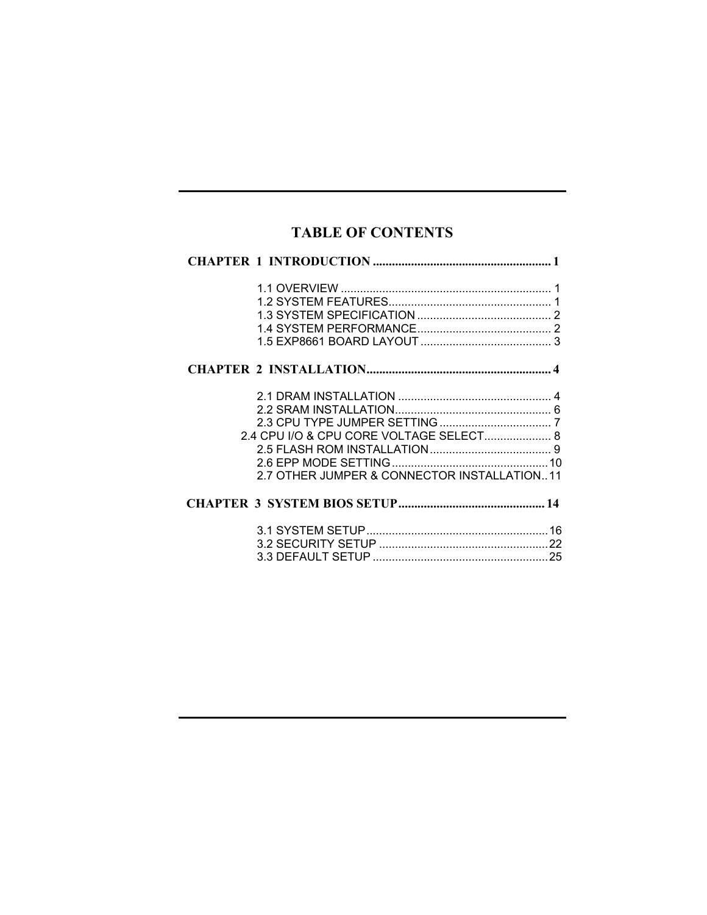# TABLE OF CONTENTS

**CHAPTER 1 INTRODUCTION ........................................................ 1**

1.1 OVERVIEW ................................................................. 1
1.2 SYSTEM FEATURES................................................... 1
1.3 SYSTEM SPECIFICATION .......................................... 2
1.4 SYSTEM PERFORMANCE.......................................... 2
1.5 EXP8661 BOARD LAYOUT ......................................... 3

**CHAPTER 2 INSTALLATION.......................................................... 4**

2.1 DRAM INSTALLATION ................................................ 4
2.2 SRAM INSTALLATION................................................. 6
2.3 CPU TYPE JUMPER SETTING ................................... 7
2.4 CPU I/O & CPU CORE VOLTAGE SELECT..................... 8
2.5 FLASH ROM INSTALLATION...................................... 9
2.6 EPP MODE SETTING .................................................10
2.7 OTHER JUMPER & CONNECTOR INSTALLATION..11

**CHAPTER 3 SYSTEM BIOS SETUP.............................................. 14**

3.1 SYSTEM SETUP.........................................................16
3.2 SECURITY SETUP .....................................................22
3.3 DEFAULT SETUP .......................................................25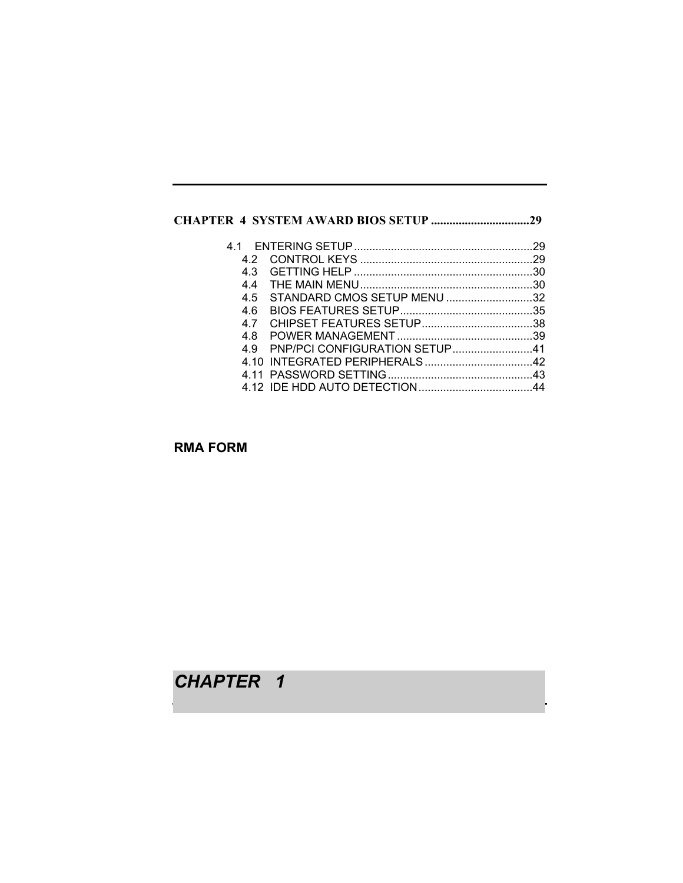**CHAPTER 4 SYSTEM AWARD BIOS SETUP ................................29**

- 4.1 ENTERING SETUP ..........................................................29
  - 4.2 CONTROL KEYS ........................................................29
  - 4.3 GETTING HELP ..........................................................30
  - 4.4 THE MAIN MENU........................................................30
  - 4.5 STANDARD CMOS SETUP MENU ............................32
  - 4.6 BIOS FEATURES SETUP...........................................35
  - 4.7 CHIPSET FEATURES SETUP....................................38
  - 4.8 POWER MANAGEMENT ............................................39
  - 4.9 PNP/PCI CONFIGURATION SETUP..........................41
  - 4.10 INTEGRATED PERIPHERALS ..................................42
  - 4.11 PASSWORD SETTING..............................................43
  - 4.12 IDE HDD AUTO DETECTION.....................................44

**RMA FORM**

# *CHAPTER 1*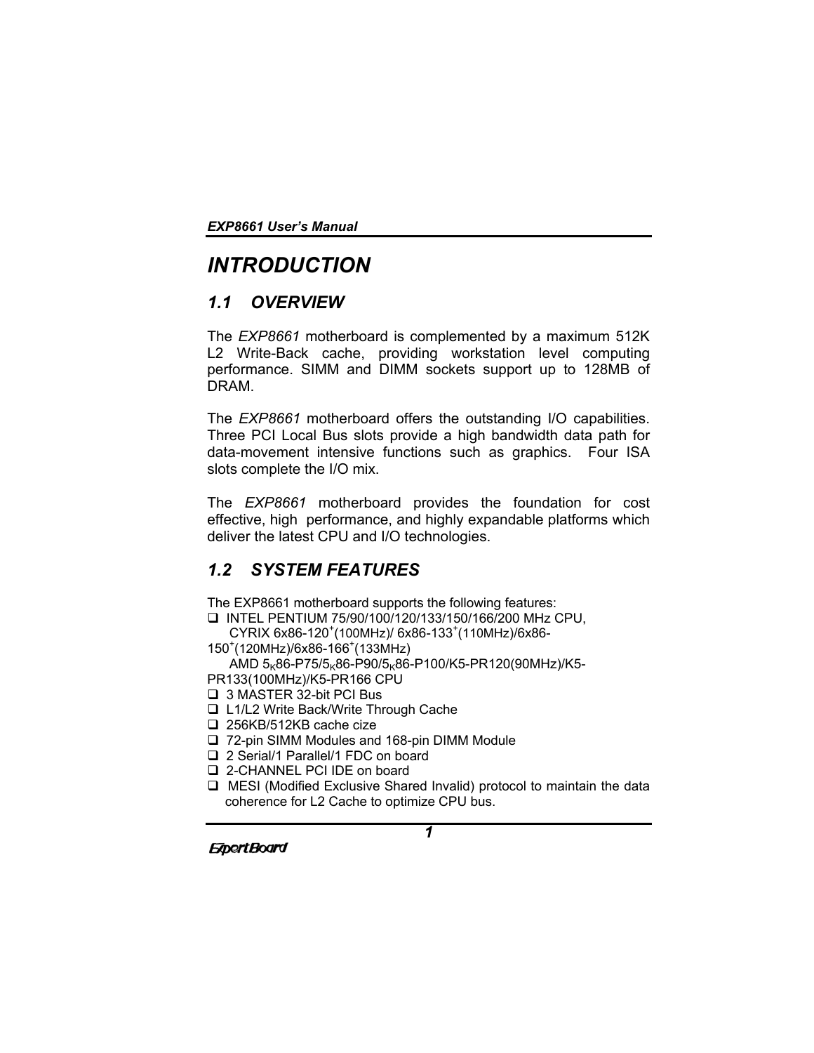# INTRODUCTION

## 1.1 OVERVIEW

The *EXP8661* motherboard is complemented by a maximum 512K L2 Write-Back cache, providing workstation level computing performance. SIMM and DIMM sockets support up to 128MB of DRAM.

The *EXP8661* motherboard offers the outstanding I/O capabilities. Three PCI Local Bus slots provide a high bandwidth data path for data-movement intensive functions such as graphics. Four ISA slots complete the I/O mix.

The *EXP8661* motherboard provides the foundation for cost effective, high performance, and highly expandable platforms which deliver the latest CPU and I/O technologies.

## 1.2 SYSTEM FEATURES

The EXP8661 motherboard supports the following features:

- INTEL PENTIUM 75/90/100/120/133/150/166/200 MHz CPU,
  CYRIX 6x86-120+(100MHz)/ 6x86-133+(110MHz)/6x86-150+(120MHz)/6x86-166+(133MHz)
  AMD $5_K$86-P75/$5_K$86-P90/$5_K$86-P100/K5-PR120(90MHz)/K5-PR133(100MHz)/K5-PR166 CPU
- 3 MASTER 32-bit PCI Bus
- L1/L2 Write Back/Write Through Cache
- 256KB/512KB cache cize
- 72-pin SIMM Modules and 168-pin DIMM Module
- 2 Serial/1 Parallel/1 FDC on board
- 2-CHANNEL PCI IDE on board
- MESI (Modified Exclusive Shared Invalid) protocol to maintain the data coherence for L2 Cache to optimize CPU bus.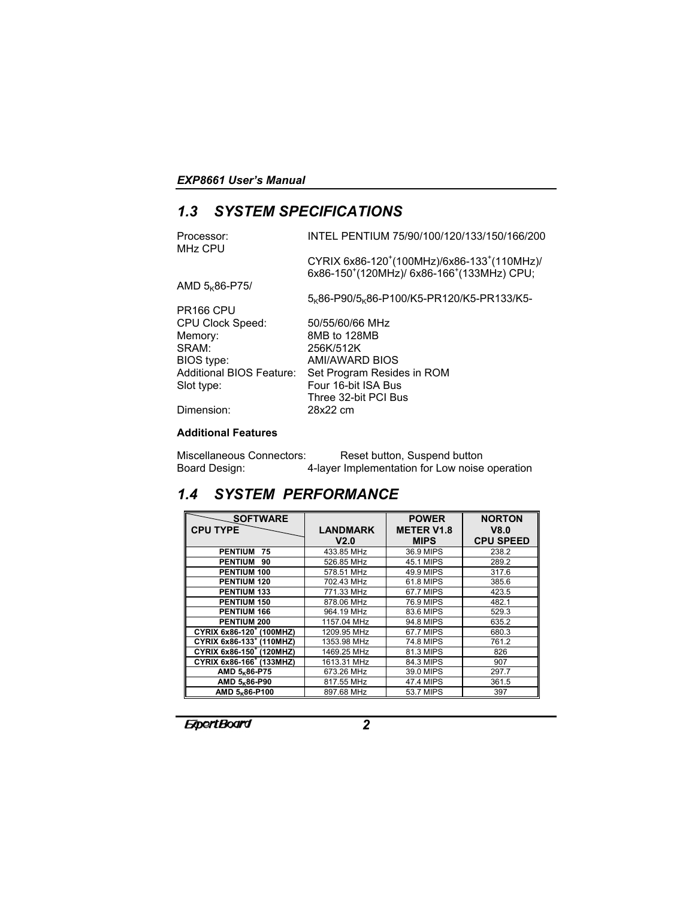## 1.3 SYSTEM SPECIFICATIONS

Processor: INTEL PENTIUM 75/90/100/120/133/150/166/200 MHz CPU

CYRIX 6x86-120+(100MHz)/6x86-133+(110MHz)/ 6x86-150+(120MHz)/ 6x86-166+(133MHz) CPU;

AMD $5_K$86-P75/ $5_K$86-P90/$5_K$86-P100/K5-PR120/K5-PR133/K5-PR166 CPU

CPU Clock Speed: 50/55/60/66 MHz
Memory: 8MB to 128MB
SRAM: 256K/512K
BIOS type: AMI/AWARD BIOS
Additional BIOS Feature: Set Program Resides in ROM
Slot type: Four 16-bit ISA Bus
Three 32-bit PCI Bus
Dimension: 28x22 cm

**Additional Features**

Miscellaneous Connectors: Reset button, Suspend button
Board Design: 4-layer Implementation for Low noise operation

## 1.4 SYSTEM PERFORMANCE

| SOFTWARE / CPU TYPE | LANDMARK V2.0 | POWER METER V1.8 MIPS | NORTON V8.0 CPU SPEED |
|---|---|---|---|
| PENTIUM 75 | 433.85 MHz | 36.9 MIPS | 238.2 |
| PENTIUM 90 | 526.85 MHz | 45.1 MIPS | 289.2 |
| PENTIUM 100 | 578.51 MHz | 49.9 MIPS | 317.6 |
| PENTIUM 120 | 702.43 MHz | 61.8 MIPS | 385.6 |
| PENTIUM 133 | 771.33 MHz | 67.7 MIPS | 423.5 |
| PENTIUM 150 | 878.06 MHz | 76.9 MIPS | 482.1 |
| PENTIUM 166 | 964.19 MHz | 83.6 MIPS | 529.3 |
| PENTIUM 200 | 1157.04 MHz | 94.8 MIPS | 635.2 |
| CYRIX 6x86-120+ (100MHZ) | 1209.95 MHz | 67.7 MIPS | 680.3 |
| CYRIX 6x86-133+ (110MHZ) | 1353.98 MHz | 74.8 MIPS | 761.2 |
| CYRIX 6x86-150+ (120MHZ) | 1469.25 MHz | 81.3 MIPS | 826 |
| CYRIX 6x86-166+ (133MHZ) | 1613.31 MHz | 84.3 MIPS | 907 |
| AMD $5_K$86-P75 | 673.26 MHz | 39.0 MIPS | 297.7 |
| AMD $5_K$86-P90 | 817.55 MHz | 47.4 MIPS | 361.5 |
| AMD $5_K$86-P100 | 897.68 MHz | 53.7 MIPS | 397 |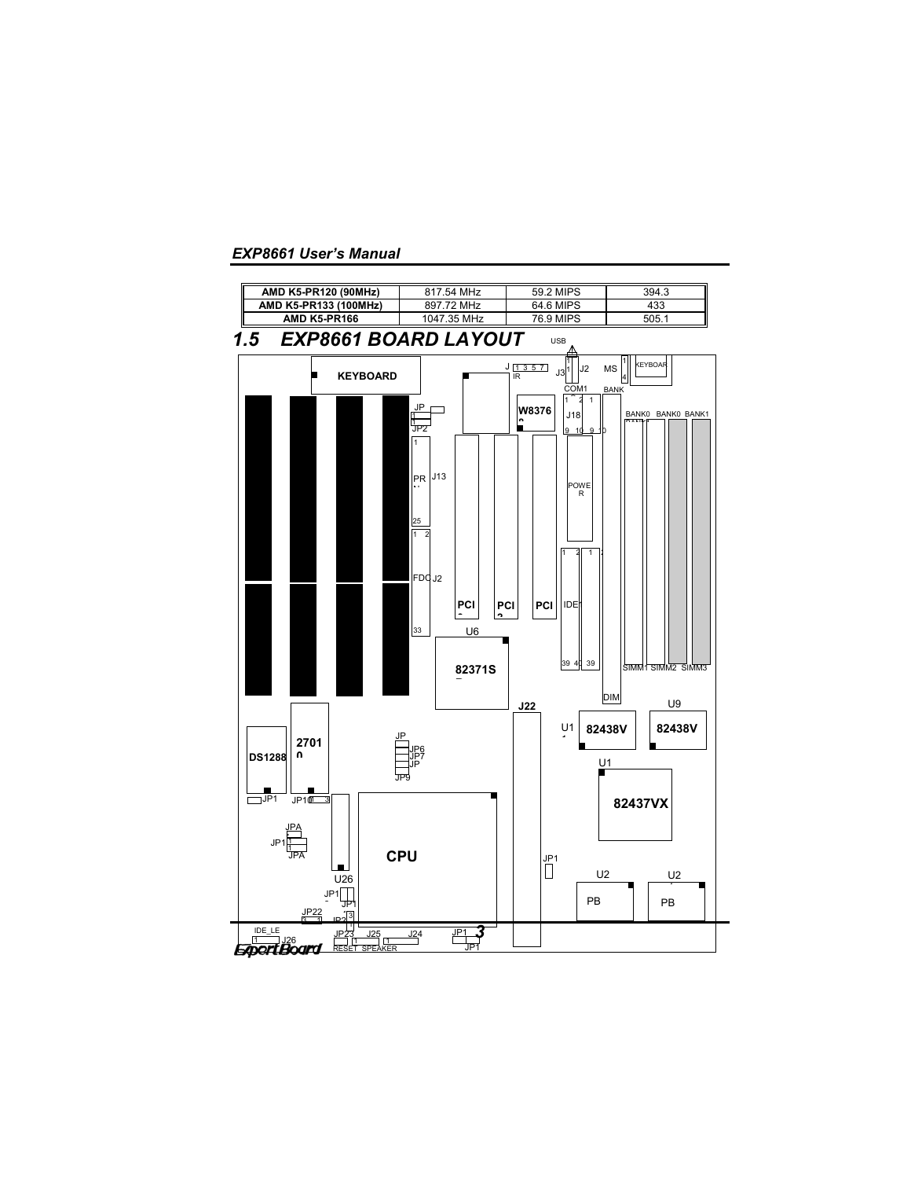| AMD K5-PR120 (90MHz) | 817.54 MHz | 59.2 MIPS | 394.3 |
|---|---|---|---|
| AMD K5-PR133 (100MHz) | 897.72 MHz | 64.6 MIPS | 433 |
| AMD K5-PR166 | 1047.35 MHz | 76.9 MIPS | 505.1 |

## 1.5 EXP8661 BOARD LAYOUT

USB

J 1 3 5 7 IR

J3 J2 MS KEYBOARD

KEYBOARD

COM1 BANK

JP JP2

W8376

J18

BANK0 BANK0 BANK1

PR J13

POWER

FDC J2

PCI PCI PCI

IDE1

U6

82371SB

SIMM1 SIMM2 SIMM3

DIMM

J22

U9

U1 82438VX 82438VX

JP JP6 JP7 JP JP9

DS1288 27010

U1

82437VX

JP1 JP10

JPA JP1 JPA

CPU

JP1

U26

U2 U2

JP1 JP1

PB PB

JP22 JP2

IDE_LED J26 JP23 J25 J24 JP1 JP1

RESET SPEAKER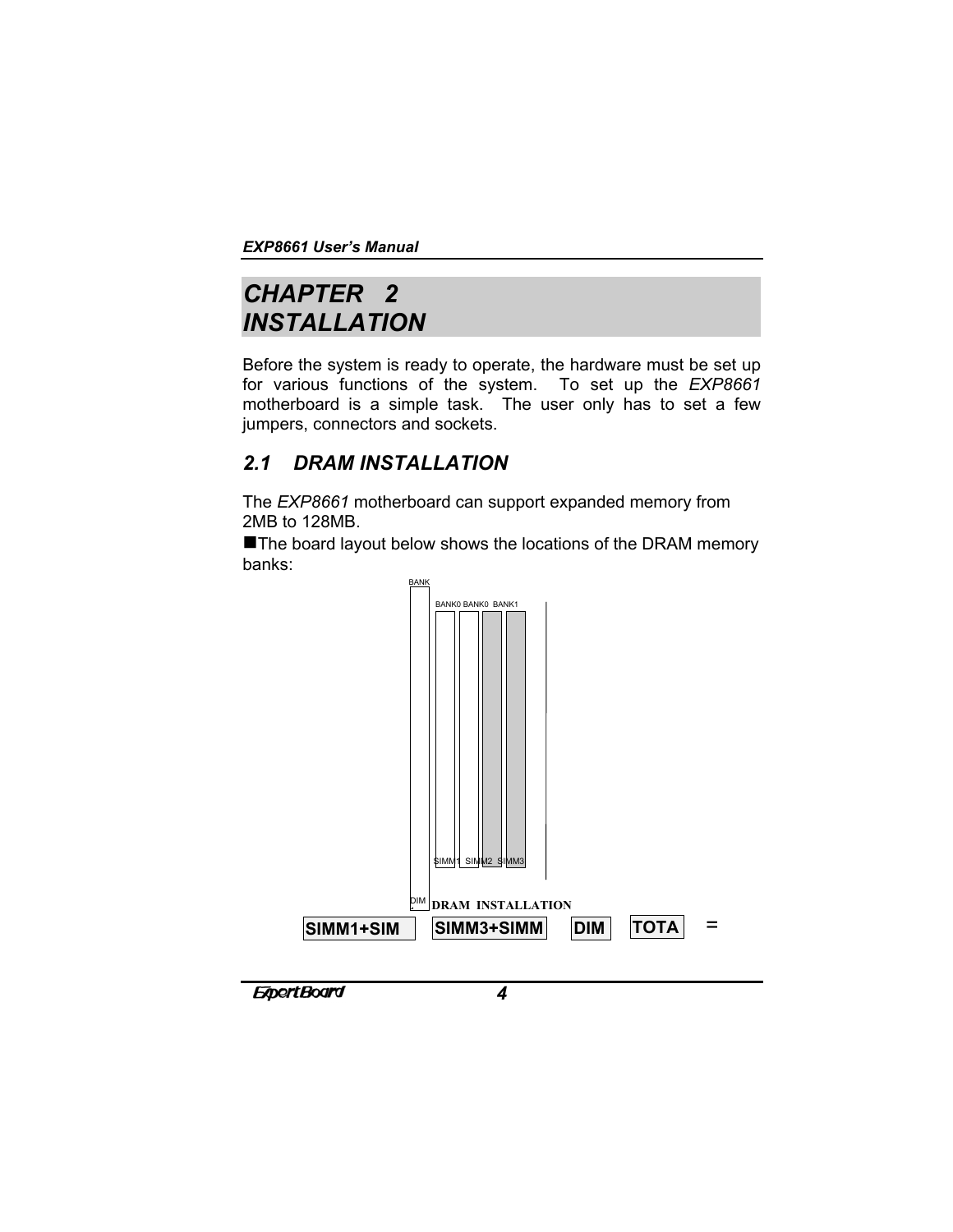# CHAPTER 2 INSTALLATION

Before the system is ready to operate, the hardware must be set up for various functions of the system. To set up the *EXP8661* motherboard is a simple task. The user only has to set a few jumpers, connectors and sockets.

## 2.1 DRAM INSTALLATION

The *EXP8661* motherboard can support expanded memory from 2MB to 128MB.

■The board layout below shows the locations of the DRAM memory banks:

BANK

BANK0 BANK0 BANK1

SIMM1 SIMM2 SIMM3

DIM

DRAM INSTALLATION

| SIMM1+SIM | SIMM3+SIMM | DIM | TOTA | = |
|---|---|---|---|---|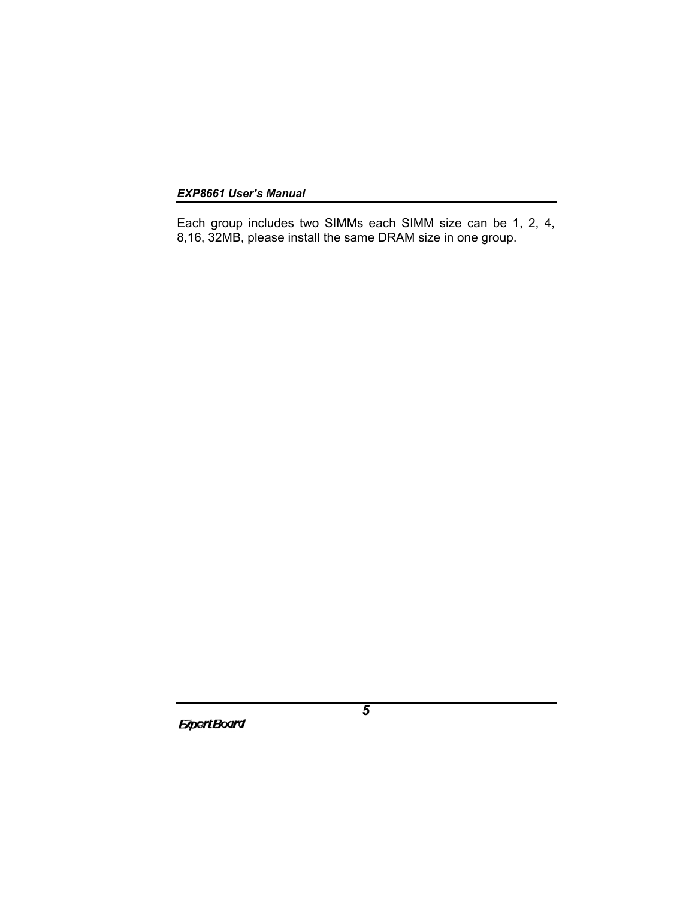Each group includes two SIMMs each SIMM size can be 1, 2, 4, 8,16, 32MB, please install the same DRAM size in one group.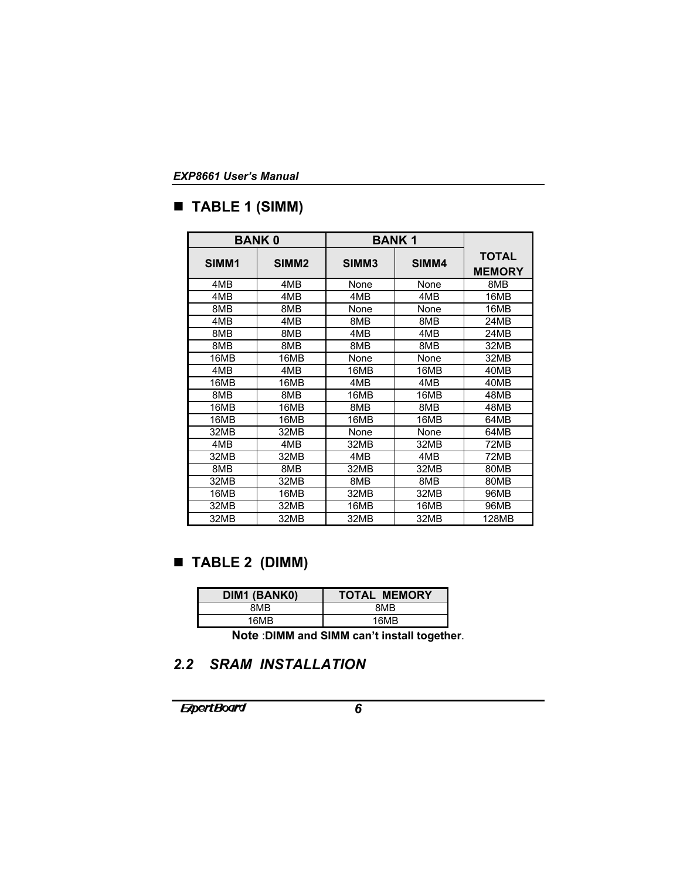## ■ TABLE 1 (SIMM)

| BANK 0 | | BANK 1 | | |
|---|---|---|---|---|
| SIMM1 | SIMM2 | SIMM3 | SIMM4 | TOTAL MEMORY |
| 4MB | 4MB | None | None | 8MB |
| 4MB | 4MB | 4MB | 4MB | 16MB |
| 8MB | 8MB | None | None | 16MB |
| 4MB | 4MB | 8MB | 8MB | 24MB |
| 8MB | 8MB | 4MB | 4MB | 24MB |
| 8MB | 8MB | 8MB | 8MB | 32MB |
| 16MB | 16MB | None | None | 32MB |
| 4MB | 4MB | 16MB | 16MB | 40MB |
| 16MB | 16MB | 4MB | 4MB | 40MB |
| 8MB | 8MB | 16MB | 16MB | 48MB |
| 16MB | 16MB | 8MB | 8MB | 48MB |
| 16MB | 16MB | 16MB | 16MB | 64MB |
| 32MB | 32MB | None | None | 64MB |
| 4MB | 4MB | 32MB | 32MB | 72MB |
| 32MB | 32MB | 4MB | 4MB | 72MB |
| 8MB | 8MB | 32MB | 32MB | 80MB |
| 32MB | 32MB | 8MB | 8MB | 80MB |
| 16MB | 16MB | 32MB | 32MB | 96MB |
| 32MB | 32MB | 16MB | 16MB | 96MB |
| 32MB | 32MB | 32MB | 32MB | 128MB |

## ■ TABLE 2 (DIMM)

| DIM1 (BANK0) | TOTAL MEMORY |
|---|---|
| 8MB | 8MB |
| 16MB | 16MB |

**Note** :**DIMM and SIMM can't install together**.

## *2.2 SRAM INSTALLATION*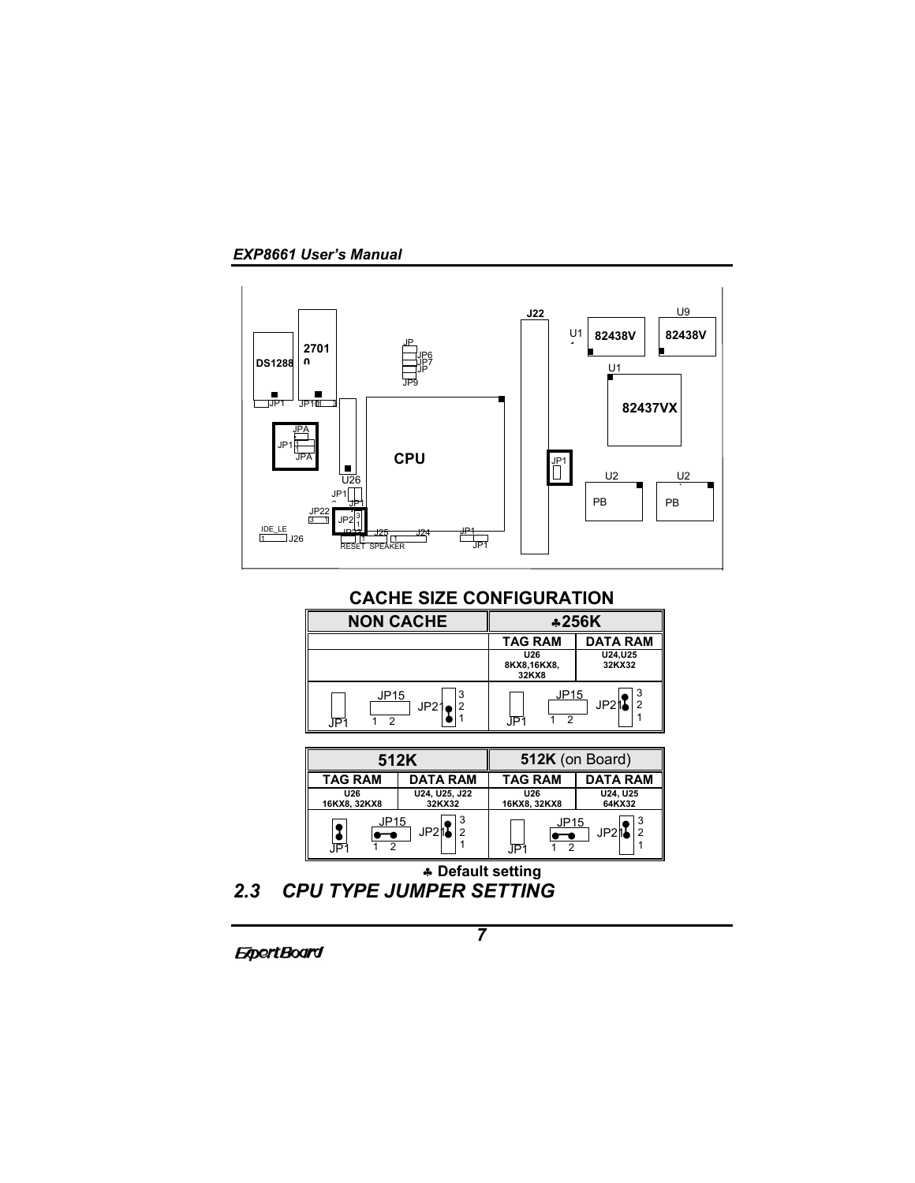## CACHE SIZE CONFIGURATION

| NON CACHE | | ♣256K | |
|---|---|---|---|
| | | TAG RAM | DATA RAM |
| | | U26 8KX8,16KX8, 32KX8 | U24,U25 32KX32 |
| JP1 JP15 JP21 | | JP1 JP15 JP21 | |

| 512K | | 512K (on Board) | |
|---|---|---|---|
| TAG RAM | DATA RAM | TAG RAM | DATA RAM |
| U26 16KX8, 32KX8 | U24, U25, J22 32KX32 | U26 16KX8, 32KX8 | U24, U25 64KX32 |
| JP1 JP15 JP21 | | JP1 JP15 JP21 | |

♣ Default setting

## 2.3 CPU TYPE JUMPER SETTING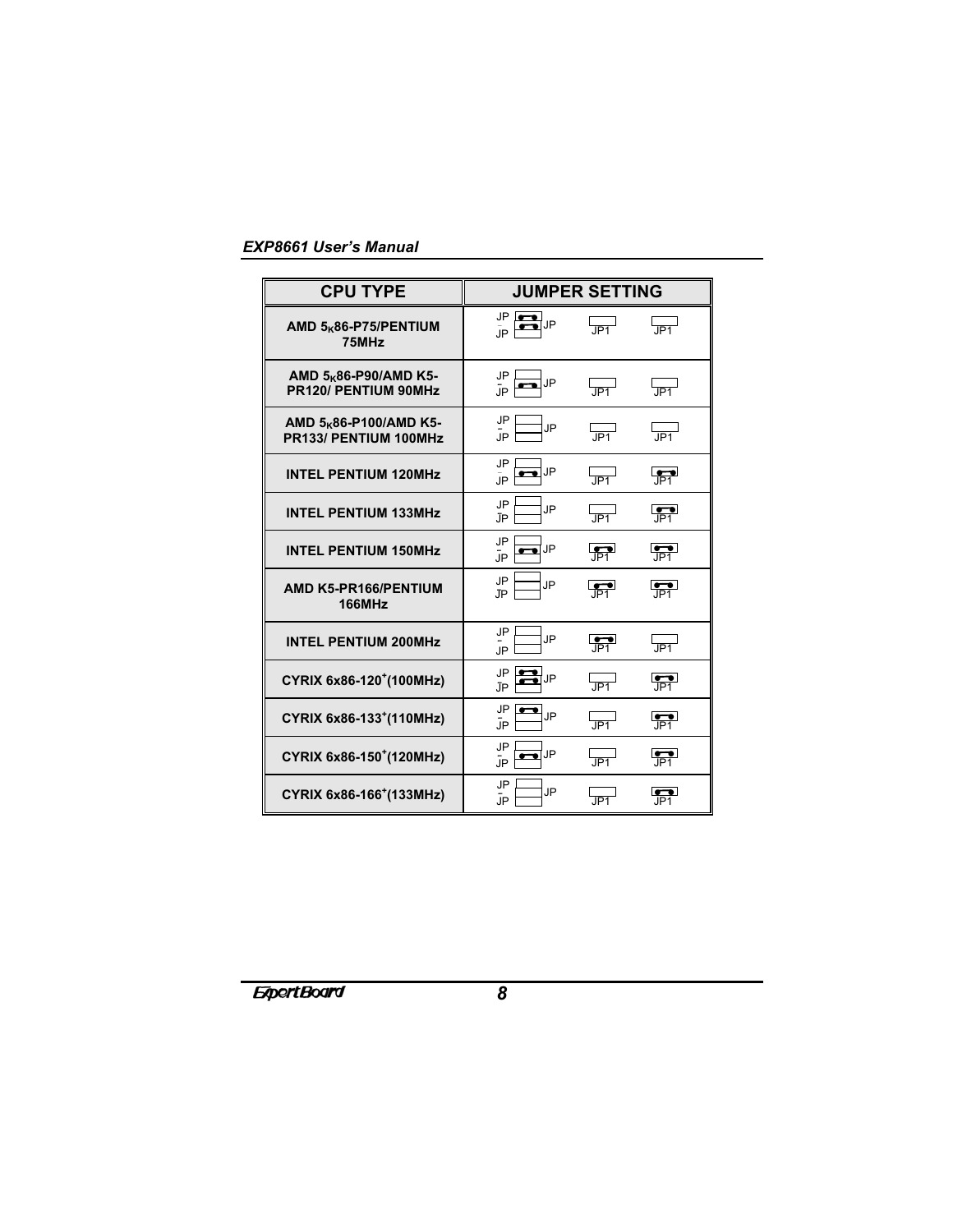| CPU TYPE | JUMPER SETTING |
| --- | --- |
| AMD $5_K$86-P75/PENTIUM 75MHz | JP JP JP JP1 JP1 |
| AMD $5_K$86-P90/AMD K5-PR120/ PENTIUM 90MHz | JP JP JP JP1 JP1 |
| AMD $5_K$86-P100/AMD K5-PR133/ PENTIUM 100MHz | JP JP JP JP1 JP1 |
| INTEL PENTIUM 120MHz | JP JP JP JP1 JP1 |
| INTEL PENTIUM 133MHz | JP JP JP JP1 JP1 |
| INTEL PENTIUM 150MHz | JP JP JP JP1 JP1 |
| AMD K5-PR166/PENTIUM 166MHz | JP JP JP JP1 JP1 |
| INTEL PENTIUM 200MHz | JP JP JP JP1 JP1 |
| CYRIX 6x86-120+(100MHz) | JP JP JP JP1 JP1 |
| CYRIX 6x86-133+(110MHz) | JP JP JP JP1 JP1 |
| CYRIX 6x86-150+(120MHz) | JP JP JP JP1 JP1 |
| CYRIX 6x86-166+(133MHz) | JP JP JP JP1 JP1 |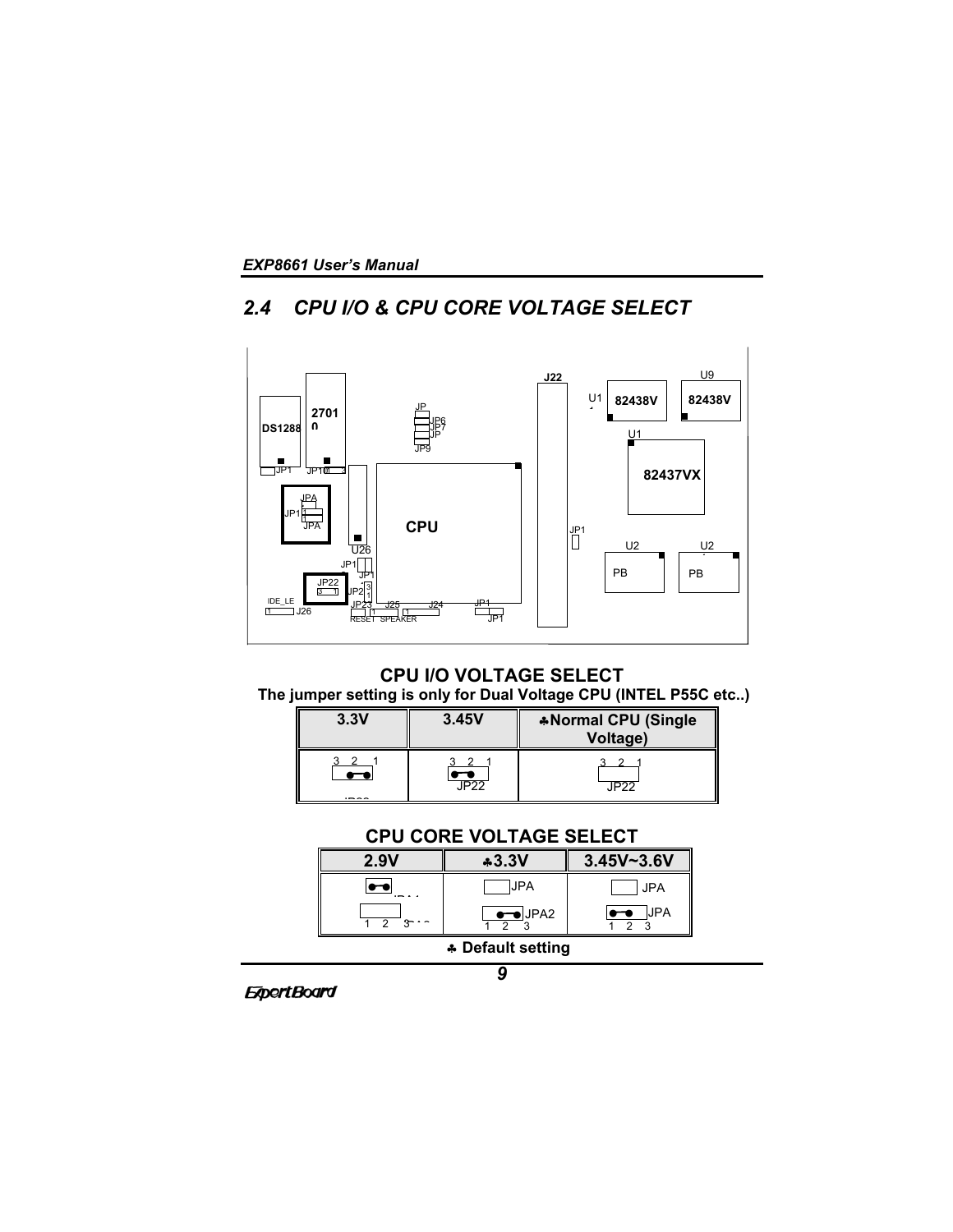## 2.4 CPU I/O & CPU CORE VOLTAGE SELECT

### CPU I/O VOLTAGE SELECT

**The jumper setting is only for Dual Voltage CPU (INTEL P55C etc..)**

| 3.3V | 3.45V | ♣Normal CPU (Single Voltage) |
|---|---|---|
| 3 2 1 JP22 | 3 2 1 JP22 | 3 2 1 JP22 |

### CPU CORE VOLTAGE SELECT

| 2.9V | ♣3.3V | 3.45V~3.6V |
|---|---|---|
| JPA1 / JPA2 1 2 3 | JPA / JPA2 1 2 3 | JPA / JPA 1 2 3 |

♣ Default setting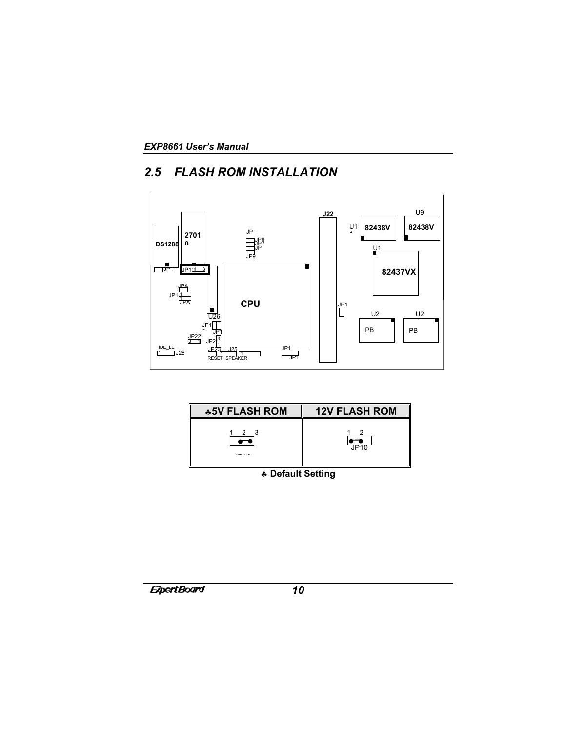## 2.5 FLASH ROM INSTALLATION

| ♣5V FLASH ROM | 12V FLASH ROM |
|---|---|
| 1 2 3 JP10 | 1 2 JP10 |

♣ **Default Setting**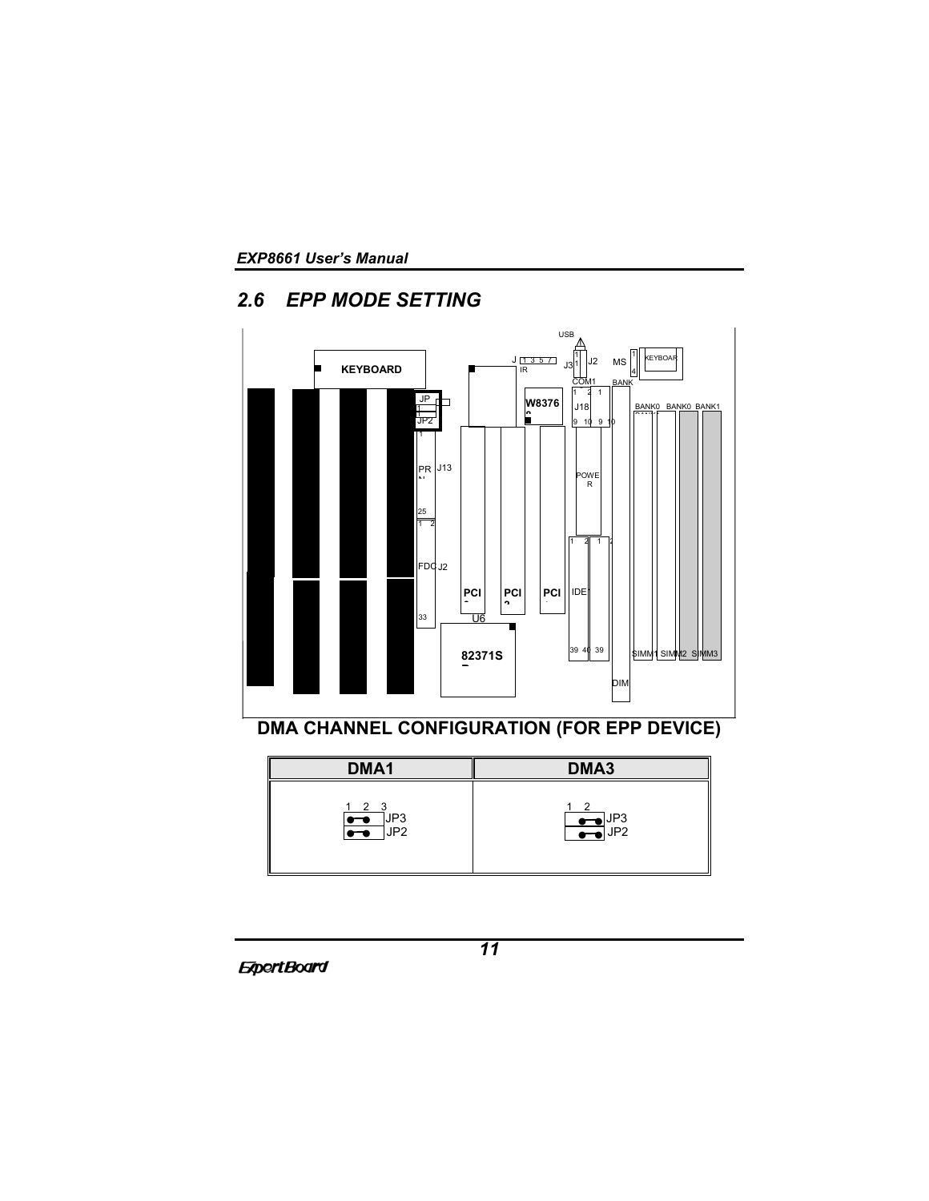## 2.6 EPP MODE SETTING

**DMA CHANNEL CONFIGURATION (FOR EPP DEVICE)**

| DMA1 | DMA3 |
| --- | --- |
| 1 2 3 JP3 JP2 | 1 2 JP3 JP2 |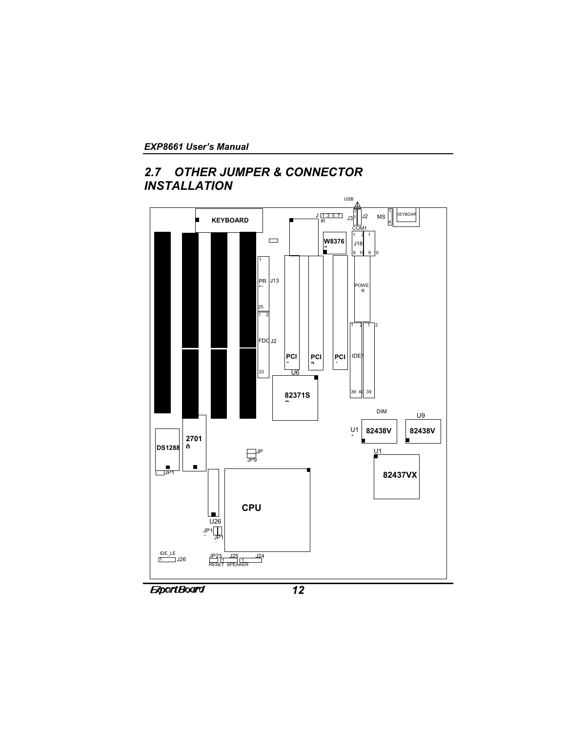## 2.7 OTHER JUMPER & CONNECTOR INSTALLATION

USB

KEYBOARD

J 1 3 5 7 IR

J3 J2 MS KEYBOAR

COM1

W8376

J18

1 2 1

9 10 9 10

1

PR J13

25

1 2

FDC J2

33

POWER

1 2 1 2

PCI PCI PCI

IDE1

U6

82371S

39 40 39

DIM

U9

U1 82438V 82438V

U1

2701 0

DS1288

JP

JP9

JP1

82437VX

CPU

U26

JP1

JP1

IDE_LE

1 J26

JP23 J25 J24

RESET SPEAKER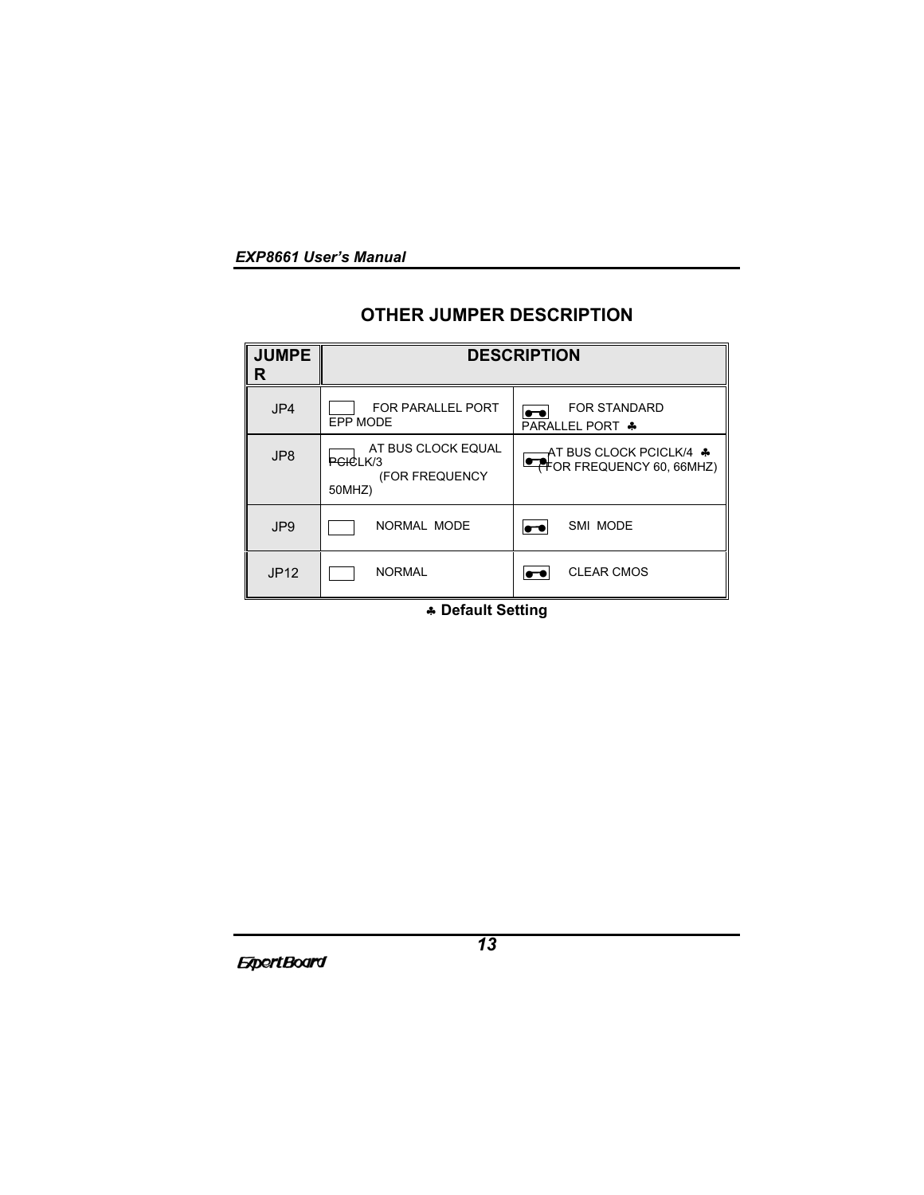## OTHER JUMPER DESCRIPTION

| JUMPER | DESCRIPTION | |
|---|---|---|
| JP4 | FOR PARALLEL PORT EPP MODE | FOR STANDARD PARALLEL PORT ♣ |
| JP8 | AT BUS CLOCK EQUAL PCICLK/3 (FOR FREQUENCY 50MHZ) | AT BUS CLOCK PCICLK/4 ♣ (FOR FREQUENCY 60, 66MHZ) |
| JP9 | NORMAL MODE | SMI MODE |
| JP12 | NORMAL | CLEAR CMOS |

♣ **Default Setting**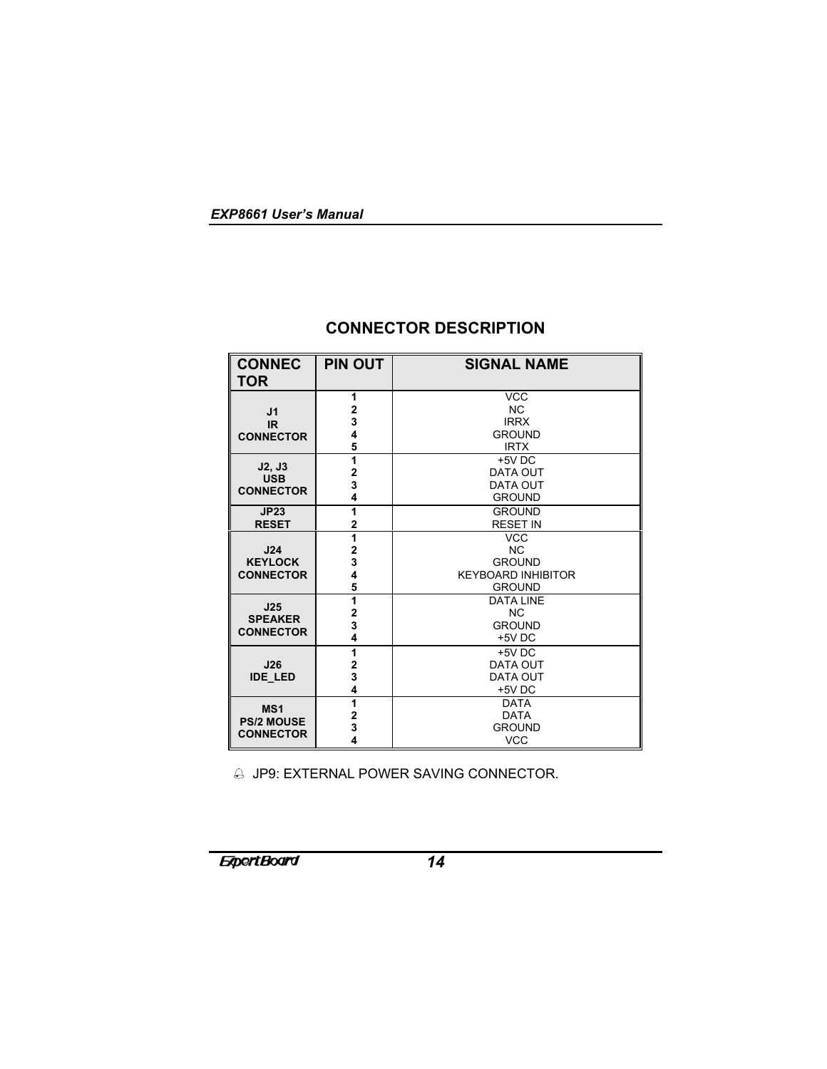## CONNECTOR DESCRIPTION

| CONNECTOR | PIN OUT | SIGNAL NAME |
|---|---|---|
| J1 IR CONNECTOR | 1 | VCC |
| | 2 | NC |
| | 3 | IRRX |
| | 4 | GROUND |
| | 5 | IRTX |
| J2, J3 USB CONNECTOR | 1 | +5V DC |
| | 2 | DATA OUT |
| | 3 | DATA OUT |
| | 4 | GROUND |
| JP23 RESET | 1 | GROUND |
| | 2 | RESET IN |
| J24 KEYLOCK CONNECTOR | 1 | VCC |
| | 2 | NC |
| | 3 | GROUND |
| | 4 | KEYBOARD INHIBITOR |
| | 5 | GROUND |
| J25 SPEAKER CONNECTOR | 1 | DATA LINE |
| | 2 | NC |
| | 3 | GROUND |
| | 4 | +5V DC |
| J26 IDE_LED | 1 | +5V DC |
| | 2 | DATA OUT |
| | 3 | DATA OUT |
| | 4 | +5V DC |
| MS1 PS/2 MOUSE CONNECTOR | 1 | DATA |
| | 2 | DATA |
| | 3 | GROUND |
| | 4 | VCC |

- JP9: EXTERNAL POWER SAVING CONNECTOR.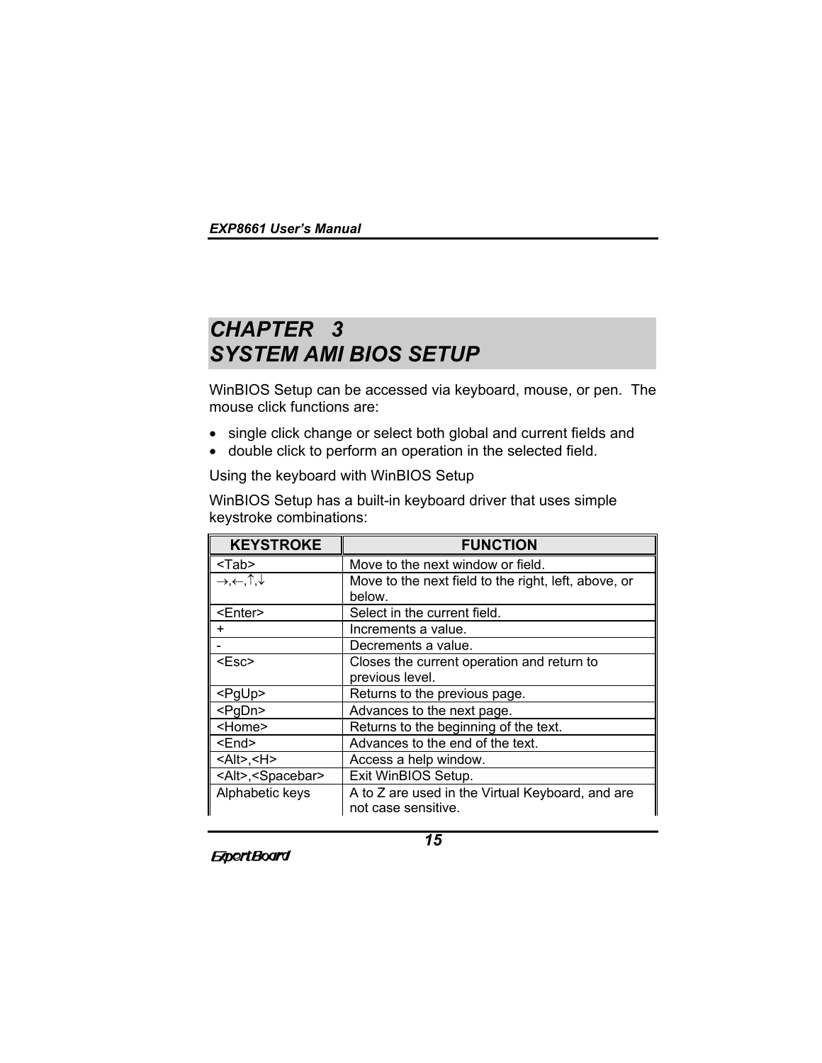# CHAPTER 3
# SYSTEM AMI BIOS SETUP

WinBIOS Setup can be accessed via keyboard, mouse, or pen. The mouse click functions are:

- single click change or select both global and current fields and
- double click to perform an operation in the selected field.

Using the keyboard with WinBIOS Setup

WinBIOS Setup has a built-in keyboard driver that uses simple keystroke combinations:

| KEYSTROKE | FUNCTION |
|---|---|
| <Tab> | Move to the next window or field. |
| →,←,↑,↓ | Move to the next field to the right, left, above, or below. |
| <Enter> | Select in the current field. |
| + | Increments a value. |
| - | Decrements a value. |
| <Esc> | Closes the current operation and return to previous level. |
| <PgUp> | Returns to the previous page. |
| <PgDn> | Advances to the next page. |
| <Home> | Returns to the beginning of the text. |
| <End> | Advances to the end of the text. |
| <Alt>,<H> | Access a help window. |
| <Alt>,<Spacebar> | Exit WinBIOS Setup. |
| Alphabetic keys | A to Z are used in the Virtual Keyboard, and are not case sensitive. |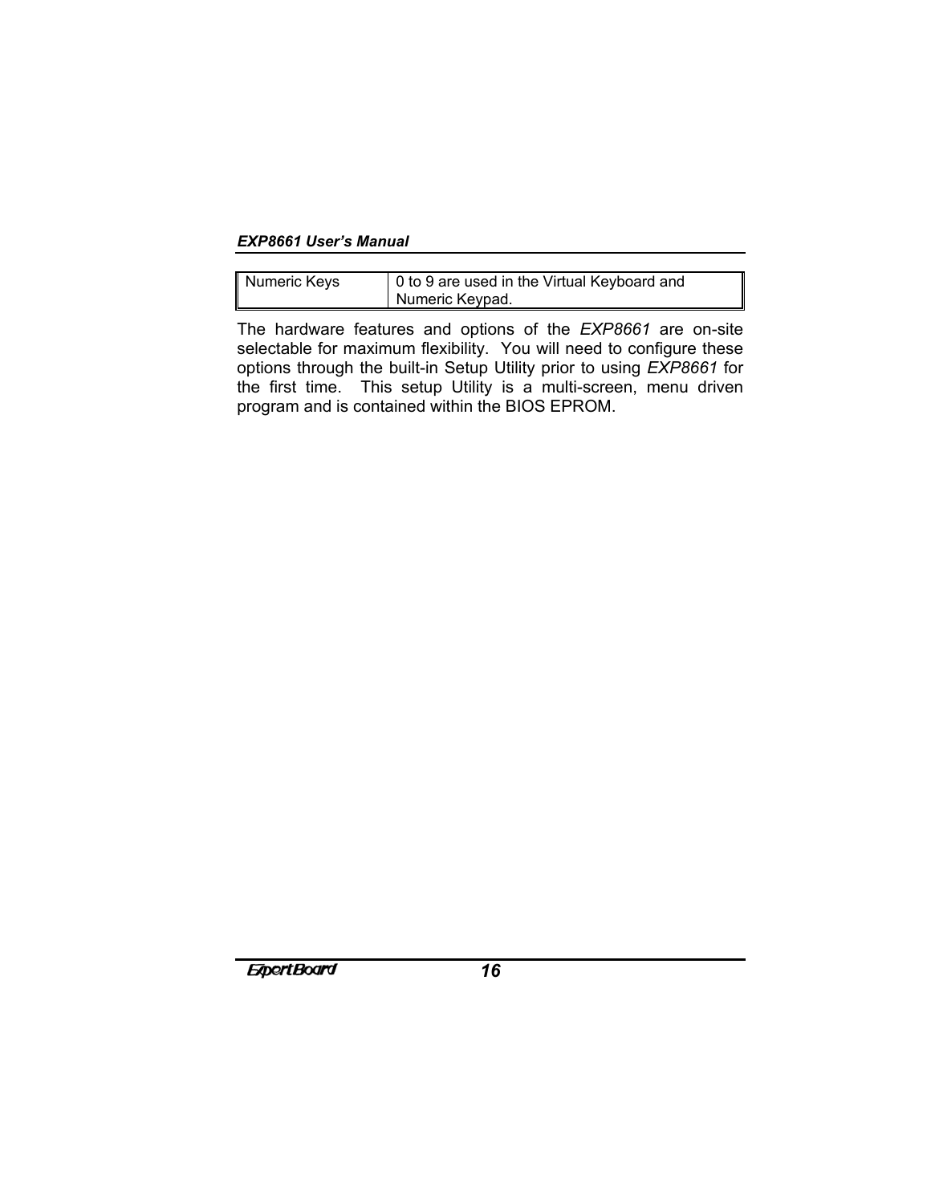| Numeric Keys | 0 to 9 are used in the Virtual Keyboard and Numeric Keypad. |
|---|---|

The hardware features and options of the *EXP8661* are on-site selectable for maximum flexibility. You will need to configure these options through the built-in Setup Utility prior to using *EXP8661* for the first time. This setup Utility is a multi-screen, menu driven program and is contained within the BIOS EPROM.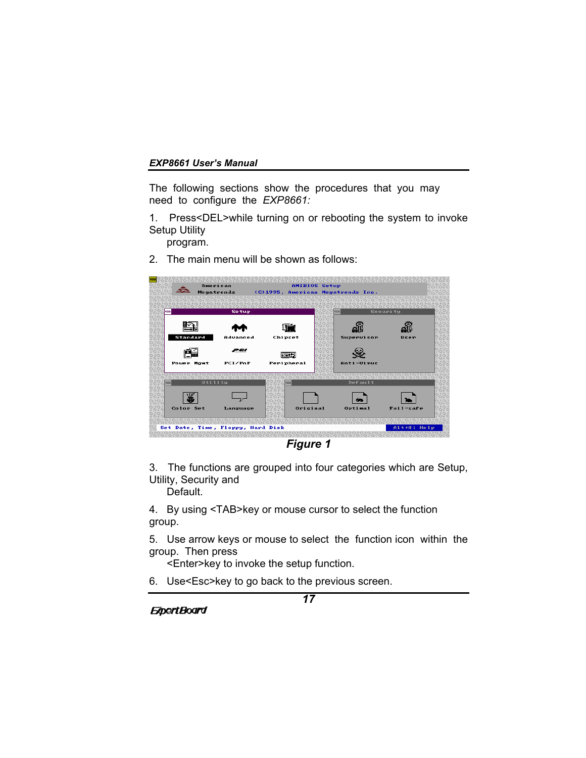The following sections show the procedures that you may need to configure the *EXP8661:*

1. Press<DEL>while turning on or rebooting the system to invoke Setup Utility program.

2. The main menu will be shown as follows:

***Figure 1***

3. The functions are grouped into four categories which are Setup, Utility, Security and Default.

4. By using <TAB>key or mouse cursor to select the function group.

5. Use arrow keys or mouse to select the function icon within the group. Then press <Enter>key to invoke the setup function.

6. Use<Esc>key to go back to the previous screen.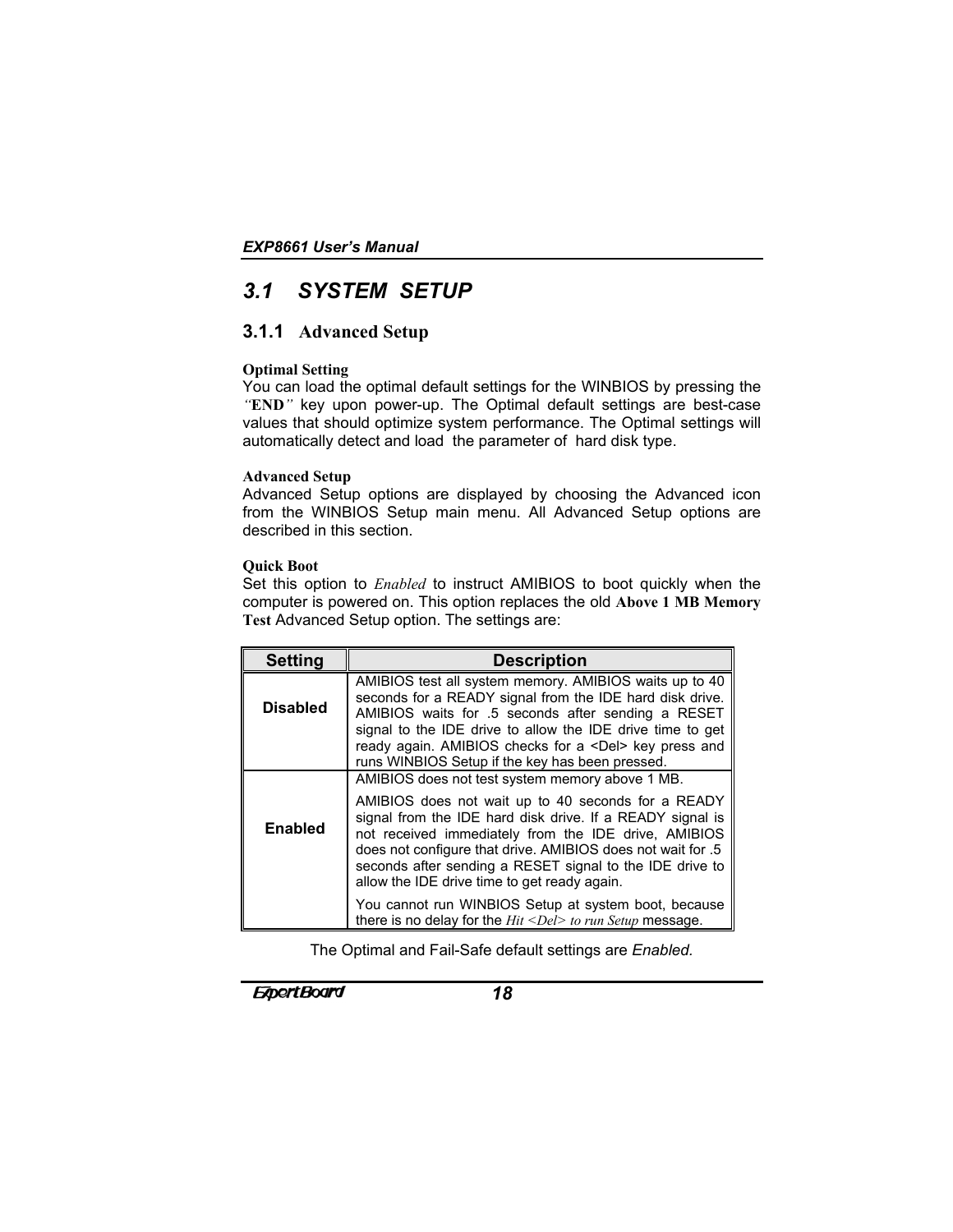## 3.1 SYSTEM SETUP

### 3.1.1 Advanced Setup

**Optimal Setting**
You can load the optimal default settings for the WINBIOS by pressing the *"***END***"* key upon power-up. The Optimal default settings are best-case values that should optimize system performance. The Optimal settings will automatically detect and load the parameter of hard disk type.

**Advanced Setup**
Advanced Setup options are displayed by choosing the Advanced icon from the WINBIOS Setup main menu. All Advanced Setup options are described in this section.

**Quick Boot**
Set this option to *Enabled* to instruct AMIBIOS to boot quickly when the computer is powered on. This option replaces the old **Above 1 MB Memory Test** Advanced Setup option. The settings are:

| Setting | Description |
|---|---|
| **Disabled** | AMIBIOS test all system memory. AMIBIOS waits up to 40 seconds for a READY signal from the IDE hard disk drive. AMIBIOS waits for .5 seconds after sending a RESET signal to the IDE drive to allow the IDE drive time to get ready again. AMIBIOS checks for a <Del> key press and runs WINBIOS Setup if the key has been pressed. |
| **Enabled** | AMIBIOS does not test system memory above 1 MB.<br><br>AMIBIOS does not wait up to 40 seconds for a READY signal from the IDE hard disk drive. If a READY signal is not received immediately from the IDE drive, AMIBIOS does not configure that drive. AMIBIOS does not wait for .5 seconds after sending a RESET signal to the IDE drive to allow the IDE drive time to get ready again.<br><br>You cannot run WINBIOS Setup at system boot, because there is no delay for the *Hit <Del> to run Setup* message. |

The Optimal and Fail-Safe default settings are *Enabled.*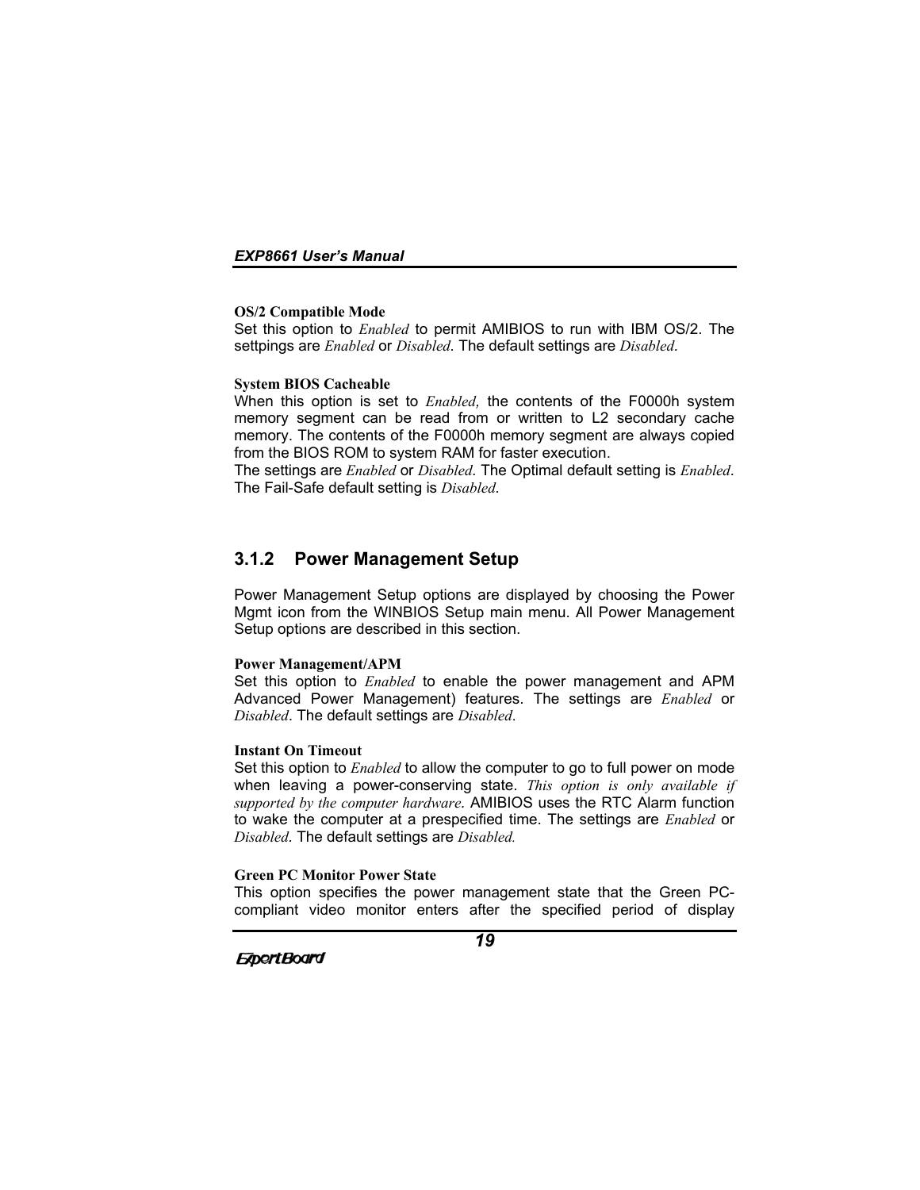**OS/2 Compatible Mode**
Set this option to *Enabled* to permit AMIBIOS to run with IBM OS/2. The settpings are *Enabled* or *Disabled*. The default settings are *Disabled*.

**System BIOS Cacheable**
When this option is set to *Enabled,* the contents of the F0000h system memory segment can be read from or written to L2 secondary cache memory. The contents of the F0000h memory segment are always copied from the BIOS ROM to system RAM for faster execution.
The settings are *Enabled* or *Disabled*. The Optimal default setting is *Enabled*. The Fail-Safe default setting is *Disabled*.

### 3.1.2 Power Management Setup

Power Management Setup options are displayed by choosing the Power Mgmt icon from the WINBIOS Setup main menu. All Power Management Setup options are described in this section.

**Power Management/APM**
Set this option to *Enabled* to enable the power management and APM Advanced Power Management) features. The settings are *Enabled* or *Disabled*. The default settings are *Disabled*.

**Instant On Timeout**
Set this option to *Enabled* to allow the computer to go to full power on mode when leaving a power-conserving state. *This option is only available if supported by the computer hardware*. AMIBIOS uses the RTC Alarm function to wake the computer at a prespecified time. The settings are *Enabled* or *Disabled.* The default settings are *Disabled.*

**Green PC Monitor Power State**
This option specifies the power management state that the Green PC-compliant video monitor enters after the specified period of display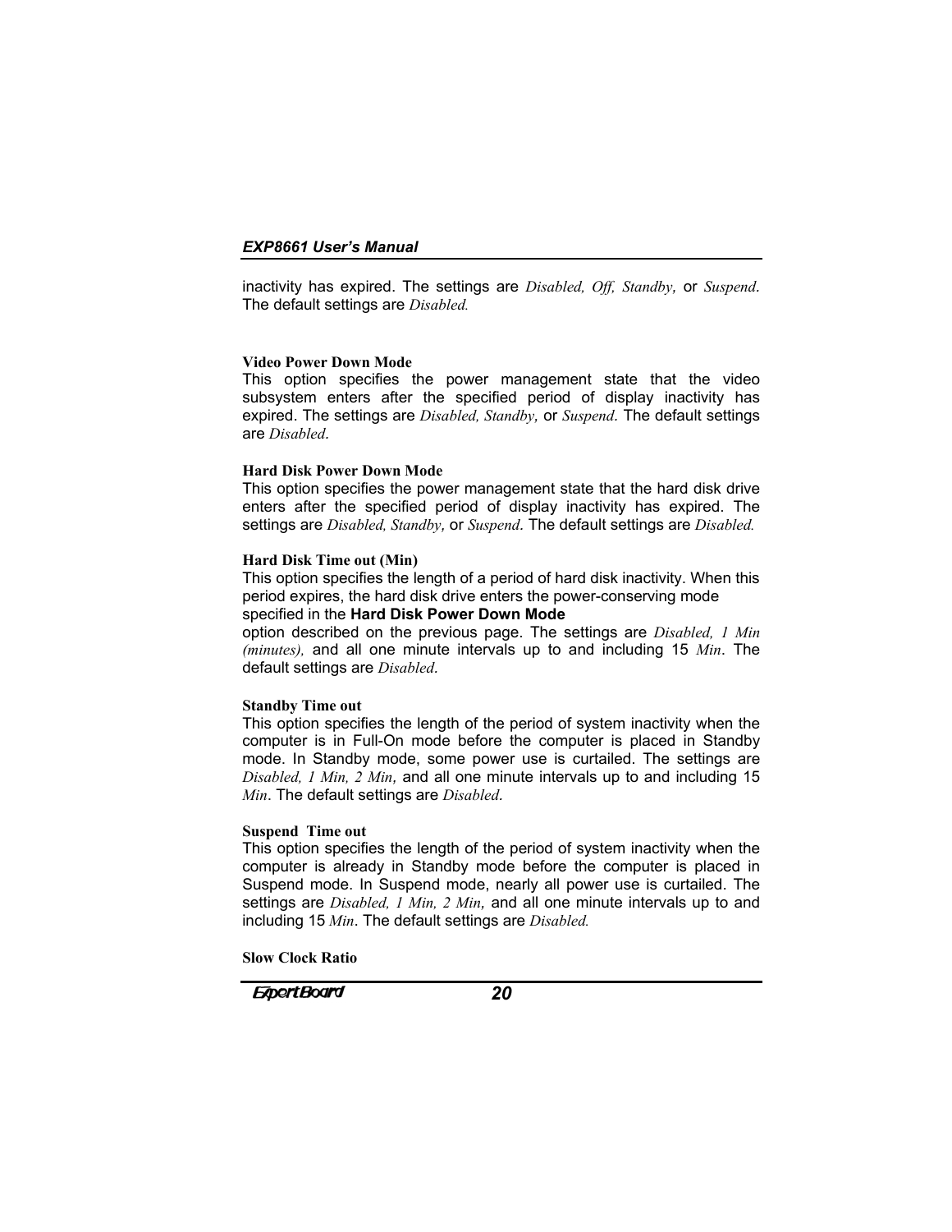inactivity has expired. The settings are *Disabled, Off, Standby,* or *Suspend*. The default settings are *Disabled.*

**Video Power Down Mode**

This option specifies the power management state that the video subsystem enters after the specified period of display inactivity has expired. The settings are *Disabled, Standby,* or *Suspend*. The default settings are *Disabled*.

**Hard Disk Power Down Mode**

This option specifies the power management state that the hard disk drive enters after the specified period of display inactivity has expired. The settings are *Disabled, Standby,* or *Suspend*. The default settings are *Disabled.*

**Hard Disk Time out (Min)**

This option specifies the length of a period of hard disk inactivity. When this period expires, the hard disk drive enters the power-conserving mode specified in the **Hard Disk Power Down Mode** option described on the previous page. The settings are *Disabled, 1 Min (minutes),* and all one minute intervals up to and including 15 *Min*. The default settings are *Disabled*.

**Standby Time out**

This option specifies the length of the period of system inactivity when the computer is in Full-On mode before the computer is placed in Standby mode. In Standby mode, some power use is curtailed. The settings are *Disabled, 1 Min, 2 Min,* and all one minute intervals up to and including 15 *Min*. The default settings are *Disabled*.

**Suspend Time out**

This option specifies the length of the period of system inactivity when the computer is already in Standby mode before the computer is placed in Suspend mode. In Suspend mode, nearly all power use is curtailed. The settings are *Disabled, 1 Min, 2 Min,* and all one minute intervals up to and including 15 *Min*. The default settings are *Disabled.*

**Slow Clock Ratio**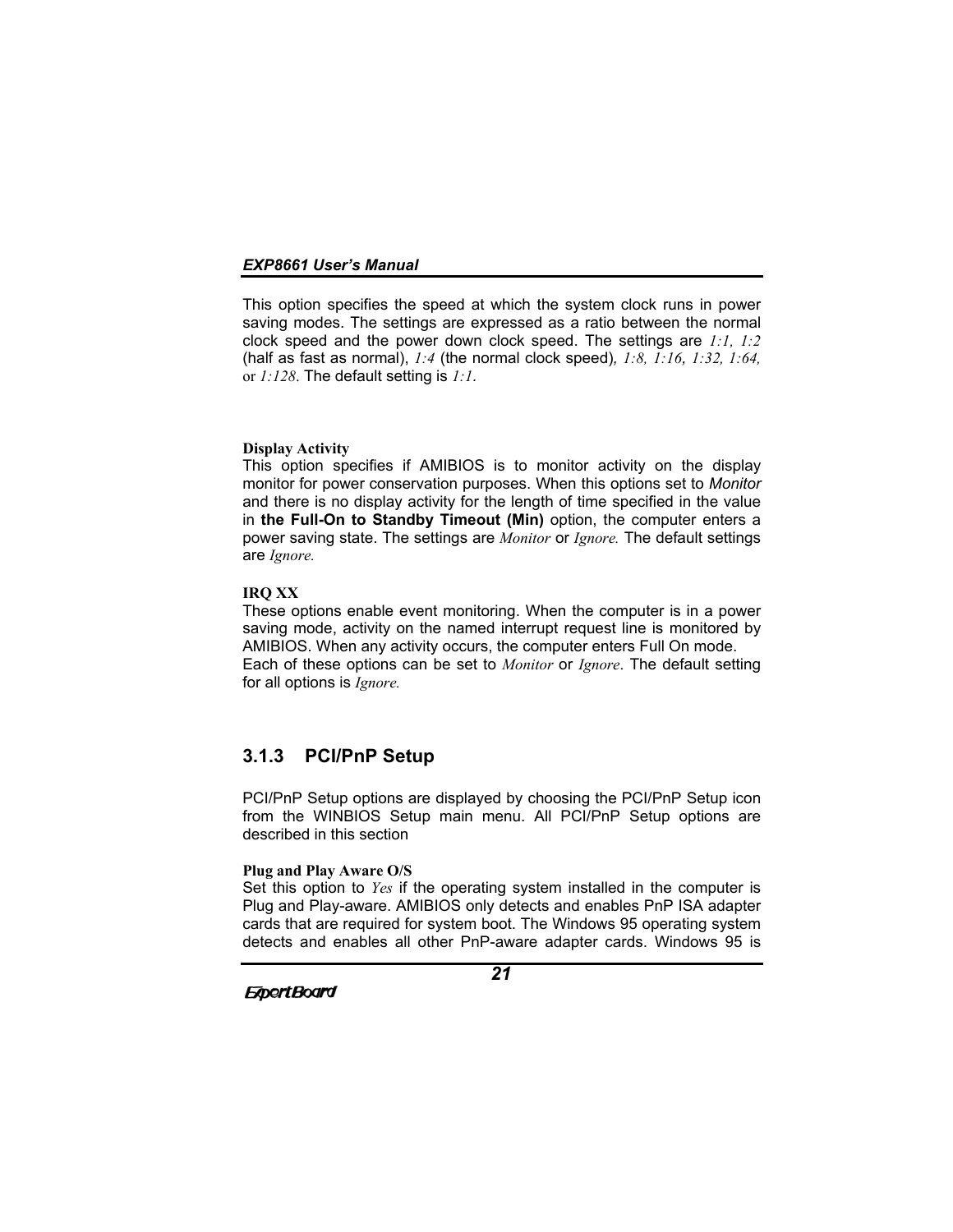This option specifies the speed at which the system clock runs in power saving modes. The settings are expressed as a ratio between the normal clock speed and the power down clock speed. The settings are *1:1, 1:2* (half as fast as normal), *1:4* (the normal clock speed)*, 1:8, 1:16, 1:32, 1:64,* or *1:128*. The default setting is *1:1.*

**Display Activity**

This option specifies if AMIBIOS is to monitor activity on the display monitor for power conservation purposes. When this options set to *Monitor* and there is no display activity for the length of time specified in the value in **the Full-On to Standby Timeout (Min)** option, the computer enters a power saving state. The settings are *Monitor* or *Ignore.* The default settings are *Ignore.*

**IRQ XX**

These options enable event monitoring. When the computer is in a power saving mode, activity on the named interrupt request line is monitored by AMIBIOS. When any activity occurs, the computer enters Full On mode. Each of these options can be set to *Monitor* or *Ignore*. The default setting for all options is *Ignore.*

### 3.1.3 PCI/PnP Setup

PCI/PnP Setup options are displayed by choosing the PCI/PnP Setup icon from the WINBIOS Setup main menu. All PCI/PnP Setup options are described in this section

**Plug and Play Aware O/S**

Set this option to *Yes* if the operating system installed in the computer is Plug and Play-aware. AMIBIOS only detects and enables PnP ISA adapter cards that are required for system boot. The Windows 95 operating system detects and enables all other PnP-aware adapter cards. Windows 95 is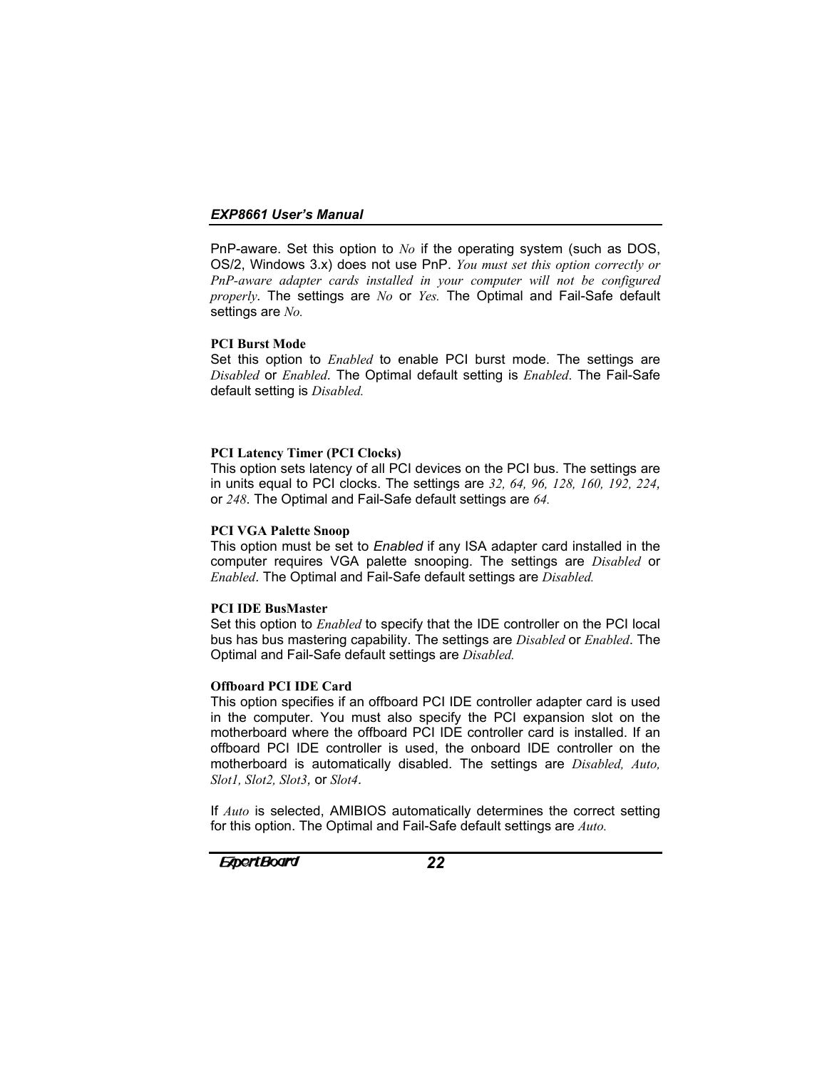PnP-aware. Set this option to *No* if the operating system (such as DOS, OS/2, Windows 3.x) does not use PnP. *You must set this option correctly or PnP-aware adapter cards installed in your computer will not be configured properly*. The settings are *No* or *Yes.* The Optimal and Fail-Safe default settings are *No.*

**PCI Burst Mode**

Set this option to *Enabled* to enable PCI burst mode. The settings are *Disabled* or *Enabled*. The Optimal default setting is *Enabled*. The Fail-Safe default setting is *Disabled.*

**PCI Latency Timer (PCI Clocks)**

This option sets latency of all PCI devices on the PCI bus. The settings are in units equal to PCI clocks. The settings are *32, 64, 96, 128, 160, 192, 224,* or *248*. The Optimal and Fail-Safe default settings are *64.*

**PCI VGA Palette Snoop**

This option must be set to *Enabled* if any ISA adapter card installed in the computer requires VGA palette snooping. The settings are *Disabled* or *Enabled*. The Optimal and Fail-Safe default settings are *Disabled.*

**PCI IDE BusMaster**

Set this option to *Enabled* to specify that the IDE controller on the PCI local bus has bus mastering capability. The settings are *Disabled* or *Enabled*. The Optimal and Fail-Safe default settings are *Disabled.*

**Offboard PCI IDE Card**

This option specifies if an offboard PCI IDE controller adapter card is used in the computer. You must also specify the PCI expansion slot on the motherboard where the offboard PCI IDE controller card is installed. If an offboard PCI IDE controller is used, the onboard IDE controller on the motherboard is automatically disabled. The settings are *Disabled, Auto, Slot1, Slot2, Slot3*, or *Slot4*.

If *Auto* is selected, AMIBIOS automatically determines the correct setting for this option. The Optimal and Fail-Safe default settings are *Auto.*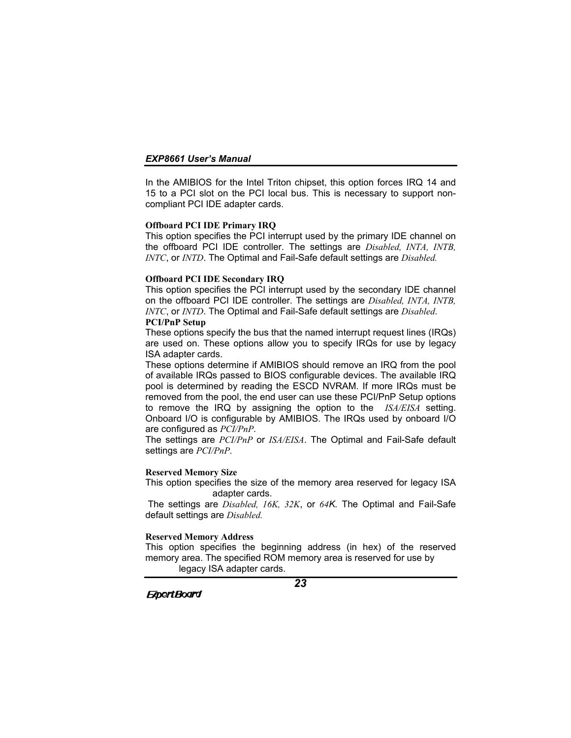In the AMIBIOS for the Intel Triton chipset, this option forces IRQ 14 and 15 to a PCI slot on the PCI local bus. This is necessary to support non-compliant PCI IDE adapter cards.

**Offboard PCI IDE Primary IRQ**

This option specifies the PCI interrupt used by the primary IDE channel on the offboard PCI IDE controller. The settings are *Disabled, INTA, INTB, INTC*, or *INTD*. The Optimal and Fail-Safe default settings are *Disabled.*

**Offboard PCI IDE Secondary IRQ**

This option specifies the PCI interrupt used by the secondary IDE channel on the offboard PCI IDE controller. The settings are *Disabled, INTA, INTB, INTC*, or *INTD*. The Optimal and Fail-Safe default settings are *Disabled*.

**PCI/PnP Setup**

These options specify the bus that the named interrupt request lines (IRQs) are used on. These options allow you to specify IRQs for use by legacy ISA adapter cards.

These options determine if AMIBIOS should remove an IRQ from the pool of available IRQs passed to BIOS configurable devices. The available IRQ pool is determined by reading the ESCD NVRAM. If more IRQs must be removed from the pool, the end user can use these PCI/PnP Setup options to remove the IRQ by assigning the option to the *ISA/EISA* setting. Onboard I/O is configurable by AMIBIOS. The IRQs used by onboard I/O are configured as *PCI/PnP.*

The settings are *PCI/PnP* or *ISA/EISA*. The Optimal and Fail-Safe default settings are *PCI/PnP*.

**Reserved Memory Size**

This option specifies the size of the memory area reserved for legacy ISA adapter cards.

The settings are *Disabled, 16K, 32K*, or *64K.* The Optimal and Fail-Safe default settings are *Disabled.*

**Reserved Memory Address**

This option specifies the beginning address (in hex) of the reserved memory area. The specified ROM memory area is reserved for use by legacy ISA adapter cards.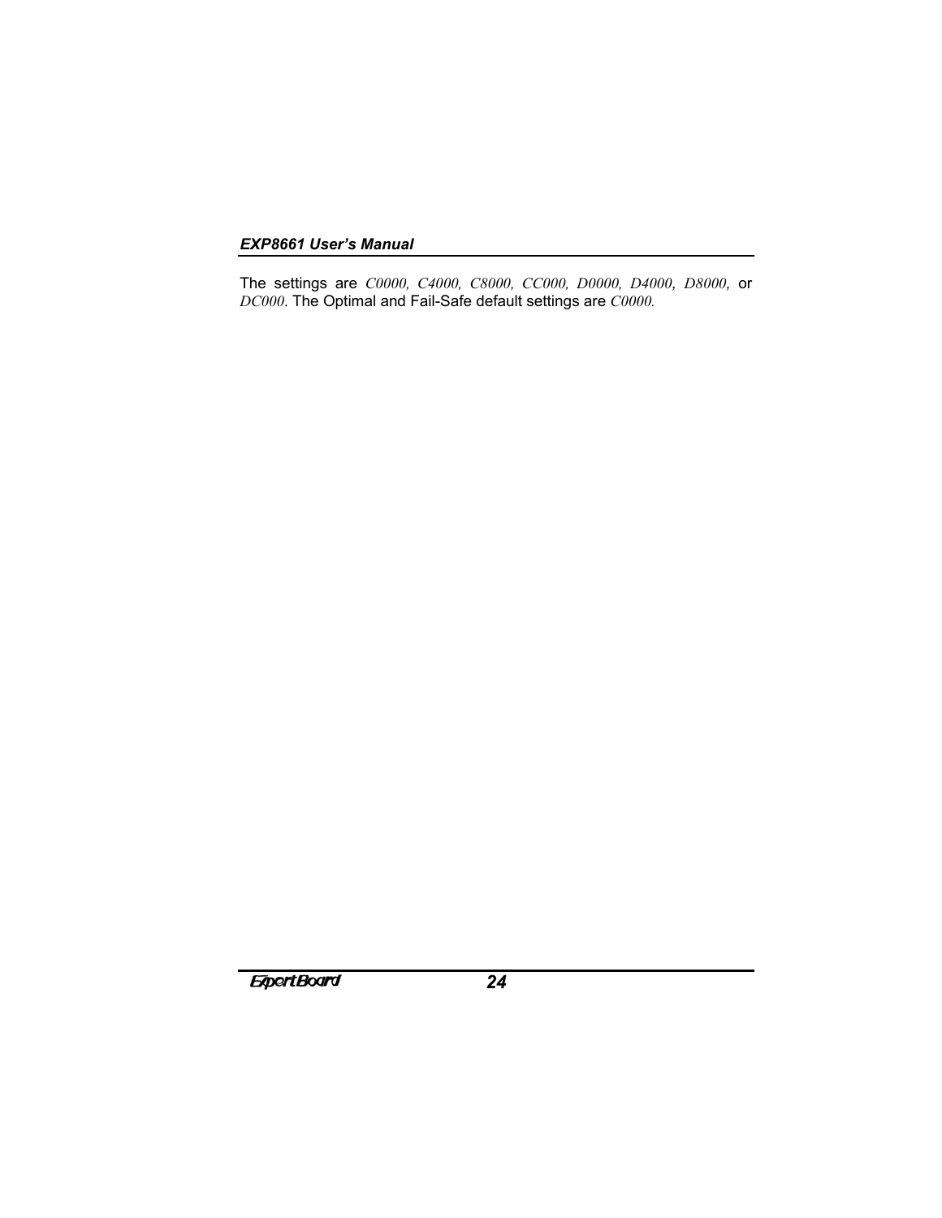The settings are *C0000, C4000, C8000, CC000, D0000, D4000, D8000,* or *DC000*. The Optimal and Fail-Safe default settings are *C0000.*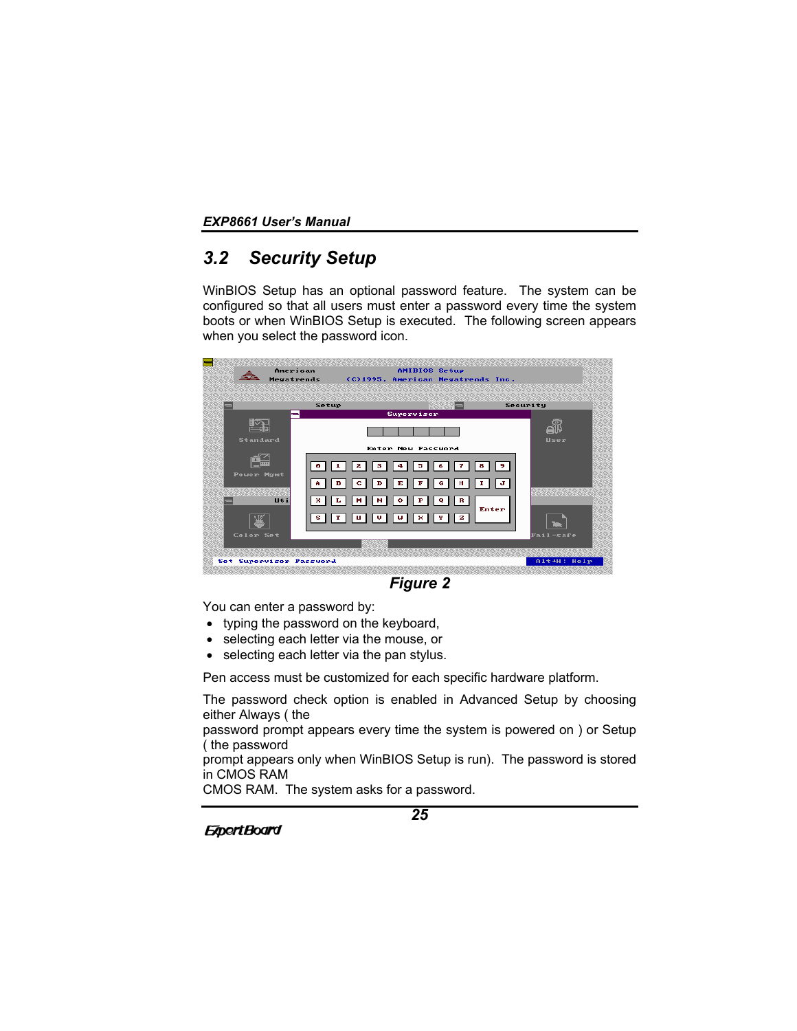## 3.2 Security Setup

WinBIOS Setup has an optional password feature. The system can be configured so that all users must enter a password every time the system boots or when WinBIOS Setup is executed. The following screen appears when you select the password icon.

**Figure 2**

You can enter a password by:

- typing the password on the keyboard,
- selecting each letter via the mouse, or
- selecting each letter via the pan stylus.

Pen access must be customized for each specific hardware platform.

The password check option is enabled in Advanced Setup by choosing either Always ( the
password prompt appears every time the system is powered on ) or Setup ( the password
prompt appears only when WinBIOS Setup is run). The password is stored in CMOS RAM
CMOS RAM. The system asks for a password.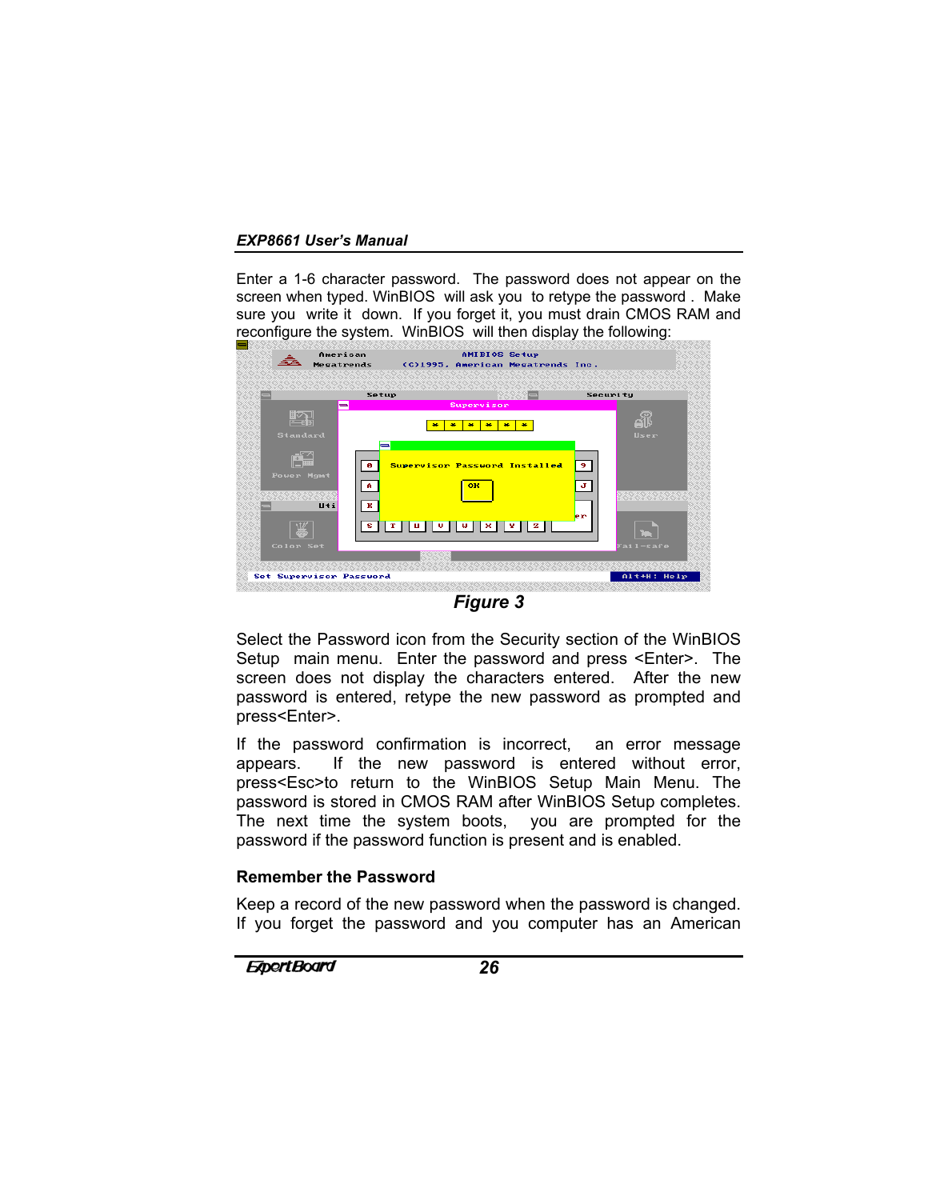Enter a 1-6 character password. The password does not appear on the screen when typed. WinBIOS will ask you to retype the password . Make sure you write it down. If you forget it, you must drain CMOS RAM and reconfigure the system. WinBIOS will then display the following:

***Figure 3***

Select the Password icon from the Security section of the WinBIOS Setup main menu. Enter the password and press <Enter>. The screen does not display the characters entered. After the new password is entered, retype the new password as prompted and press<Enter>.

If the password confirmation is incorrect, an error message appears. If the new password is entered without error, press<Esc>to return to the WinBIOS Setup Main Menu. The password is stored in CMOS RAM after WinBIOS Setup completes. The next time the system boots, you are prompted for the password if the password function is present and is enabled.

**Remember the Password**

Keep a record of the new password when the password is changed. If you forget the password and you computer has an American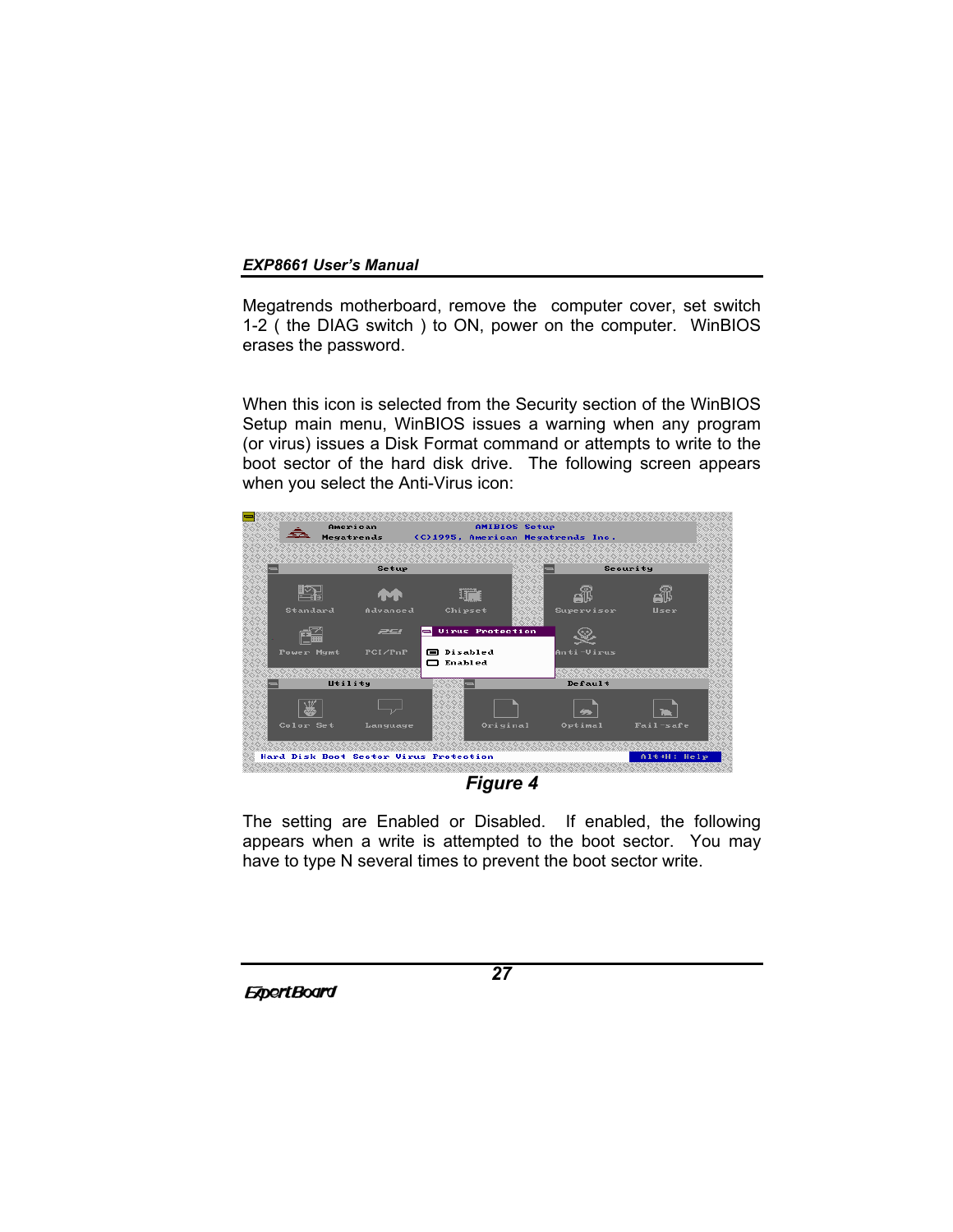Megatrends motherboard, remove the computer cover, set switch 1-2 ( the DIAG switch ) to ON, power on the computer. WinBIOS erases the password.

When this icon is selected from the Security section of the WinBIOS Setup main menu, WinBIOS issues a warning when any program (or virus) issues a Disk Format command or attempts to write to the boot sector of the hard disk drive. The following screen appears when you select the Anti-Virus icon:

*Figure 4*

The setting are Enabled or Disabled. If enabled, the following appears when a write is attempted to the boot sector. You may have to type N several times to prevent the boot sector write.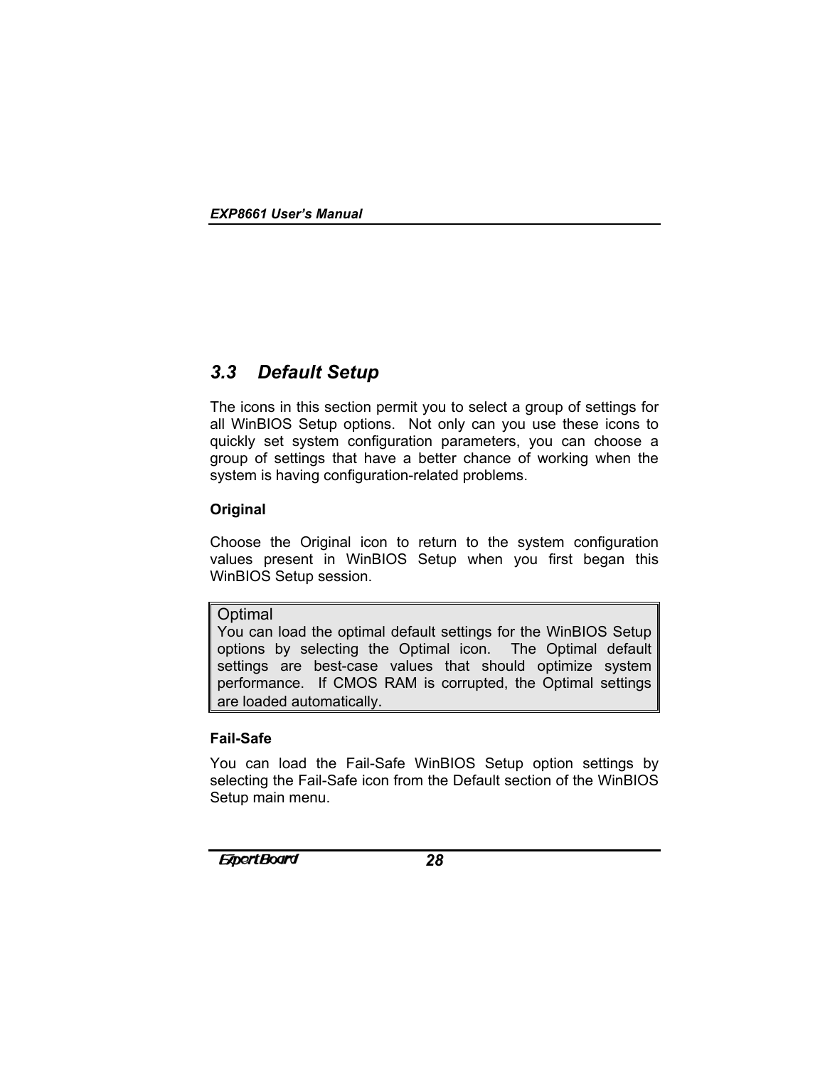## 3.3 Default Setup

The icons in this section permit you to select a group of settings for all WinBIOS Setup options. Not only can you use these icons to quickly set system configuration parameters, you can choose a group of settings that have a better chance of working when the system is having configuration-related problems.

**Original**

Choose the Original icon to return to the system configuration values present in WinBIOS Setup when you first began this WinBIOS Setup session.

**Optimal**

You can load the optimal default settings for the WinBIOS Setup options by selecting the Optimal icon. The Optimal default settings are best-case values that should optimize system performance. If CMOS RAM is corrupted, the Optimal settings are loaded automatically.

**Fail-Safe**

You can load the Fail-Safe WinBIOS Setup option settings by selecting the Fail-Safe icon from the Default section of the WinBIOS Setup main menu.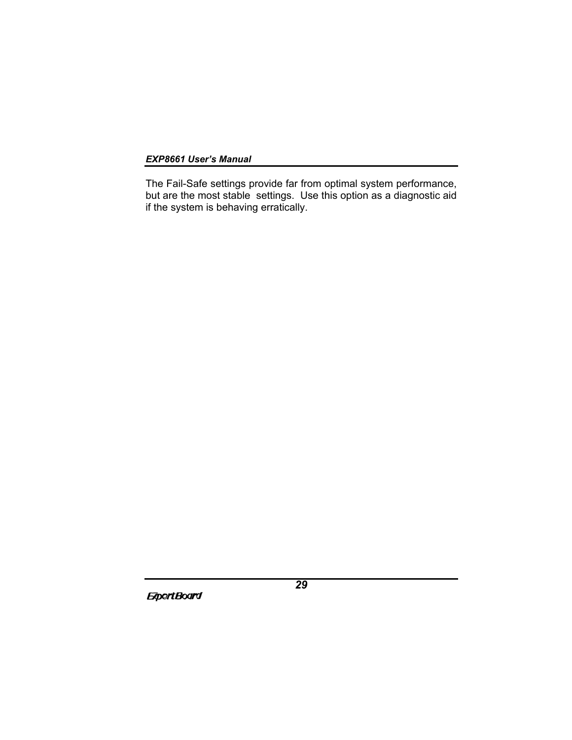The Fail-Safe settings provide far from optimal system performance, but are the most stable settings. Use this option as a diagnostic aid if the system is behaving erratically.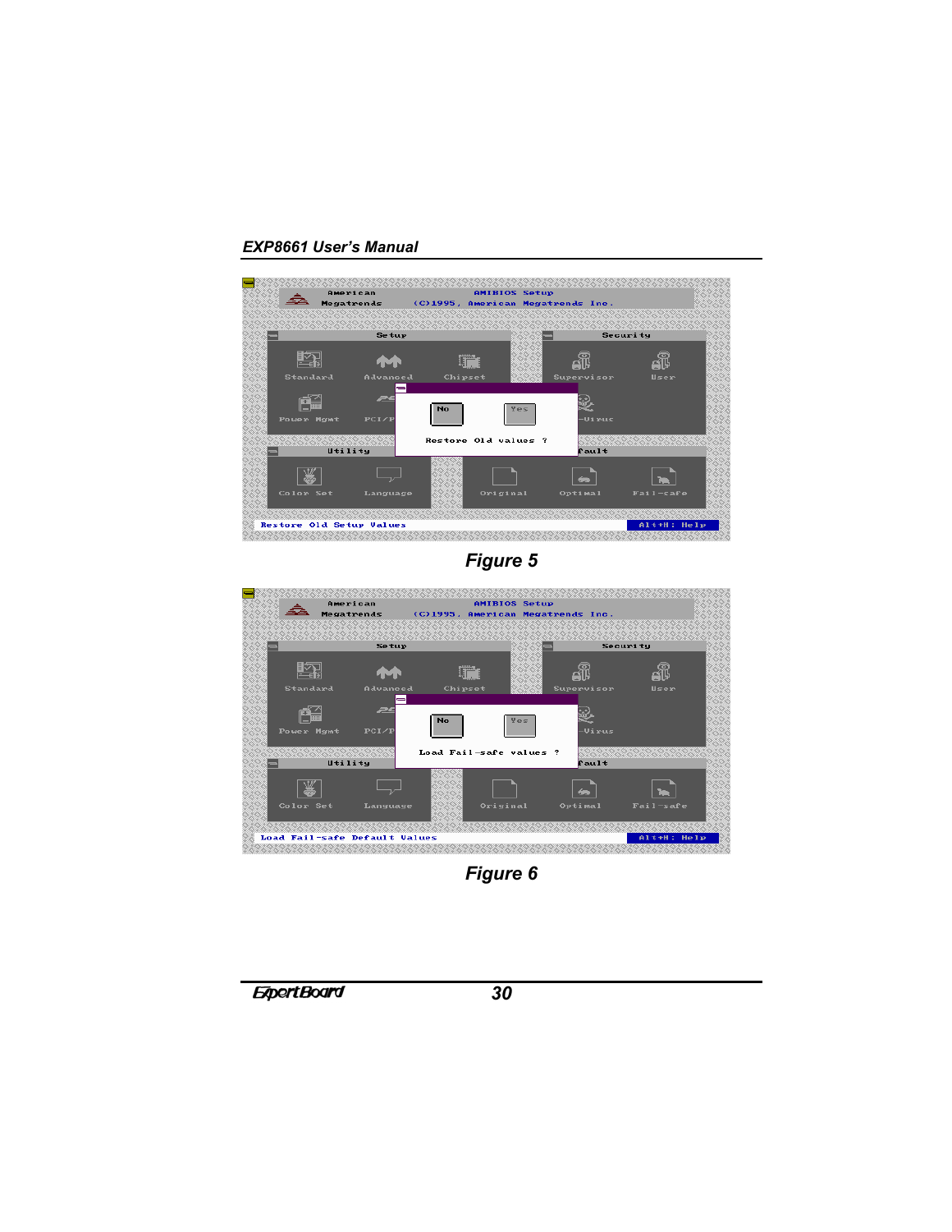Figure 5

Figure 6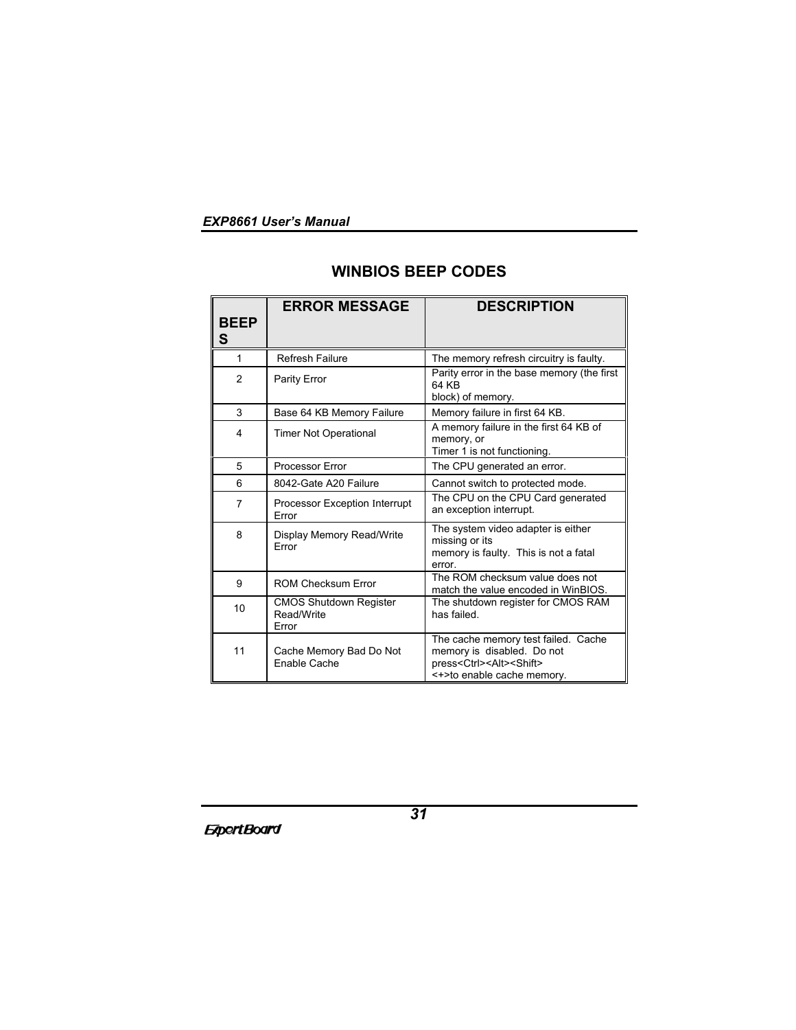# WINBIOS BEEP CODES

| BEEPS | ERROR MESSAGE | DESCRIPTION |
|---|---|---|
| 1 | Refresh Failure | The memory refresh circuitry is faulty. |
| 2 | Parity Error | Parity error in the base memory (the first 64 KB block) of memory. |
| 3 | Base 64 KB Memory Failure | Memory failure in first 64 KB. |
| 4 | Timer Not Operational | A memory failure in the first 64 KB of memory, or Timer 1 is not functioning. |
| 5 | Processor Error | The CPU generated an error. |
| 6 | 8042-Gate A20 Failure | Cannot switch to protected mode. |
| 7 | Processor Exception Interrupt Error | The CPU on the CPU Card generated an exception interrupt. |
| 8 | Display Memory Read/Write Error | The system video adapter is either missing or its memory is faulty. This is not a fatal error. |
| 9 | ROM Checksum Error | The ROM checksum value does not match the value encoded in WinBIOS. |
| 10 | CMOS Shutdown Register Read/Write Error | The shutdown register for CMOS RAM has failed. |
| 11 | Cache Memory Bad Do Not Enable Cache | The cache memory test failed. Cache memory is disabled. Do not press<Ctrl><Alt><Shift><+>to enable cache memory. |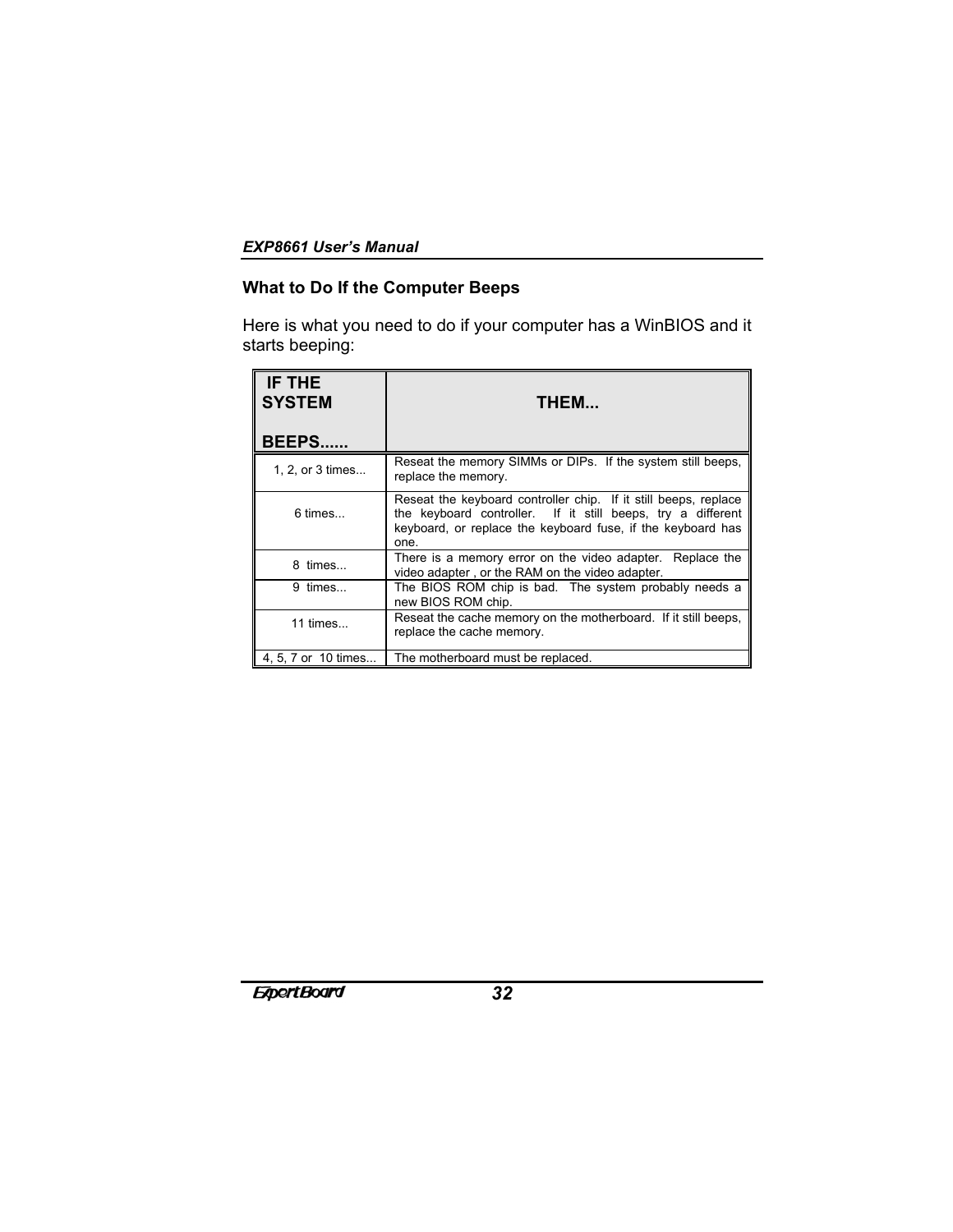## What to Do If the Computer Beeps

Here is what you need to do if your computer has a WinBIOS and it starts beeping:

| IF THE SYSTEM BEEPS...... | THEM... |
|---|---|
| 1, 2, or 3 times... | Reseat the memory SIMMs or DIPs. If the system still beeps, replace the memory. |
| 6 times... | Reseat the keyboard controller chip. If it still beeps, replace the keyboard controller. If it still beeps, try a different keyboard, or replace the keyboard fuse, if the keyboard has one. |
| 8 times... | There is a memory error on the video adapter. Replace the video adapter , or the RAM on the video adapter. |
| 9 times... | The BIOS ROM chip is bad. The system probably needs a new BIOS ROM chip. |
| 11 times... | Reseat the cache memory on the motherboard. If it still beeps, replace the cache memory. |
| 4, 5, 7 or 10 times... | The motherboard must be replaced. |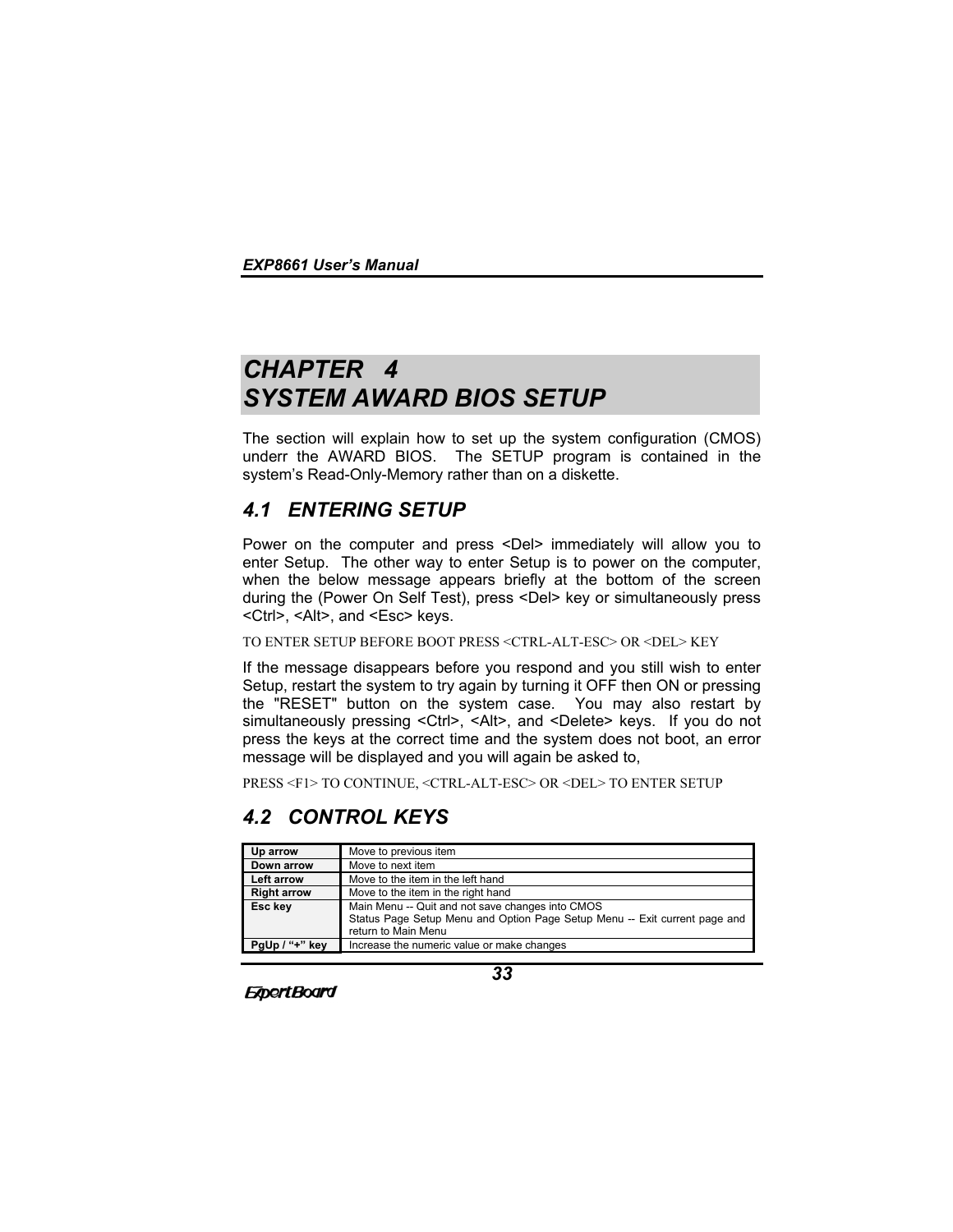# CHAPTER 4
# SYSTEM AWARD BIOS SETUP

The section will explain how to set up the system configuration (CMOS) underr the AWARD BIOS. The SETUP program is contained in the system's Read-Only-Memory rather than on a diskette.

## 4.1 ENTERING SETUP

Power on the computer and press <Del> immediately will allow you to enter Setup. The other way to enter Setup is to power on the computer, when the below message appears briefly at the bottom of the screen during the (Power On Self Test), press <Del> key or simultaneously press <Ctrl>, <Alt>, and <Esc> keys.

TO ENTER SETUP BEFORE BOOT PRESS <CTRL-ALT-ESC> OR <DEL> KEY

If the message disappears before you respond and you still wish to enter Setup, restart the system to try again by turning it OFF then ON or pressing the "RESET" button on the system case. You may also restart by simultaneously pressing <Ctrl>, <Alt>, and <Delete> keys. If you do not press the keys at the correct time and the system does not boot, an error message will be displayed and you will again be asked to,

PRESS <F1> TO CONTINUE, <CTRL-ALT-ESC> OR <DEL> TO ENTER SETUP

## 4.2 CONTROL KEYS

| Key | Function |
|---|---|
| **Up arrow** | Move to previous item |
| **Down arrow** | Move to next item |
| **Left arrow** | Move to the item in the left hand |
| **Right arrow** | Move to the item in the right hand |
| **Esc key** | Main Menu -- Quit and not save changes into CMOS<br>Status Page Setup Menu and Option Page Setup Menu -- Exit current page and return to Main Menu |
| **PgUp / "+" key** | Increase the numeric value or make changes |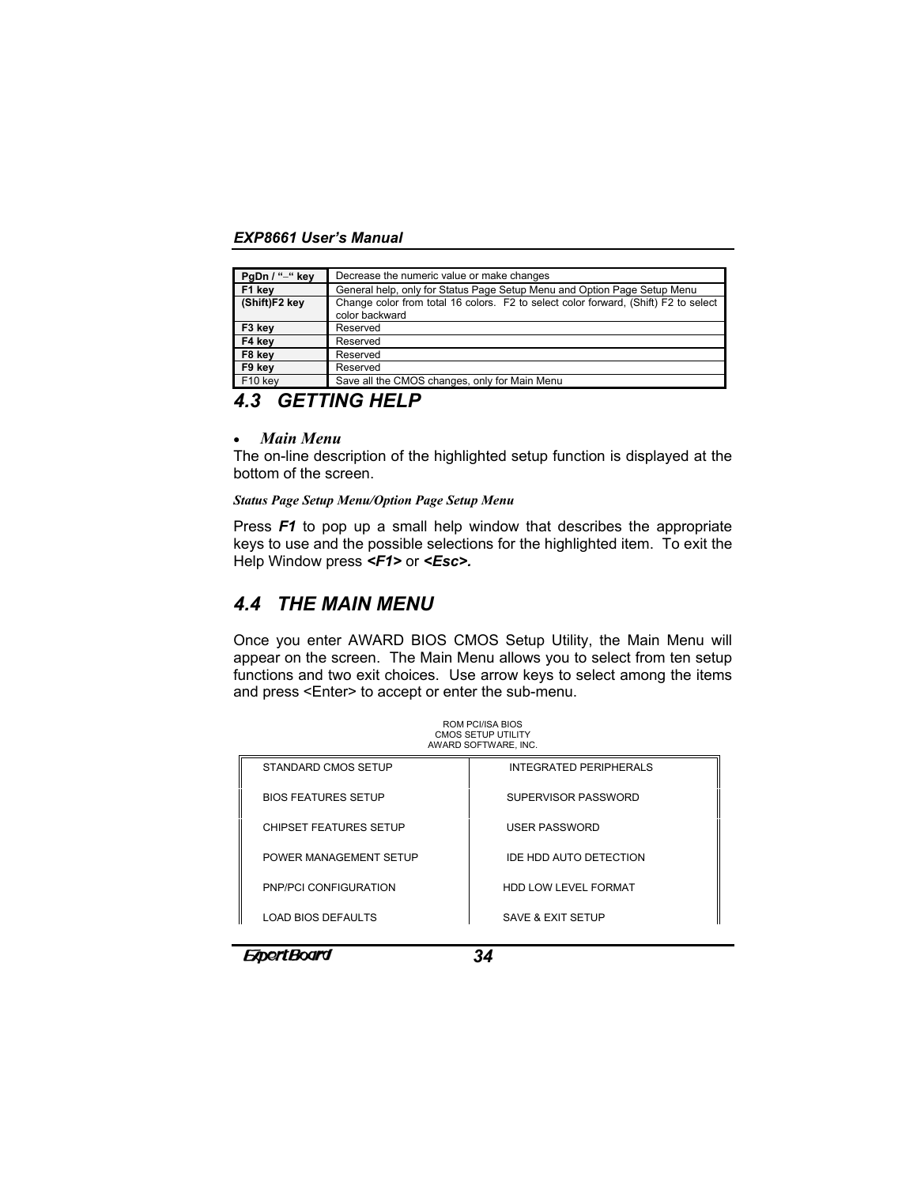| PgDn / "–" key | Decrease the numeric value or make changes |
|---|---|
| F1 key | General help, only for Status Page Setup Menu and Option Page Setup Menu |
| (Shift)F2 key | Change color from total 16 colors. F2 to select color forward, (Shift) F2 to select color backward |
| F3 key | Reserved |
| F4 key | Reserved |
| F8 key | Reserved |
| F9 key | Reserved |
| F10 key | Save all the CMOS changes, only for Main Menu |

## 4.3 GETTING HELP

- ***Main Menu***

The on-line description of the highlighted setup function is displayed at the bottom of the screen.

***Status Page Setup Menu/Option Page Setup Menu***

Press ***F1*** to pop up a small help window that describes the appropriate keys to use and the possible selections for the highlighted item. To exit the Help Window press ***<F1>*** or ***<Esc>.***

## 4.4 THE MAIN MENU

Once you enter AWARD BIOS CMOS Setup Utility, the Main Menu will appear on the screen. The Main Menu allows you to select from ten setup functions and two exit choices. Use arrow keys to select among the items and press <Enter> to accept or enter the sub-menu.

ROM PCI/ISA BIOS
CMOS SETUP UTILITY
AWARD SOFTWARE, INC.

| | |
|---|---|
| STANDARD CMOS SETUP | INTEGRATED PERIPHERALS |
| BIOS FEATURES SETUP | SUPERVISOR PASSWORD |
| CHIPSET FEATURES SETUP | USER PASSWORD |
| POWER MANAGEMENT SETUP | IDE HDD AUTO DETECTION |
| PNP/PCI CONFIGURATION | HDD LOW LEVEL FORMAT |
| LOAD BIOS DEFAULTS | SAVE & EXIT SETUP |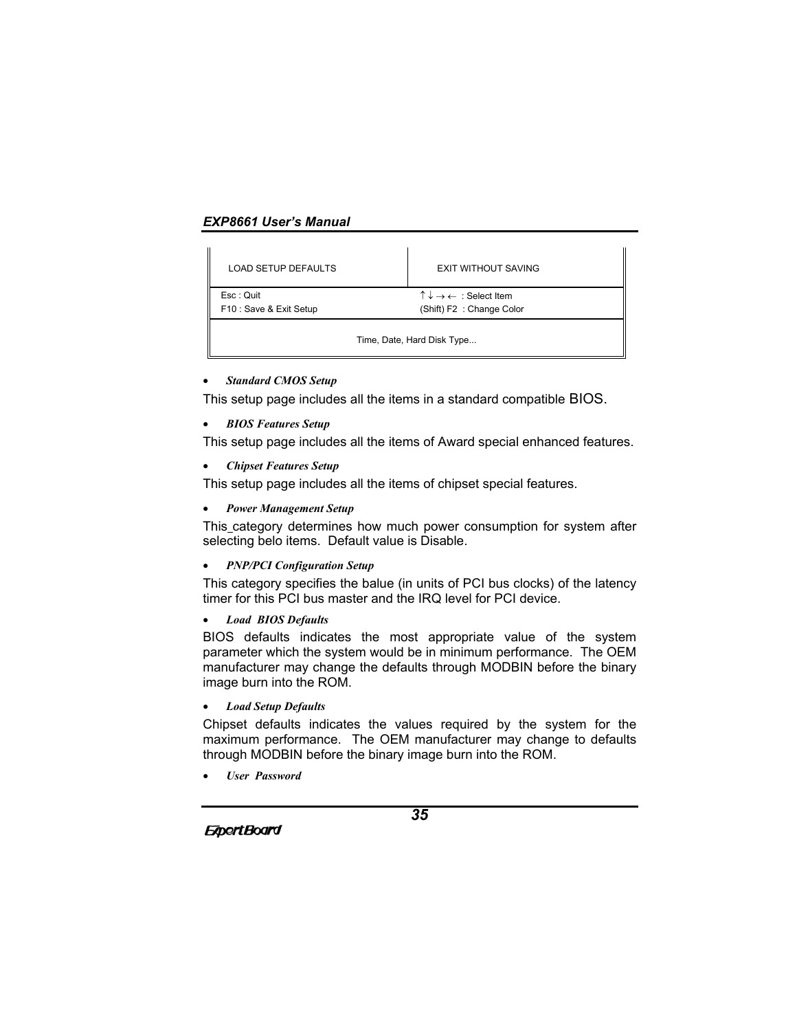| LOAD SETUP DEFAULTS | EXIT WITHOUT SAVING |
|---|---|
| Esc : Quit<br>F10 : Save & Exit Setup | ↑ ↓ → ← : Select Item<br>(Shift) F2 : Change Color |
| Time, Date, Hard Disk Type... | |

- ***Standard CMOS Setup***

This setup page includes all the items in a standard compatible BIOS.

- ***BIOS Features Setup***

This setup page includes all the items of Award special enhanced features.

- ***Chipset Features Setup***

This setup page includes all the items of chipset special features.

- ***Power Management Setup***

This_category determines how much power consumption for system after selecting belo items. Default value is Disable.

- ***PNP/PCI Configuration Setup***

This category specifies the balue (in units of PCI bus clocks) of the latency timer for this PCI bus master and the IRQ level for PCI device.

- ***Load BIOS Defaults***

BIOS defaults indicates the most appropriate value of the system parameter which the system would be in minimum performance. The OEM manufacturer may change the defaults through MODBIN before the binary image burn into the ROM.

- ***Load Setup Defaults***

Chipset defaults indicates the values required by the system for the maximum performance. The OEM manufacturer may change to defaults through MODBIN before the binary image burn into the ROM.

- ***User Password***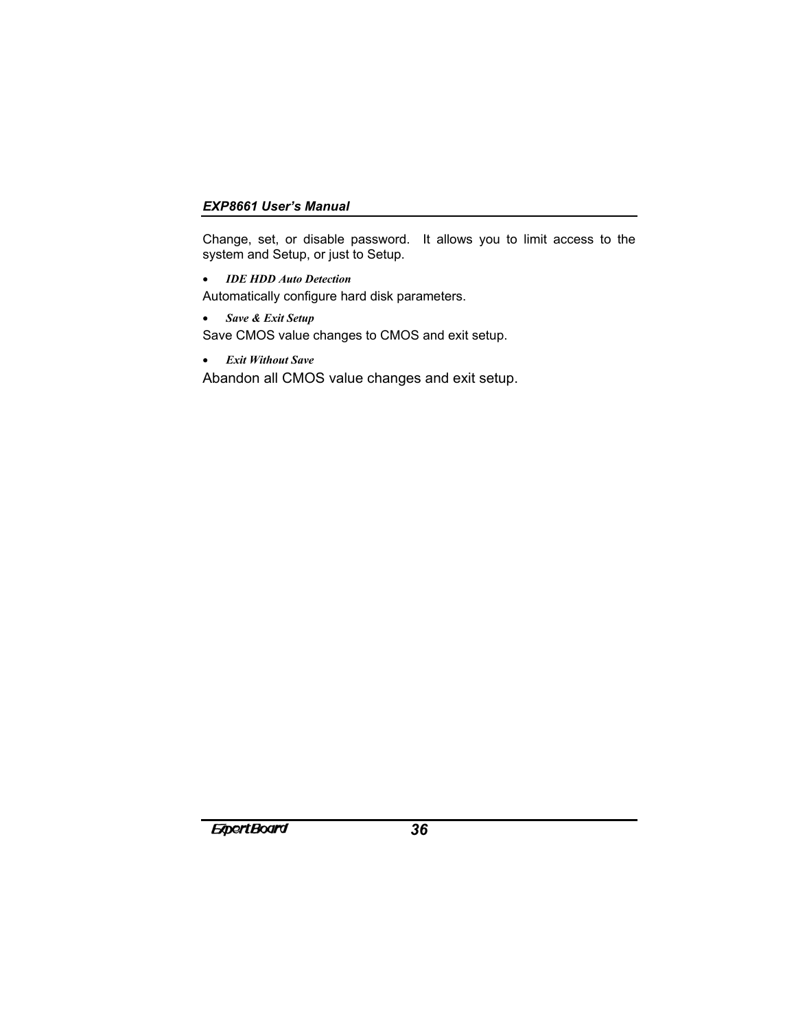Change, set, or disable password. It allows you to limit access to the system and Setup, or just to Setup.

- ***IDE HDD Auto Detection***

Automatically configure hard disk parameters.

- ***Save & Exit Setup***

Save CMOS value changes to CMOS and exit setup.

- ***Exit Without Save***

Abandon all CMOS value changes and exit setup.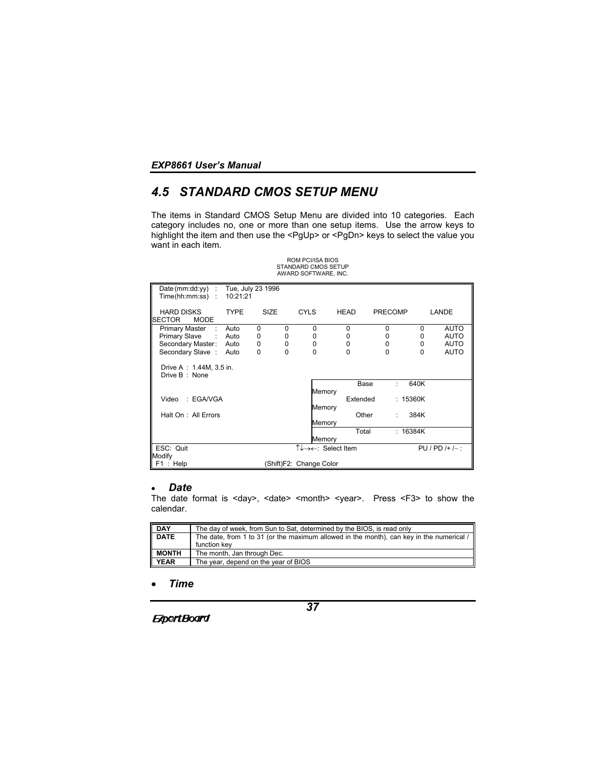## 4.5 STANDARD CMOS SETUP MENU

The items in Standard CMOS Setup Menu are divided into 10 categories. Each category includes no, one or more than one setup items. Use the arrow keys to highlight the item and then use the <PgUp> or <PgDn> keys to select the value you want in each item.

```
                         ROM PCI/ISA BIOS
                       STANDARD CMOS SETUP
                       AWARD SOFTWARE, INC.

 Date (mm:dd:yy)  :  Tue, July 23 1996
 Time(hh:mm:ss)   :  10:21:21

 HARD DISKS        TYPE   SIZE   CYLS   HEAD   PRECOMP   LANDE
SECTOR   MODE
 Primary Master  :  Auto   0      0      0      0         0        0     AUTO
 Primary Slave   :  Auto   0      0      0      0         0        0     AUTO
 Secondary Master:  Auto   0      0      0      0         0        0     AUTO
 Secondary Slave :  Auto   0      0      0      0         0        0     AUTO

 Drive A : 1.44M, 3.5 in.
 Drive B : None
                                           Base Memory     :   640K
 Video   : EGA/VGA                         Extended Memory : 15360K
 Halt On : All Errors                      Other Memory    :   384K
                                           Total Memory    : 16384K

 ESC: Quit                    ↑↓→←: Select Item         PU / PD /+ /– : Modify
 F1 : Help               (Shift)F2: Change Color
```

- ***Date***

The date format is <day>, <date> <month> <year>. Press <F3> to show the calendar.

| | |
|---|---|
| **DAY** | The day of week, from Sun to Sat, determined by the BIOS, is read only |
| **DATE** | The date, from 1 to 31 (or the maximum allowed in the month), can key in the numerical / function key |
| **MONTH** | The month, Jan through Dec. |
| **YEAR** | The year, depend on the year of BIOS |

- ***Time***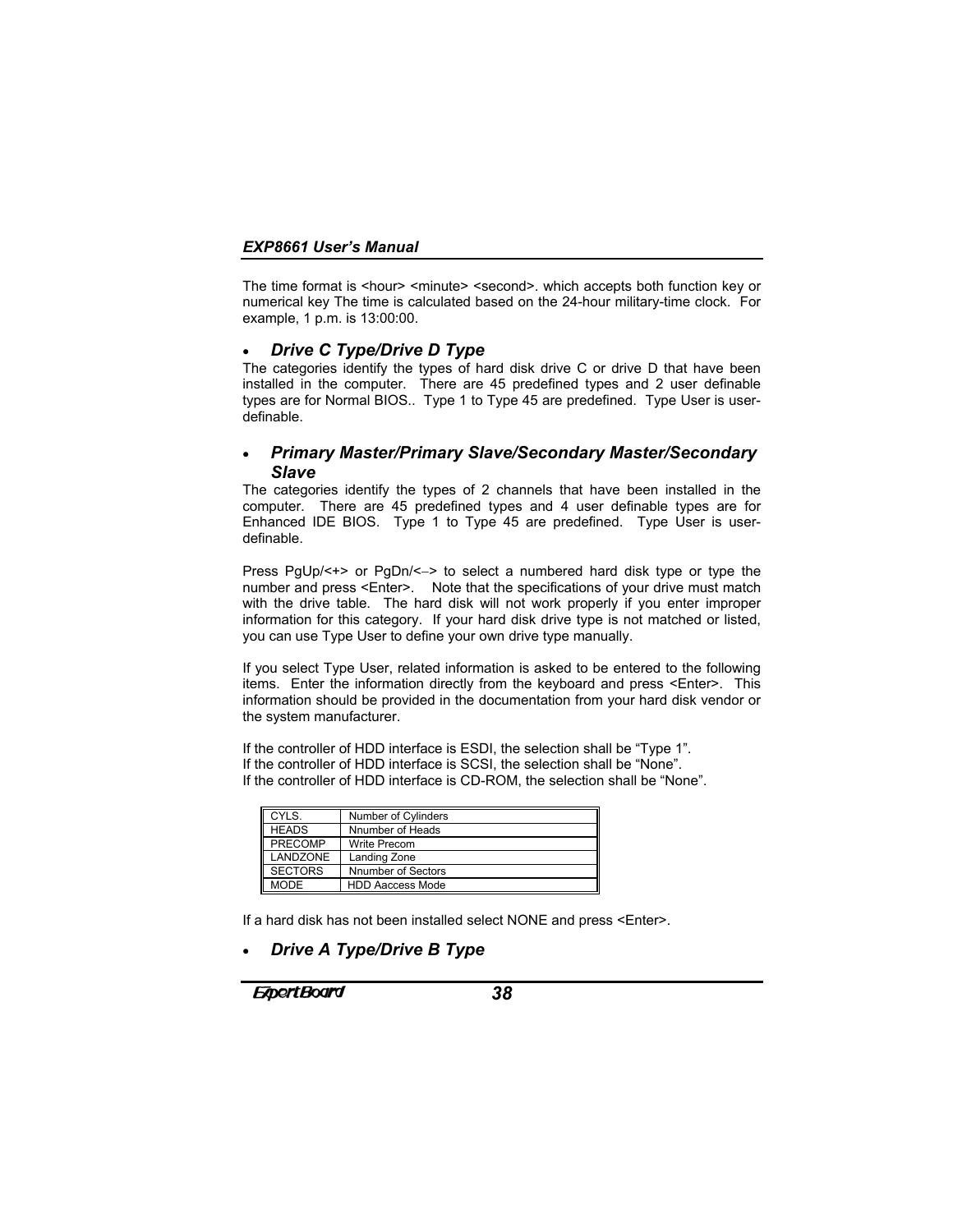The time format is <hour> <minute> <second>. which accepts both function key or numerical key The time is calculated based on the 24-hour military-time clock.  For example, 1 p.m. is 13:00:00.

- ***Drive C Type/Drive D Type***

The categories identify the types of hard disk drive C or drive D that have been installed in the computer.  There are 45 predefined types and 2 user definable types are for Normal BIOS..  Type 1 to Type 45 are predefined.  Type User is user-definable.

- ***Primary Master/Primary Slave/Secondary Master/Secondary Slave***

The categories identify the types of 2 channels that have been installed in the computer.  There are 45 predefined types and 4 user definable types are for Enhanced IDE BIOS.  Type 1 to Type 45 are predefined.  Type User is user-definable.

Press PgUp/<+> or PgDn/<–> to select a numbered hard disk type or type the number and press <Enter>.   Note that the specifications of your drive must match with the drive table.  The hard disk will not work properly if you enter improper information for this category.  If your hard disk drive type is not matched or listed, you can use Type User to define your own drive type manually.

If you select Type User, related information is asked to be entered to the following items.  Enter the information directly from the keyboard and press <Enter>.  This information should be provided in the documentation from your hard disk vendor or the system manufacturer.

If the controller of HDD interface is ESDI, the selection shall be “Type 1”.
If the controller of HDD interface is SCSI, the selection shall be “None”.
If the controller of HDD interface is CD-ROM, the selection shall be “None”.

| | |
|---|---|
| CYLS. | Number of Cylinders |
| HEADS | Nnumber of Heads |
| PRECOMP | Write Precom |
| LANDZONE | Landing Zone |
| SECTORS | Nnumber of Sectors |
| MODE | HDD Aaccess Mode |

If a hard disk has not been installed select NONE and press <Enter>.

- ***Drive A Type/Drive B Type***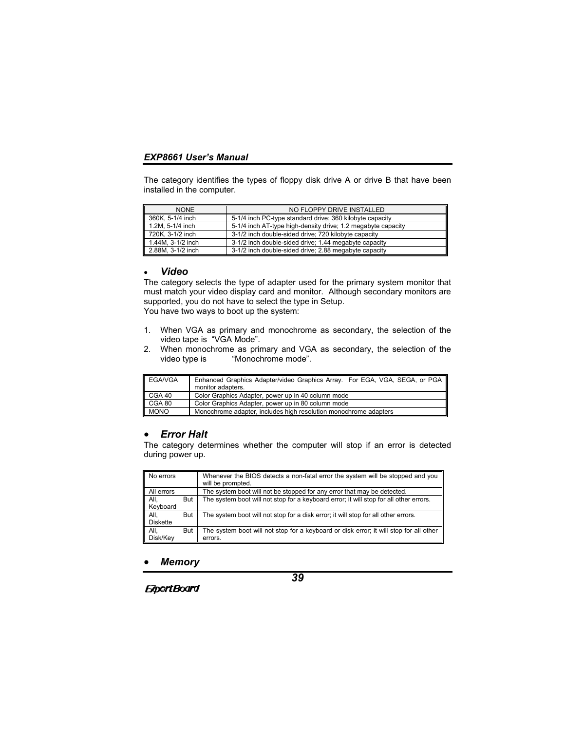The category identifies the types of floppy disk drive A or drive B that have been installed in the computer.

| NONE | NO FLOPPY DRIVE INSTALLED |
|---|---|
| 360K, 5-1/4 inch | 5-1/4 inch PC-type standard drive; 360 kilobyte capacity |
| 1.2M, 5-1/4 inch | 5-1/4 inch AT-type high-density drive; 1.2 megabyte capacity |
| 720K, 3-1/2 inch | 3-1/2 inch double-sided drive; 720 kilobyte capacity |
| 1.44M, 3-1/2 inch | 3-1/2 inch double-sided drive; 1.44 megabyte capacity |
| 2.88M, 3-1/2 inch | 3-1/2 inch double-sided drive; 2.88 megabyte capacity |

- ***Video***

The category selects the type of adapter used for the primary system monitor that must match your video display card and monitor. Although secondary monitors are supported, you do not have to select the type in Setup.
You have two ways to boot up the system:

1. When VGA as primary and monochrome as secondary, the selection of the video tape is "VGA Mode".
2. When monochrome as primary and VGA as secondary, the selection of the video type is "Monochrome mode".

| EGA/VGA | Enhanced Graphics Adapter/video Graphics Array. For EGA, VGA, SEGA, or PGA monitor adapters. |
|---|---|
| CGA 40 | Color Graphics Adapter, power up in 40 column mode |
| CGA 80 | Color Graphics Adapter, power up in 80 column mode |
| MONO | Monochrome adapter, includes high resolution monochrome adapters |

- ***Error Halt***

The category determines whether the computer will stop if an error is detected during power up.

| No errors | Whenever the BIOS detects a non-fatal error the system will be stopped and you will be prompted. |
|---|---|
| All errors | The system boot will not be stopped for any error that may be detected. |
| All, But Keyboard | The system boot will not stop for a keyboard error; it will stop for all other errors. |
| All, But Diskette | The system boot will not stop for a disk error; it will stop for all other errors. |
| All, But Disk/Key | The system boot will not stop for a keyboard or disk error; it will stop for all other errors. |

- ***Memory***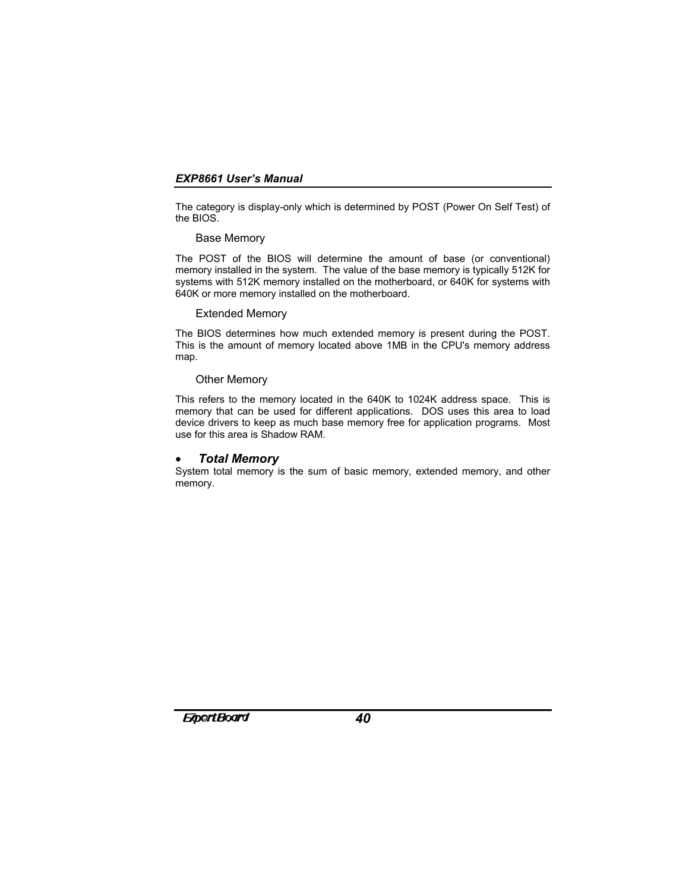The category is display-only which is determined by POST (Power On Self Test) of the BIOS.

### Base Memory

The POST of the BIOS will determine the amount of base (or conventional) memory installed in the system. The value of the base memory is typically 512K for systems with 512K memory installed on the motherboard, or 640K for systems with 640K or more memory installed on the motherboard.

### Extended Memory

The BIOS determines how much extended memory is present during the POST. This is the amount of memory located above 1MB in the CPU's memory address map.

### Other Memory

This refers to the memory located in the 640K to 1024K address space. This is memory that can be used for different applications. DOS uses this area to load device drivers to keep as much base memory free for application programs. Most use for this area is Shadow RAM.

- ***Total Memory***

System total memory is the sum of basic memory, extended memory, and other memory.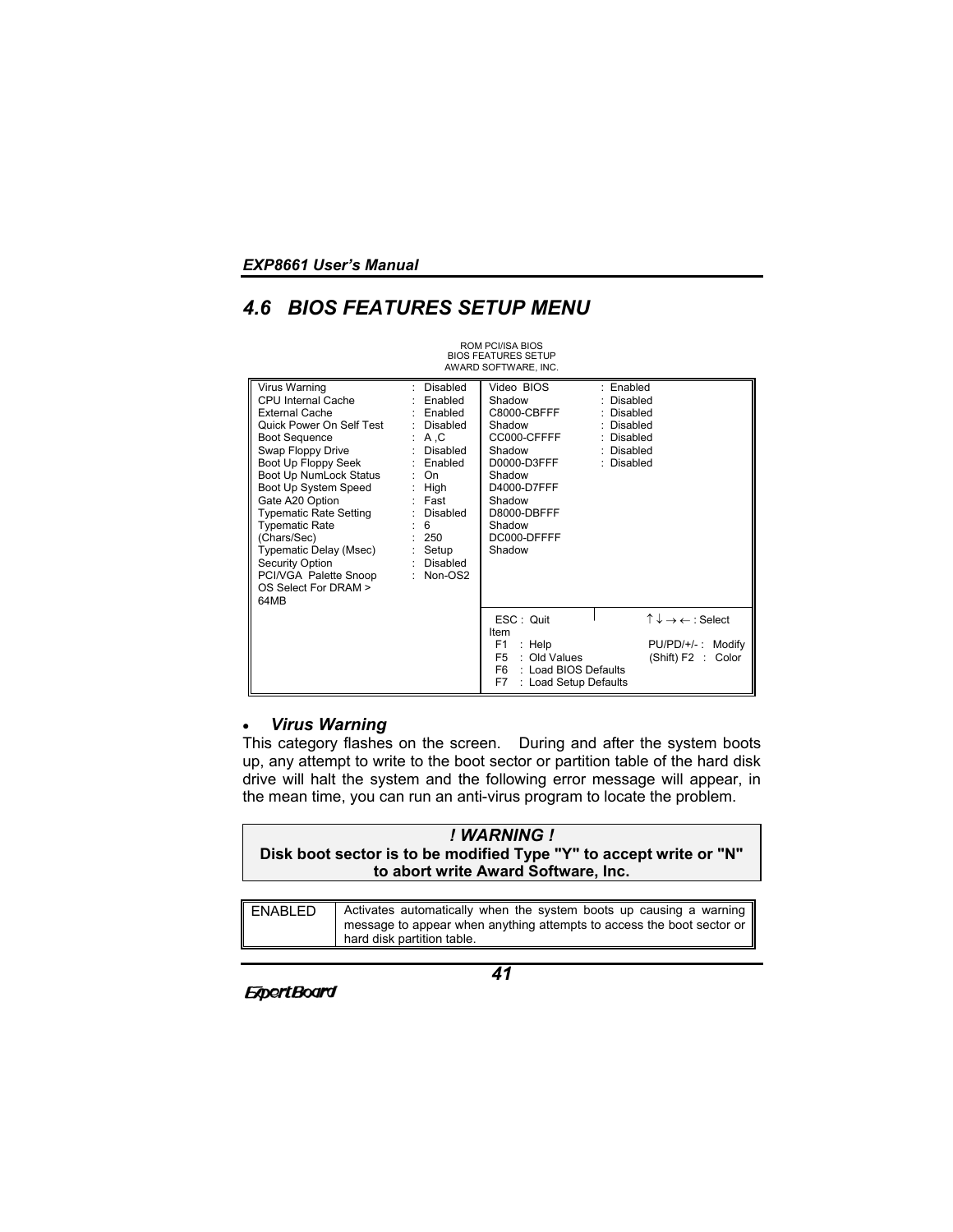## 4.6 BIOS FEATURES SETUP MENU

ROM PCI/ISA BIOS
BIOS FEATURES SETUP
AWARD SOFTWARE, INC.

```
Virus Warning              : Disabled    Video BIOS      : Enabled
CPU Internal Cache         : Enabled     Shadow          : Disabled
External Cache             : Enabled     C8000-CBFFF     : Disabled
Quick Power On Self Test   : Disabled    Shadow          : Disabled
Boot Sequence              : A ,C        CC000-CFFFF     : Disabled
Swap Floppy Drive          : Disabled    Shadow          : Disabled
Boot Up Floppy Seek        : Enabled     D0000-D3FFF     : Disabled
Boot Up NumLock Status     : On          Shadow
Boot Up System Speed       : High        D4000-D7FFF
Gate A20 Option            : Fast        Shadow
Typematic Rate Setting     : Disabled    D8000-DBFFF
Typematic Rate             : 6           Shadow
(Chars/Sec)                : 250         DC000-DFFFF
Typematic Delay (Msec)     : Setup       Shadow
Security Option            : Disabled
PCI/VGA Palette Snoop      : Non-OS2
OS Select For DRAM >
64MB
                                         ESC : Quit              ↑ ↓ → ← : Select Item
                                         F1  : Help              PU/PD/+/- : Modify
                                         F5  : Old Values        (Shift) F2 : Color
                                         F6  : Load BIOS Defaults
                                         F7  : Load Setup Defaults
```

- ***Virus Warning***

This category flashes on the screen. During and after the system boots up, any attempt to write to the boot sector or partition table of the hard disk drive will halt the system and the following error message will appear, in the mean time, you can run an anti-virus program to locate the problem.

> ***! WARNING !***
> **Disk boot sector is to be modified Type "Y" to accept write or "N" to abort write Award Software, Inc.**

| | |
|---|---|
| ENABLED | Activates automatically when the system boots up causing a warning message to appear when anything attempts to access the boot sector or hard disk partition table. |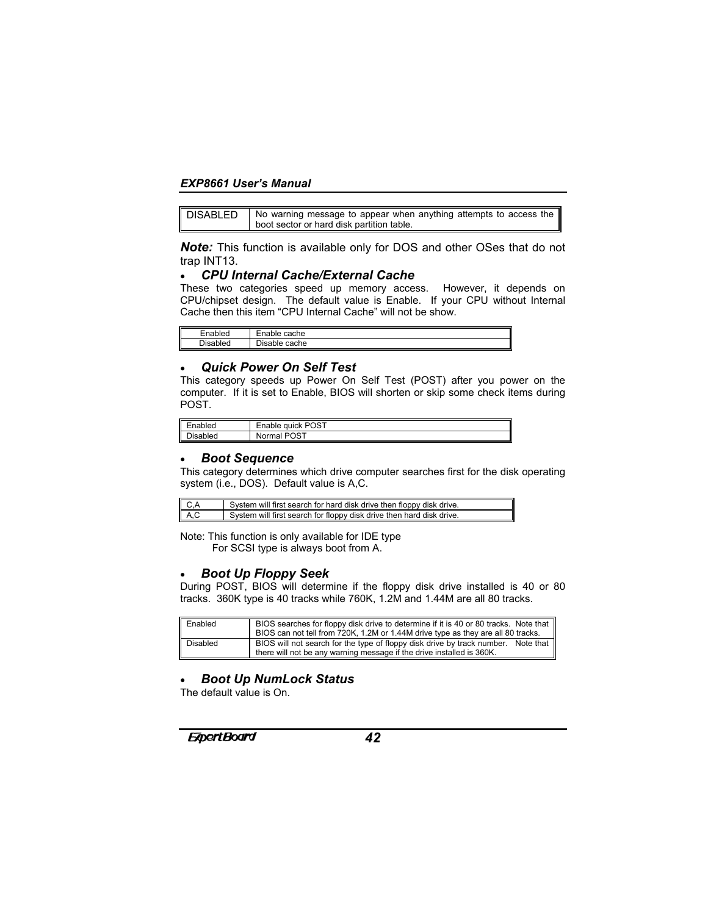| DISABLED | No warning message to appear when anything attempts to access the boot sector or hard disk partition table. |
|---|---|

***Note:*** This function is available only for DOS and other OSes that do not trap INT13.

- ### *CPU Internal Cache/External Cache*

These two categories speed up memory access. However, it depends on CPU/chipset design. The default value is Enable. If your CPU without Internal Cache then this item “CPU Internal Cache” will not be show.

| Enabled | Enable cache |
|---|---|
| Disabled | Disable cache |

- ### *Quick Power On Self Test*

This category speeds up Power On Self Test (POST) after you power on the computer. If it is set to Enable, BIOS will shorten or skip some check items during POST.

| Enabled | Enable quick POST |
|---|---|
| Disabled | Normal POST |

- ### *Boot Sequence*

This category determines which drive computer searches first for the disk operating system (i.e., DOS). Default value is A,C.

| C,A | System will first search for hard disk drive then floppy disk drive. |
|---|---|
| A,C | System will first search for floppy disk drive then hard disk drive. |

Note: This function is only available for IDE type
For SCSI type is always boot from A.

- ### *Boot Up Floppy Seek*

During POST, BIOS will determine if the floppy disk drive installed is 40 or 80 tracks. 360K type is 40 tracks while 760K, 1.2M and 1.44M are all 80 tracks.

| Enabled | BIOS searches for floppy disk drive to determine if it is 40 or 80 tracks. Note that BIOS can not tell from 720K, 1.2M or 1.44M drive type as they are all 80 tracks. |
|---|---|
| Disabled | BIOS will not search for the type of floppy disk drive by track number. Note that there will not be any warning message if the drive installed is 360K. |

- ### *Boot Up NumLock Status*

The default value is On.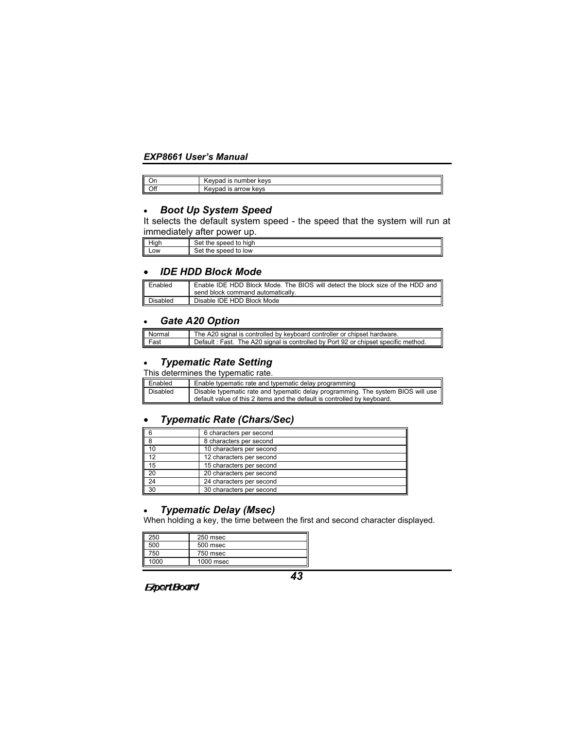| On | Keypad is number keys |
| --- | --- |
| Off | Keypad is arrow keys |

- ***Boot Up System Speed***

It selects the default system speed - the speed that the system will run at immediately after power up.

| High | Set the speed to high |
| --- | --- |
| Low | Set the speed to low |

- ***IDE HDD Block Mode***

| Enabled | Enable IDE HDD Block Mode. The BIOS will detect the block size of the HDD and send block command automatically. |
| --- | --- |
| Disabled | Disable IDE HDD Block Mode |

- ***Gate A20 Option***

| Normal | The A20 signal is controlled by keyboard controller or chipset hardware. |
| --- | --- |
| Fast | Default : Fast. The A20 signal is controlled by Port 92 or chipset specific method. |

- ***Typematic Rate Setting***

This determines the typematic rate.

| Enabled | Enable typematic rate and typematic delay programming |
| --- | --- |
| Disabled | Disable typematic rate and typematic delay programming. The system BIOS will use default value of this 2 items and the default is controlled by keyboard. |

- ***Typematic Rate (Chars/Sec)***

| 6 | 6 characters per second |
| --- | --- |
| 8 | 8 characters per second |
| 10 | 10 characters per second |
| 12 | 12 characters per second |
| 15 | 15 characters per second |
| 20 | 20 characters per second |
| 24 | 24 characters per second |
| 30 | 30 characters per second |

- ***Typematic Delay (Msec)***

When holding a key, the time between the first and second character displayed.

| 250 | 250 msec |
| --- | --- |
| 500 | 500 msec |
| 750 | 750 msec |
| 1000 | 1000 msec |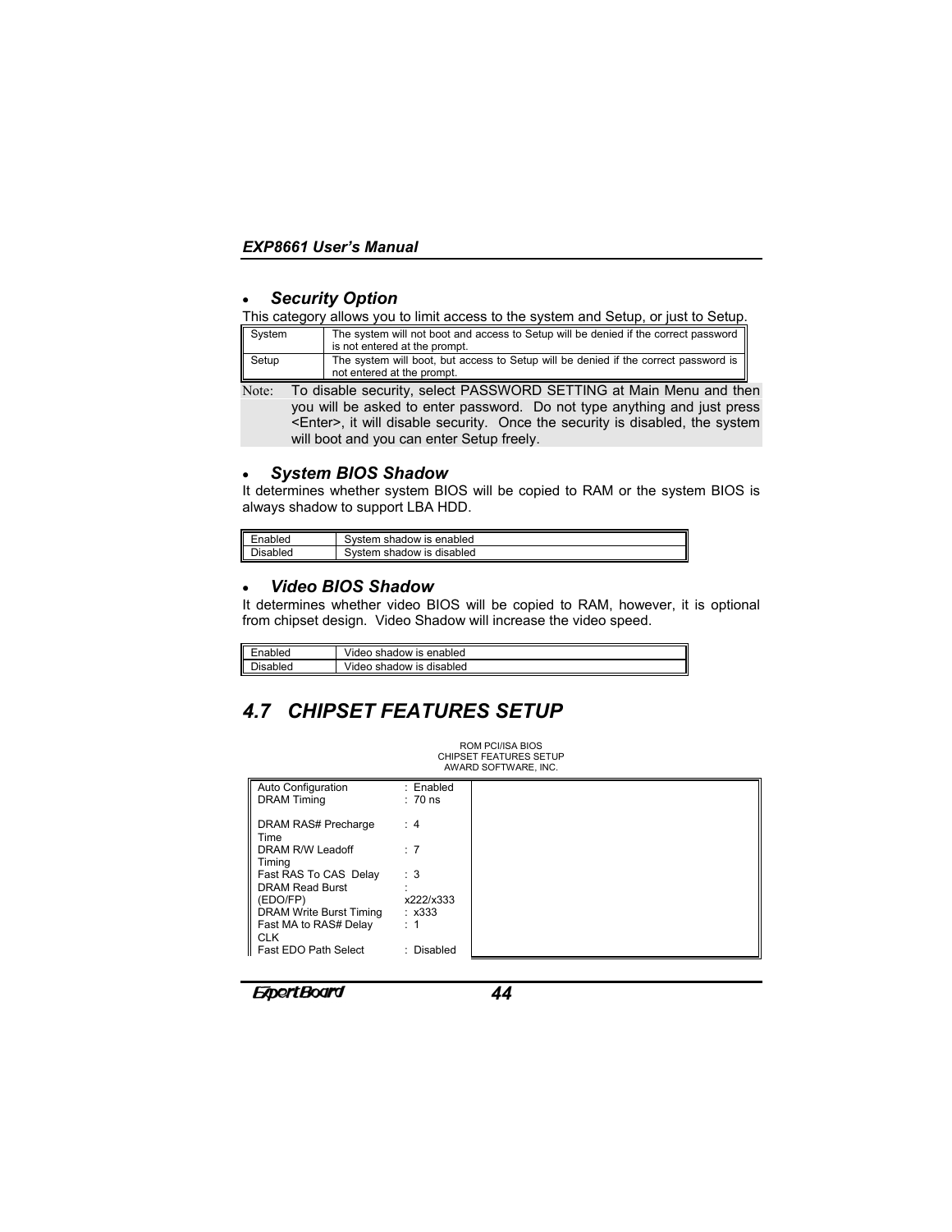- ***Security Option***

This category allows you to limit access to the system and Setup, or just to Setup.

| System | The system will not boot and access to Setup will be denied if the correct password is not entered at the prompt. |
|---|---|
| Setup | The system will boot, but access to Setup will be denied if the correct password is not entered at the prompt. |

Note: To disable security, select PASSWORD SETTING at Main Menu and then you will be asked to enter password. Do not type anything and just press <Enter>, it will disable security. Once the security is disabled, the system will boot and you can enter Setup freely.

- ***System BIOS Shadow***

It determines whether system BIOS will be copied to RAM or the system BIOS is always shadow to support LBA HDD.

| Enabled | System shadow is enabled |
|---|---|
| Disabled | System shadow is disabled |

- ***Video BIOS Shadow***

It determines whether video BIOS will be copied to RAM, however, it is optional from chipset design. Video Shadow will increase the video speed.

| Enabled | Video shadow is enabled |
|---|---|
| Disabled | Video shadow is disabled |

## 4.7 CHIPSET FEATURES SETUP

ROM PCI/ISA BIOS
CHIPSET FEATURES SETUP
AWARD SOFTWARE, INC.

| Setting | Value |
|---|---|
| Auto Configuration | : Enabled |
| DRAM Timing | : 70 ns |
| DRAM RAS# Precharge Time | : 4 |
| DRAM R/W Leadoff Timing | : 7 |
| Fast RAS To CAS Delay | : 3 |
| DRAM Read Burst (EDO/FP) | : x222/x333 |
| DRAM Write Burst Timing | : x333 |
| Fast MA to RAS# Delay CLK | : 1 |
| Fast EDO Path Select | : Disabled |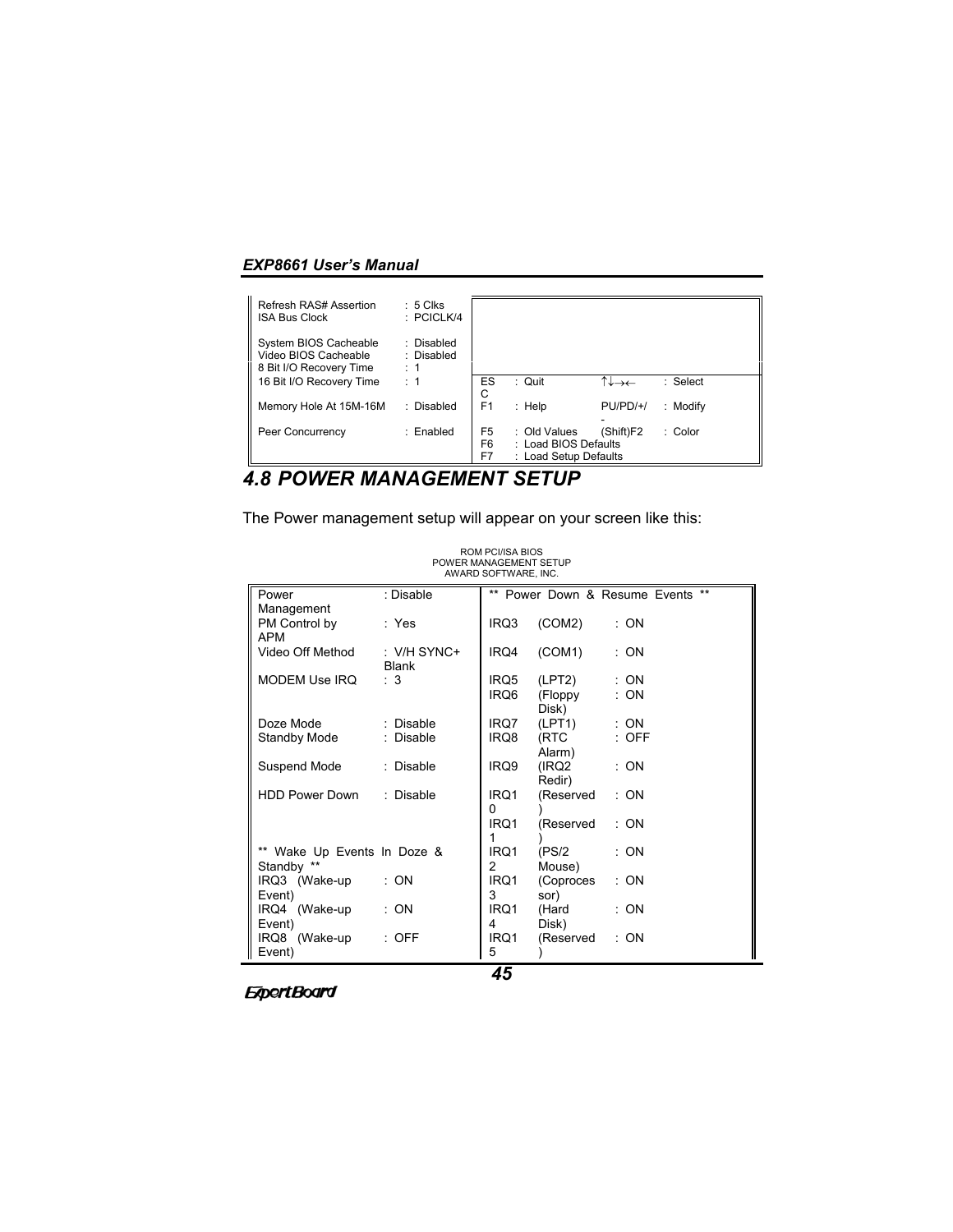| | | | | | |
|---|---|---|---|---|---|
| Refresh RAS# Assertion | : 5 Clks | | | | |
| ISA Bus Clock | : PCICLK/4 | | | | |
| System BIOS Cacheable | : Disabled | | | | |
| Video BIOS Cacheable | : Disabled | | | | |
| 8 Bit I/O Recovery Time | : 1 | | | | |
| 16 Bit I/O Recovery Time | : 1 | ESC | : Quit | ↑↓→← | : Select |
| Memory Hole At 15M-16M | : Disabled | F1 | : Help | PU/PD/+/- | : Modify |
| Peer Concurrency | : Enabled | F5 | : Old Values | (Shift)F2 | : Color |
| | | F6 | : Load BIOS Defaults | | |
| | | F7 | : Load Setup Defaults | | |

## 4.8 POWER MANAGEMENT SETUP

The Power management setup will appear on your screen like this:

ROM PCI/ISA BIOS
POWER MANAGEMENT SETUP
AWARD SOFTWARE, INC.

| | | | | |
|---|---|---|---|---|
| Power Management | : Disable | ** Power Down & Resume Events ** | | |
| PM Control by APM | : Yes | IRQ3 | (COM2) | : ON |
| Video Off Method | : V/H SYNC+ Blank | IRQ4 | (COM1) | : ON |
| MODEM Use IRQ | : 3 | IRQ5 | (LPT2) | : ON |
| | | IRQ6 | (Floppy Disk) | : ON |
| Doze Mode | : Disable | IRQ7 | (LPT1) | : ON |
| Standby Mode | : Disable | IRQ8 | (RTC Alarm) | : OFF |
| Suspend Mode | : Disable | IRQ9 | (IRQ2 Redir) | : ON |
| HDD Power Down | : Disable | IRQ10 | (Reserved) | : ON |
| | | IRQ11 | (Reserved) | : ON |
| ** Wake Up Events In Doze & Standby ** | | IRQ12 | (PS/2 Mouse) | : ON |
| IRQ3 (Wake-up Event) | : ON | IRQ13 | (Coprocessor) | : ON |
| IRQ4 (Wake-up Event) | : ON | IRQ14 | (Hard Disk) | : ON |
| IRQ8 (Wake-up Event) | : OFF | IRQ15 | (Reserved) | : ON |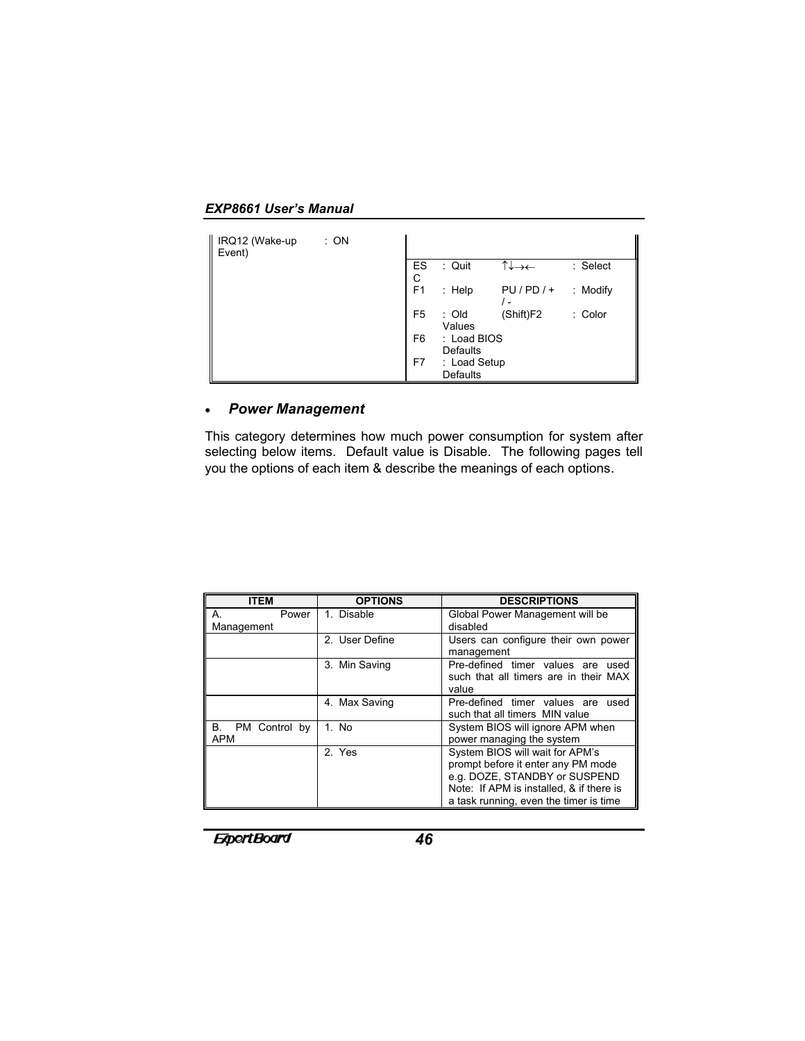| IRQ12 (Wake-up Event) | : ON | | | | |
|---|---|---|---|---|---|
| | | ESC | : Quit | ↑↓→← | : Select |
| | | F1 | : Help | PU / PD / + / - | : Modify |
| | | F5 | : Old Values | (Shift)F2 | : Color |
| | | F6 | : Load BIOS Defaults | | |
| | | F7 | : Load Setup Defaults | | |

- ***Power Management***

This category determines how much power consumption for system after selecting below items. Default value is Disable. The following pages tell you the options of each item & describe the meanings of each options.

| ITEM | OPTIONS | DESCRIPTIONS |
|---|---|---|
| A. Power Management | 1. Disable | Global Power Management will be disabled |
| | 2. User Define | Users can configure their own power management |
| | 3. Min Saving | Pre-defined timer values are used such that all timers are in their MAX value |
| | 4. Max Saving | Pre-defined timer values are used such that all timers MIN value |
| B. PM Control by APM | 1. No | System BIOS will ignore APM when power managing the system |
| | 2. Yes | System BIOS will wait for APM's prompt before it enter any PM mode e.g. DOZE, STANDBY or SUSPEND Note: If APM is installed, & if there is a task running, even the timer is time |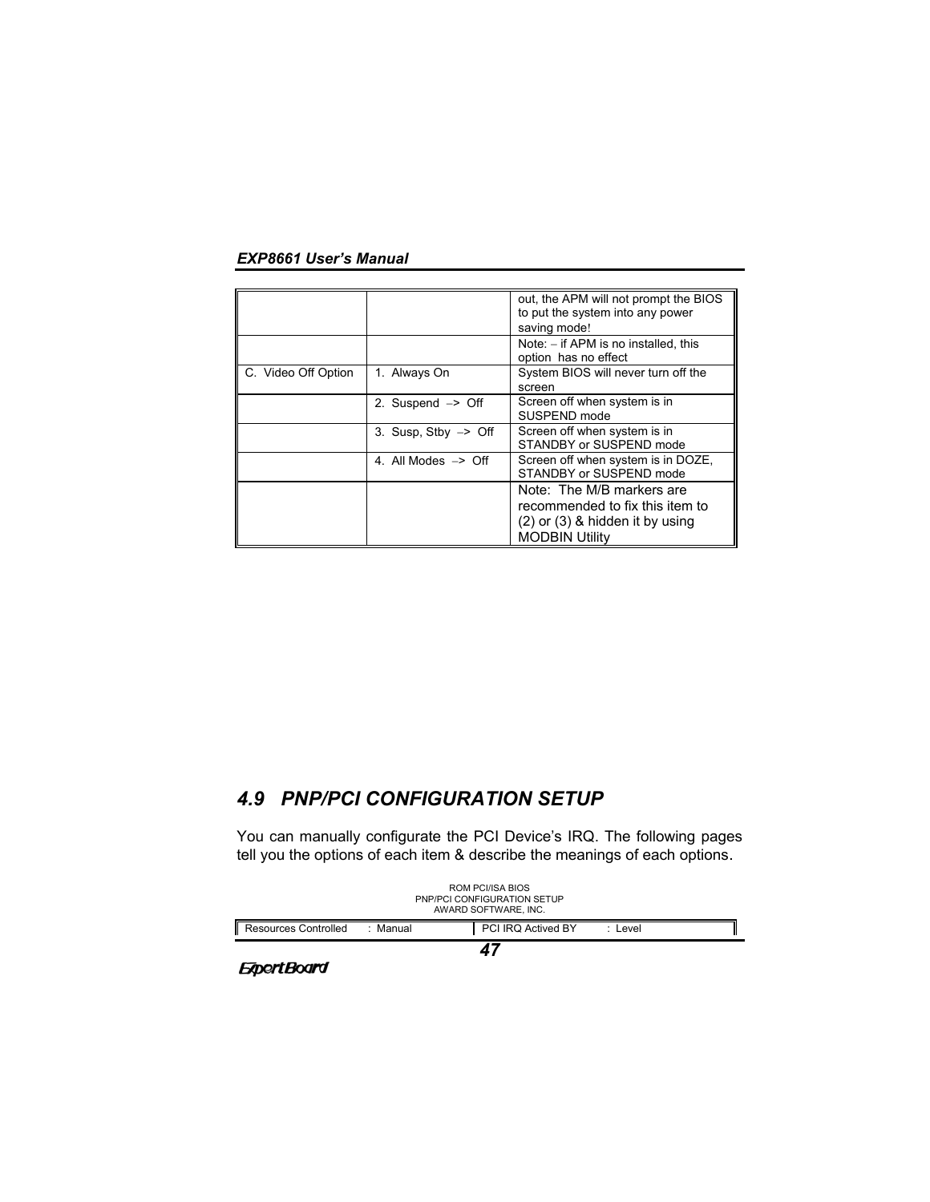| | | |
|---|---|---|
| | | out, the APM will not prompt the BIOS to put the system into any power saving mode! |
| | | Note: – if APM is no installed, this option has no effect |
| C. Video Off Option | 1. Always On | System BIOS will never turn off the screen |
| | 2. Suspend –> Off | Screen off when system is in SUSPEND mode |
| | 3. Susp, Stby –> Off | Screen off when system is in STANDBY or SUSPEND mode |
| | 4. All Modes –> Off | Screen off when system is in DOZE, STANDBY or SUSPEND mode |
| | | Note: The M/B markers are recommended to fix this item to (2) or (3) & hidden it by using MODBIN Utility |

## 4.9 PNP/PCI CONFIGURATION SETUP

You can manually configurate the PCI Device's IRQ. The following pages tell you the options of each item & describe the meanings of each options.

ROM PCI/ISA BIOS
PNP/PCI CONFIGURATION SETUP
AWARD SOFTWARE, INC.

| | |
|---|---|
| Resources Controlled : Manual | PCI IRQ Actived BY : Level |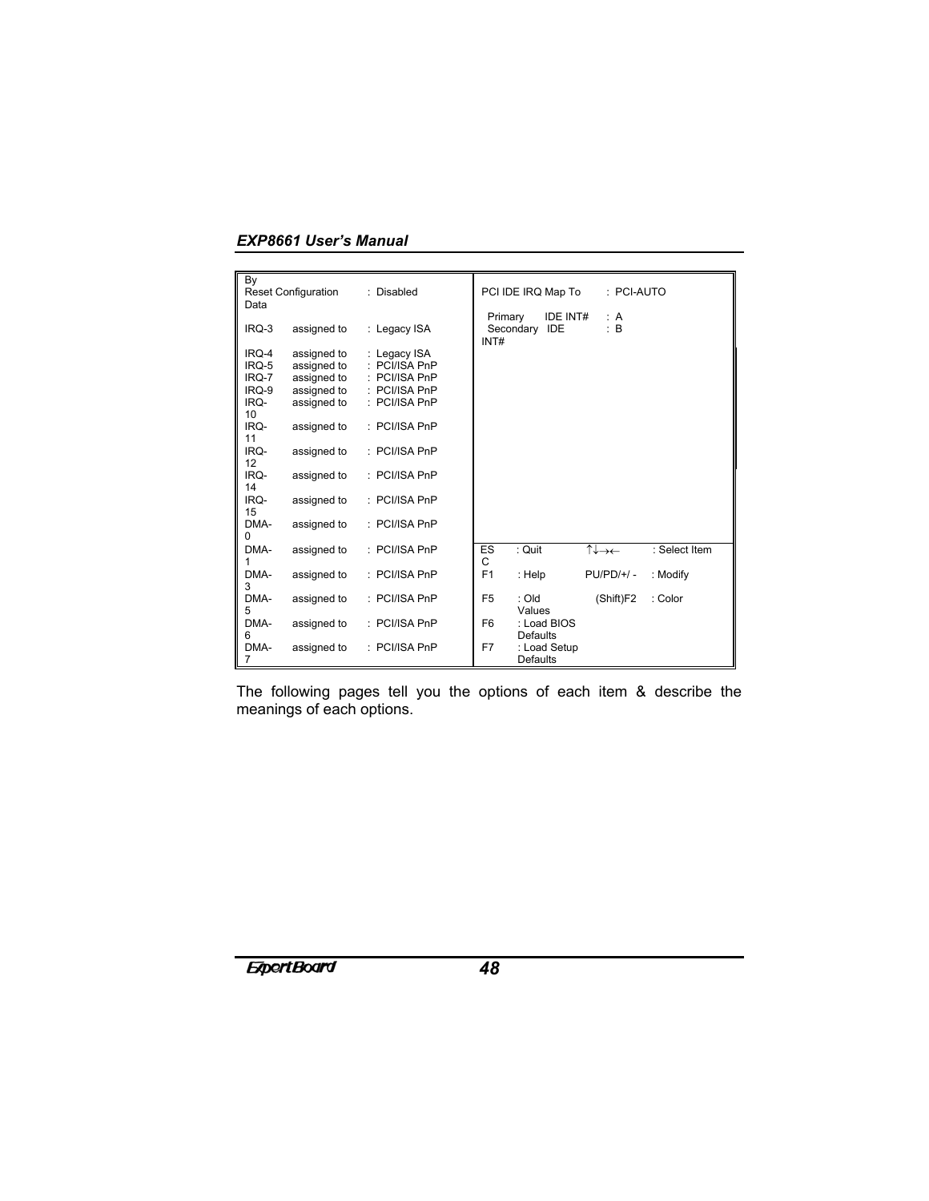| Reset Configuration Data | : Disabled | PCI IDE IRQ Map To | : PCI-AUTO |
|---|---|---|---|
| | | Primary IDE INT# | : A |
| IRQ-3 assigned to | : Legacy ISA | Secondary IDE INT# | : B |
| IRQ-4 assigned to | : Legacy ISA | | |
| IRQ-5 assigned to | : PCI/ISA PnP | | |
| IRQ-7 assigned to | : PCI/ISA PnP | | |
| IRQ-9 assigned to | : PCI/ISA PnP | | |
| IRQ-10 assigned to | : PCI/ISA PnP | | |
| IRQ-11 assigned to | : PCI/ISA PnP | | |
| IRQ-12 assigned to | : PCI/ISA PnP | | |
| IRQ-14 assigned to | : PCI/ISA PnP | | |
| IRQ-15 assigned to | : PCI/ISA PnP | | |
| DMA-0 assigned to | : PCI/ISA PnP | | |
| DMA-1 assigned to | : PCI/ISA PnP | ESC : Quit | ↑↓→← : Select Item |
| DMA-3 assigned to | : PCI/ISA PnP | F1 : Help | PU/PD/+/- : Modify |
| DMA-5 assigned to | : PCI/ISA PnP | F5 : Old Values | (Shift)F2 : Color |
| DMA-6 assigned to | : PCI/ISA PnP | F6 : Load BIOS Defaults | |
| DMA-7 assigned to | : PCI/ISA PnP | F7 : Load Setup Defaults | |

The following pages tell you the options of each item & describe the meanings of each options.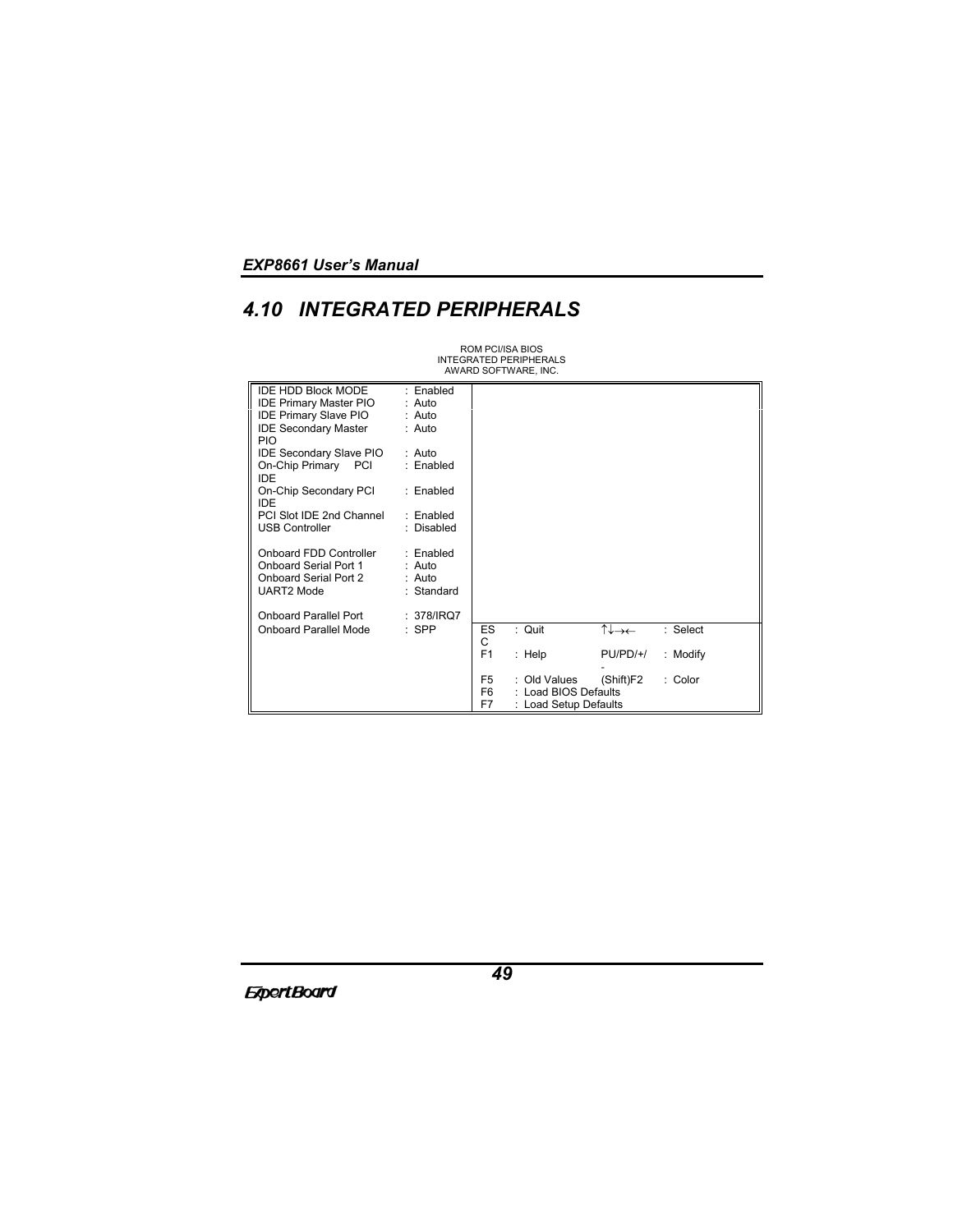## 4.10 INTEGRATED PERIPHERALS

ROM PCI/ISA BIOS
INTEGRATED PERIPHERALS
AWARD SOFTWARE, INC.

```
IDE HDD Block MODE        : Enabled
IDE Primary Master PIO    : Auto
IDE Primary Slave PIO     : Auto
IDE Secondary Master PIO  : Auto
IDE Secondary Slave PIO   : Auto
On-Chip Primary PCI IDE   : Enabled
On-Chip Secondary PCI IDE : Enabled
PCI Slot IDE 2nd Channel  : Enabled
USB Controller            : Disabled

Onboard FDD Controller    : Enabled
Onboard Serial Port 1     : Auto
Onboard Serial Port 2     : Auto
UART2 Mode                : Standard

Onboard Parallel Port     : 378/IRQ7
Onboard Parallel Mode     : SPP

ESC : Quit                 ↑↓→←       : Select
F1  : Help                 PU/PD/+/-  : Modify
F5  : Old Values           (Shift)F2  : Color
F6  : Load BIOS Defaults
F7  : Load Setup Defaults
```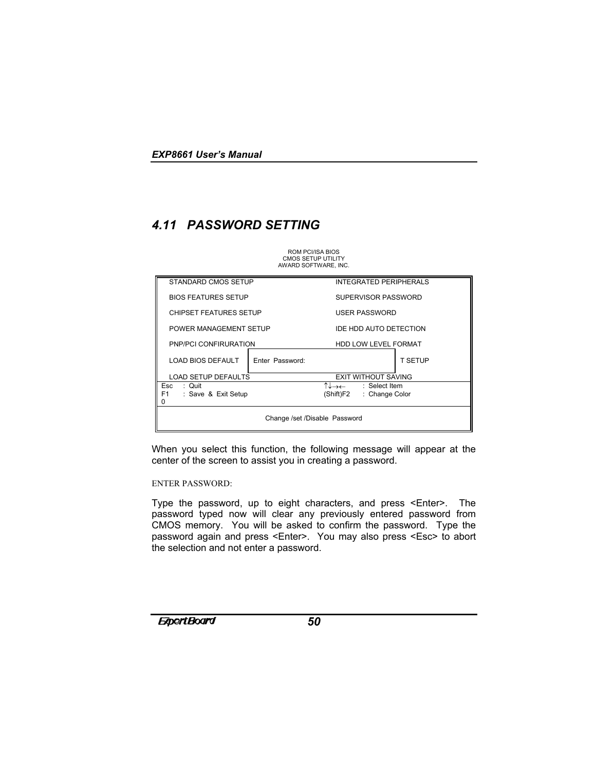## 4.11 PASSWORD SETTING

```
                              ROM PCI/ISA BIOS
                             CMOS SETUP UTILITY
                            AWARD SOFTWARE, INC.

 STANDARD CMOS SETUP                     INTEGRATED PERIPHERALS

 BIOS FEATURES SETUP                     SUPERVISOR PASSWORD

 CHIPSET FEATURES SETUP                  USER PASSWORD

 POWER MANAGEMENT SETUP                  IDE HDD AUTO DETECTION

 PNP/PCI CONFIRURATION                   HDD LOW LEVEL FORMAT

 LOAD BIOS DEFAULT    | Enter  Password:                | T SETUP

 LOAD SETUP DEFAULTS                     EXIT WITHOUT SAVING
Esc   : Quit                            ↑↓→←      : Select Item
F1    : Save  &  Exit Setup             (Shift)F2  : Change Color
0

                     Change /set /Disable  Password
```

When you select this function, the following message will appear at the center of the screen to assist you in creating a password.

ENTER PASSWORD:

Type the password, up to eight characters, and press <Enter>. The password typed now will clear any previously entered password from CMOS memory. You will be asked to confirm the password. Type the password again and press <Enter>. You may also press <Esc> to abort the selection and not enter a password.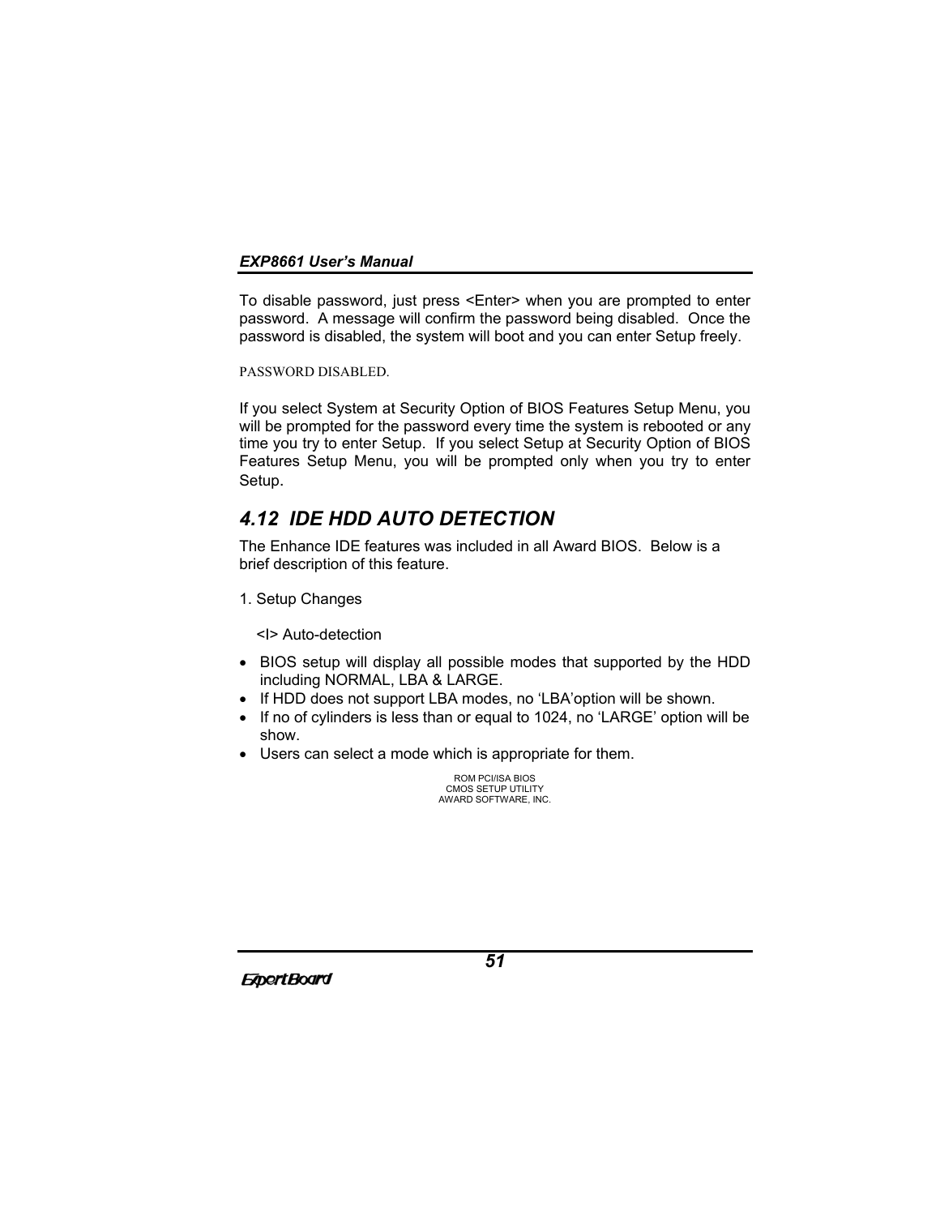To disable password, just press <Enter> when you are prompted to enter password. A message will confirm the password being disabled. Once the password is disabled, the system will boot and you can enter Setup freely.

```
PASSWORD DISABLED.
```

If you select System at Security Option of BIOS Features Setup Menu, you will be prompted for the password every time the system is rebooted or any time you try to enter Setup. If you select Setup at Security Option of BIOS Features Setup Menu, you will be prompted only when you try to enter Setup.

## *4.12 IDE HDD AUTO DETECTION*

The Enhance IDE features was included in all Award BIOS. Below is a brief description of this feature.

1. Setup Changes

<I> Auto-detection

- BIOS setup will display all possible modes that supported by the HDD including NORMAL, LBA & LARGE.
- If HDD does not support LBA modes, no 'LBA'option will be shown.
- If no of cylinders is less than or equal to 1024, no 'LARGE' option will be show.
- Users can select a mode which is appropriate for them.

ROM PCI/ISA BIOS
CMOS SETUP UTILITY
AWARD SOFTWARE, INC.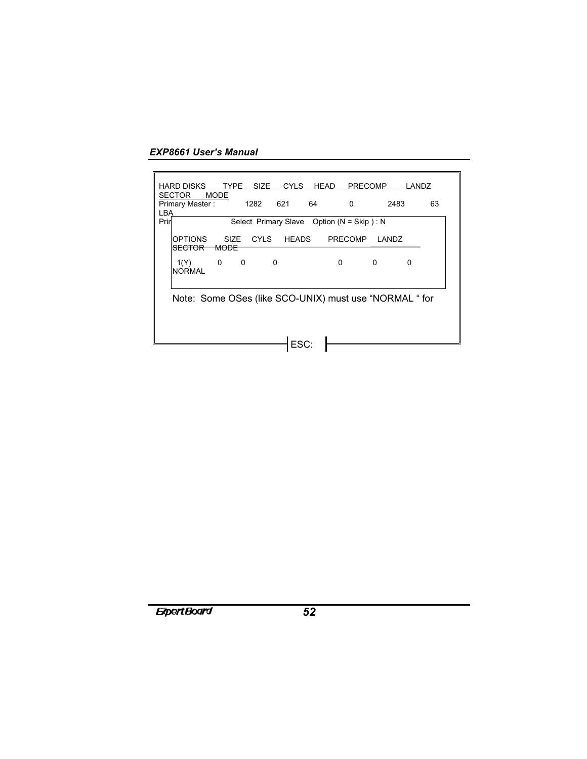```
HARD DISKS      TYPE   SIZE    CYLS   HEAD    PRECOMP      LANDZ
SECTOR     MODE
Primary Master :         1282    621     64          0           2483         63
LBA
Prir                  Select  Primary Slave    Option (N = Skip ) : N

     OPTIONS      SIZE    CYLS     HEADS      PRECOMP    LANDZ
     SECTOR    MODE

      1(Y)         0       0          0                    0           0            0
     NORMAL

     Note:  Some OSes (like SCO-UNIX) must use "NORMAL " for

                                   ESC:
```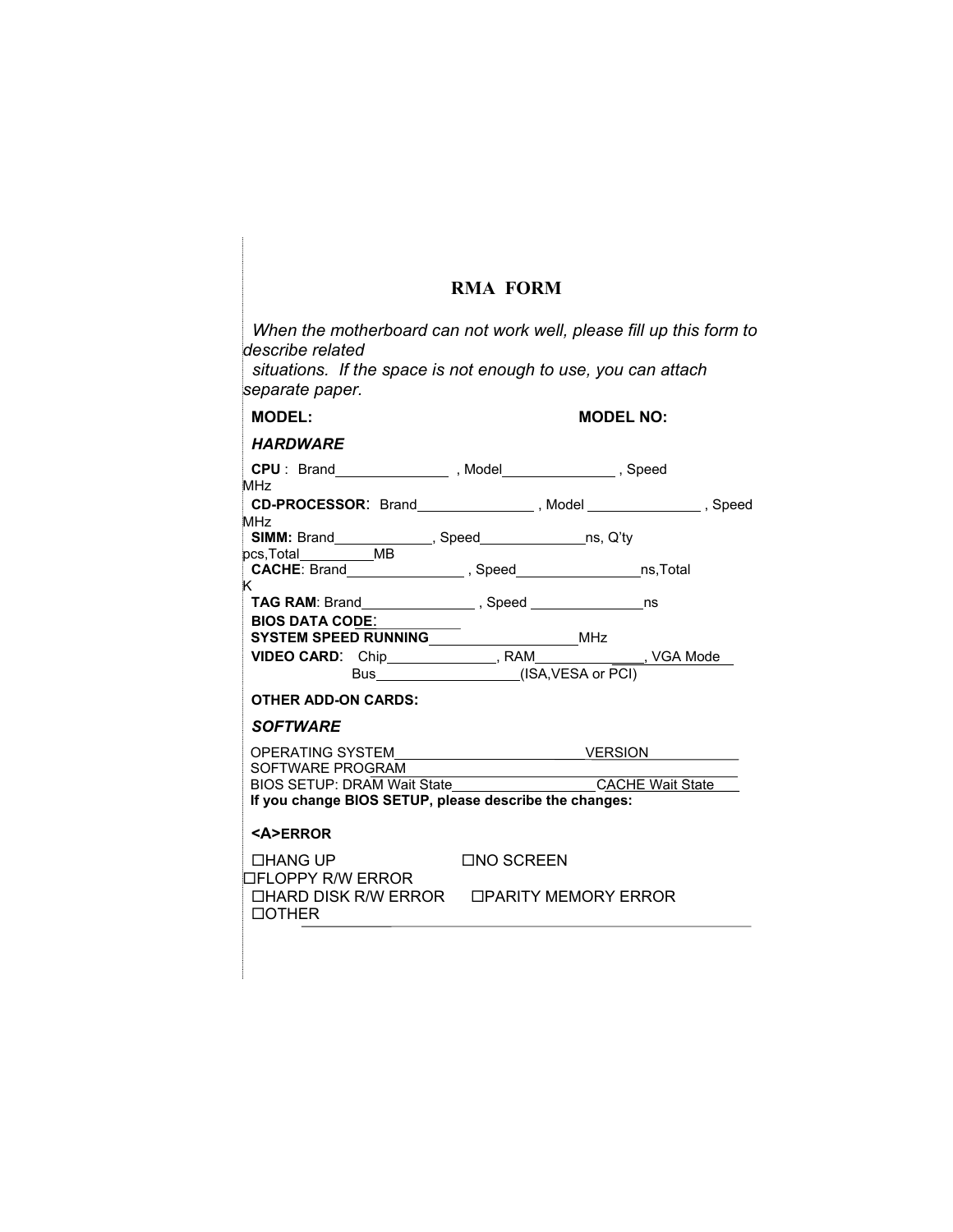# RMA FORM

*When the motherboard can not work well, please fill up this form to describe related situations. If the space is not enough to use, you can attach separate paper.*

**MODEL:** **MODEL NO:**

***HARDWARE***

**CPU** : Brand______________ , Model______________ , Speed MHz

**CD-PROCESSOR**: Brand_______________ , Model _______________ , Speed MHz

**SIMM:** Brand____________, Speed_____________ns, Q'ty pcs,Total_________MB

**CACHE**: Brand_______________ , Speed________________ns,Total K

**TAG RAM**: Brand_______________ , Speed _______________ns

**BIOS DATA CODE**:____________

**SYSTEM SPEED RUNNING**__________________MHz

**VIDEO CARD**: Chip______________, RAM_______________, VGA Mode____

Bus__________________(ISA,VESA or PCI)

**OTHER ADD-ON CARDS:**

***SOFTWARE***

OPERATING SYSTEM________________________VERSION____________

SOFTWARE PROGRAM_______________________________________

BIOS SETUP: DRAM Wait State__________________CACHE Wait State____

**If you change BIOS SETUP, please describe the changes:**

**<A>ERROR**

☐HANG UP ☐NO SCREEN

☐FLOPPY R/W ERROR

☐HARD DISK R/W ERROR ☐PARITY MEMORY ERROR

☐OTHER ____________________________________________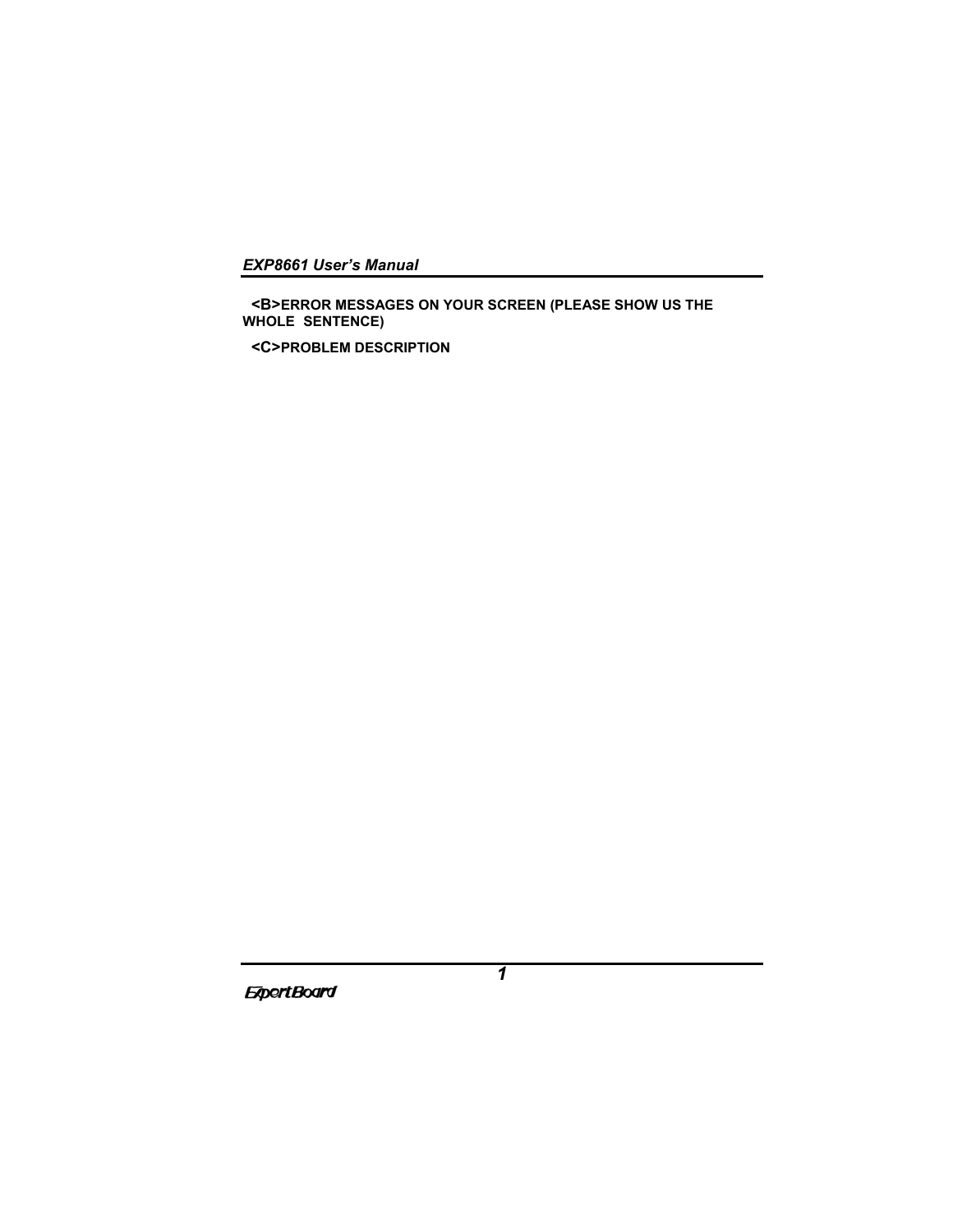**<B>ERROR MESSAGES ON YOUR SCREEN (PLEASE SHOW US THE WHOLE SENTENCE)**

**<C>PROBLEM DESCRIPTION**